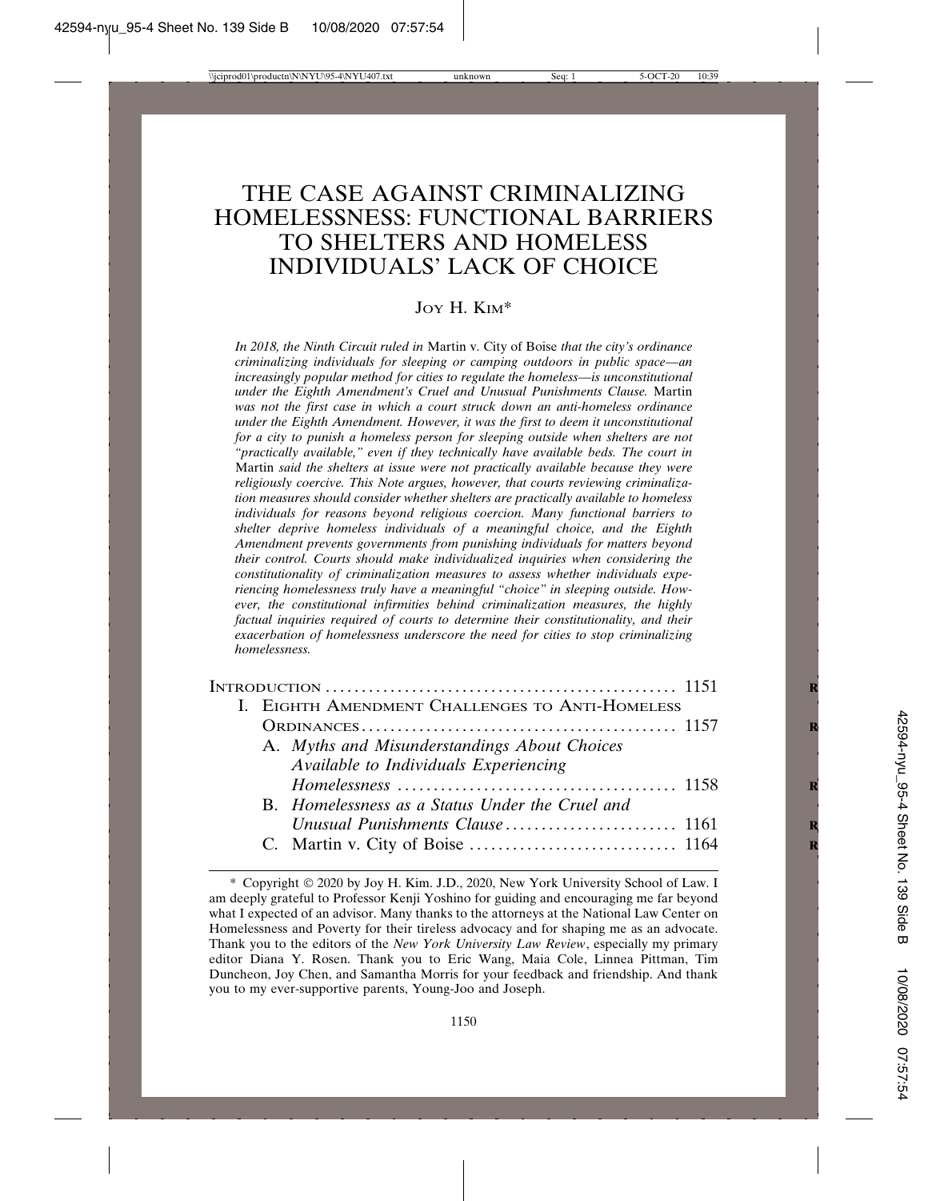# THE CASE AGAINST CRIMINALIZING HOMELESSNESS: FUNCTIONAL BARRIERS TO SHELTERS AND HOMELESS INDIVIDUALS' LACK OF CHOICE

JOY H. KIM*

*In 2018, the Ninth Circuit ruled in* Martin v. City of Boise *that the city's ordinance criminalizing individuals for sleeping or camping outdoors in public space—an increasingly popular method for cities to regulate the homeless—is unconstitutional under the Eighth Amendment's Cruel and Unusual Punishments Clause.* Martin *was not the first case in which a court struck down an anti-homeless ordinance under the Eighth Amendment. However, it was the first to deem it unconstitutional for a city to punish a homeless person for sleeping outside when shelters are not "practically available," even if they technically have available beds. The court in* Martin *said the shelters at issue were not practically available because they were religiously coercive. This Note argues, however, that courts reviewing criminalization measures should consider whether shelters are practically available to homeless individuals for reasons beyond religious coercion. Many functional barriers to shelter deprive homeless individuals of a meaningful choice, and the Eighth Amendment prevents governments from punishing individuals for matters beyond their control. Courts should make individualized inquiries when considering the constitutionality of criminalization measures to assess whether individuals experiencing homelessness truly have a meaningful "choice" in sleeping outside. However, the constitutional infirmities behind criminalization measures, the highly factual inquiries required of courts to determine their constitutionality, and their exacerbation of homelessness underscore the need for cities to stop criminalizing homelessness.*

INTRODUCTION .................................................. 1151
I. EIGHTH AMENDMENT CHALLENGES TO ANTI-HOMELESS ORDINANCES .................................................. 1157
  A. *Myths and Misunderstandings About Choices Available to Individuals Experiencing Homelessness* .................................................. 1158
  B. *Homelessness as a Status Under the Cruel and Unusual Punishments Clause* .................................................. 1161
  C. Martin v. City of Boise .................................................. 1164

\* Copyright © 2020 by Joy H. Kim. J.D., 2020, New York University School of Law. I am deeply grateful to Professor Kenji Yoshino for guiding and encouraging me far beyond what I expected of an advisor. Many thanks to the attorneys at the National Law Center on Homelessness and Poverty for their tireless advocacy and for shaping me as an advocate. Thank you to the editors of the *New York University Law Review*, especially my primary editor Diana Y. Rosen. Thank you to Eric Wang, Maia Cole, Linnea Pittman, Tim Duncheon, Joy Chen, and Samantha Morris for your feedback and friendship. And thank you to my ever-supportive parents, Young-Joo and Joseph.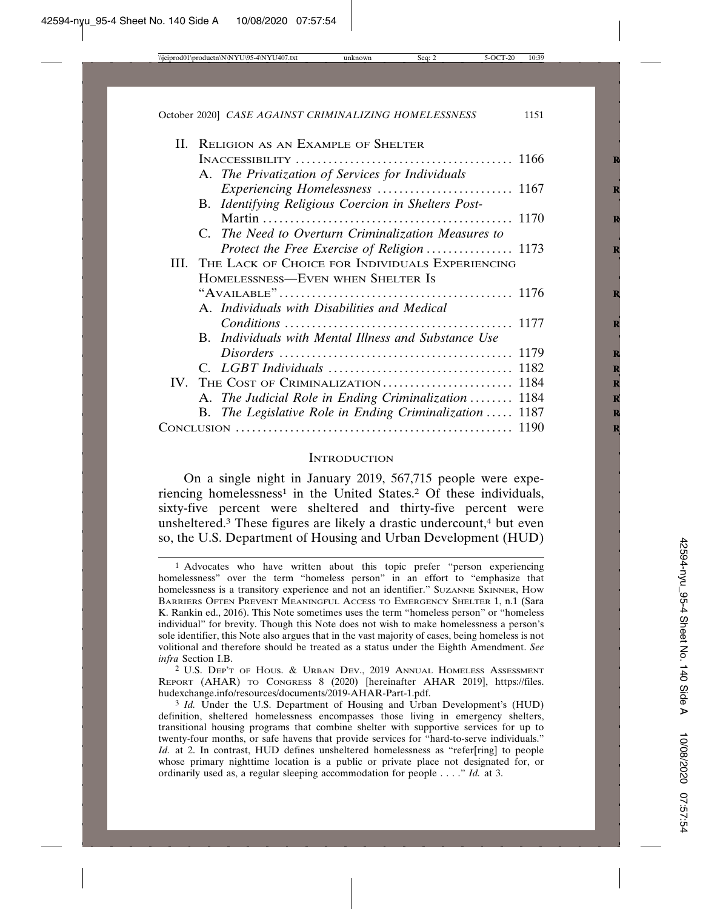II. Religion as an Example of Shelter Inaccessibility ........ 1166
   A. *The Privatization of Services for Individuals Experiencing Homelessness* ........ 1167
   B. *Identifying Religious Coercion in Shelters Post-Martin* ........ 1170
   C. *The Need to Overturn Criminalization Measures to Protect the Free Exercise of Religion* ........ 1173

III. The Lack of Choice for Individuals Experiencing Homelessness—Even when Shelter Is "Available" ........ 1176
   A. *Individuals with Disabilities and Medical Conditions* ........ 1177
   B. *Individuals with Mental Illness and Substance Use Disorders* ........ 1179
   C. *LGBT Individuals* ........ 1182

IV. The Cost of Criminalization ........ 1184
   A. *The Judicial Role in Ending Criminalization* ........ 1184
   B. *The Legislative Role in Ending Criminalization* ........ 1187

Conclusion ........ 1190

## Introduction

On a single night in January 2019, 567,715 people were experiencing homelessness[1] in the United States.[2] Of these individuals, sixty-five percent were sheltered and thirty-five percent were unsheltered.[3] These figures are likely a drastic undercount,[4] but even so, the U.S. Department of Housing and Urban Development (HUD)

---

[1] Advocates who have written about this topic prefer "person experiencing homelessness" over the term "homeless person" in an effort to "emphasize that homelessness is a transitory experience and not an identifier." Suzanne Skinner, How Barriers Often Prevent Meaningful Access to Emergency Shelter 1, n.1 (Sara K. Rankin ed., 2016). This Note sometimes uses the term "homeless person" or "homeless individual" for brevity. Though this Note does not wish to make homelessness a person's sole identifier, this Note also argues that in the vast majority of cases, being homeless is not volitional and therefore should be treated as a status under the Eighth Amendment. *See infra* Section I.B.

[2] U.S. Dep't of Hous. & Urban Dev., 2019 Annual Homeless Assessment Report (AHAR) to Congress 8 (2020) [hereinafter AHAR 2019], https://files.hudexchange.info/resources/documents/2019-AHAR-Part-1.pdf.

[3] *Id.* Under the U.S. Department of Housing and Urban Development's (HUD) definition, sheltered homelessness encompasses those living in emergency shelters, transitional housing programs that combine shelter with supportive services for up to twenty-four months, or safe havens that provide services for "hard-to-serve individuals." *Id.* at 2. In contrast, HUD defines unsheltered homelessness as "refer[ring] to people whose primary nighttime location is a public or private place not designated for, or ordinarily used as, a regular sleeping accommodation for people . . . ." *Id.* at 3.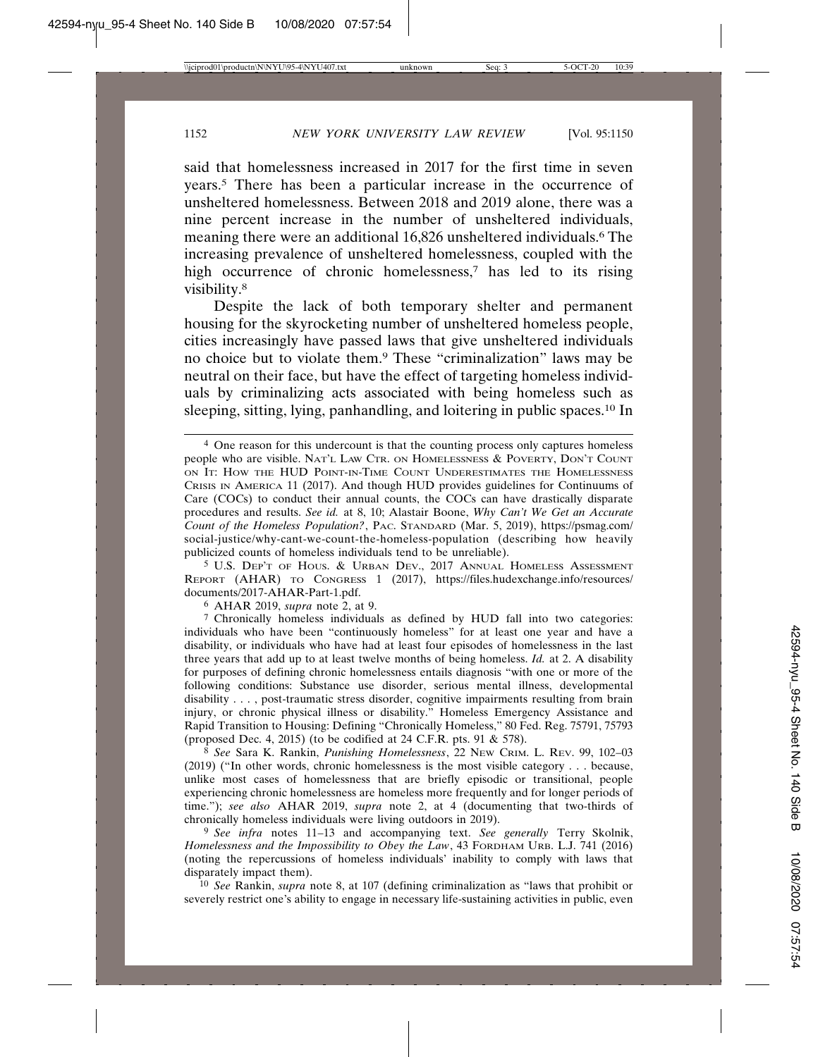said that homelessness increased in 2017 for the first time in seven years.[5] There has been a particular increase in the occurrence of unsheltered homelessness. Between 2018 and 2019 alone, there was a nine percent increase in the number of unsheltered individuals, meaning there were an additional 16,826 unsheltered individuals.[6] The increasing prevalence of unsheltered homelessness, coupled with the high occurrence of chronic homelessness,[7] has led to its rising visibility.[8]

Despite the lack of both temporary shelter and permanent housing for the skyrocketing number of unsheltered homeless people, cities increasingly have passed laws that give unsheltered individuals no choice but to violate them.[9] These "criminalization" laws may be neutral on their face, but have the effect of targeting homeless individuals by criminalizing acts associated with being homeless such as sleeping, sitting, lying, panhandling, and loitering in public spaces.[10] In

---

[4] One reason for this undercount is that the counting process only captures homeless people who are visible. NAT'L LAW CTR. ON HOMELESSNESS & POVERTY, DON'T COUNT ON IT: HOW THE HUD POINT-IN-TIME COUNT UNDERESTIMATES THE HOMELESSNESS CRISIS IN AMERICA 11 (2017). And though HUD provides guidelines for Continuums of Care (COCs) to conduct their annual counts, the COCs can have drastically disparate procedures and results. *See id.* at 8, 10; Alastair Boone, *Why Can't We Get an Accurate Count of the Homeless Population?*, PAC. STANDARD (Mar. 5, 2019), https://psmag.com/social-justice/why-cant-we-count-the-homeless-population (describing how heavily publicized counts of homeless individuals tend to be unreliable).

[5] U.S. DEP'T OF HOUS. & URBAN DEV., 2017 ANNUAL HOMELESS ASSESSMENT REPORT (AHAR) TO CONGRESS 1 (2017), https://files.hudexchange.info/resources/documents/2017-AHAR-Part-1.pdf.

[6] AHAR 2019, *supra* note 2, at 9.

[7] Chronically homeless individuals as defined by HUD fall into two categories: individuals who have been "continuously homeless" for at least one year and have a disability, or individuals who have had at least four episodes of homelessness in the last three years that add up to at least twelve months of being homeless. *Id.* at 2. A disability for purposes of defining chronic homelessness entails diagnosis "with one or more of the following conditions: Substance use disorder, serious mental illness, developmental disability . . . , post-traumatic stress disorder, cognitive impairments resulting from brain injury, or chronic physical illness or disability." Homeless Emergency Assistance and Rapid Transition to Housing: Defining "Chronically Homeless," 80 Fed. Reg. 75791, 75793 (proposed Dec. 4, 2015) (to be codified at 24 C.F.R. pts. 91 & 578).

[8] *See* Sara K. Rankin, *Punishing Homelessness*, 22 NEW CRIM. L. REV. 99, 102–03 (2019) ("In other words, chronic homelessness is the most visible category . . . because, unlike most cases of homelessness that are briefly episodic or transitional, people experiencing chronic homelessness are homeless more frequently and for longer periods of time."); *see also* AHAR 2019, *supra* note 2, at 4 (documenting that two-thirds of chronically homeless individuals were living outdoors in 2019).

[9] *See infra* notes 11–13 and accompanying text. *See generally* Terry Skolnik, *Homelessness and the Impossibility to Obey the Law*, 43 FORDHAM URB. L.J. 741 (2016) (noting the repercussions of homeless individuals' inability to comply with laws that disparately impact them).

[10] *See* Rankin, *supra* note 8, at 107 (defining criminalization as "laws that prohibit or severely restrict one's ability to engage in necessary life-sustaining activities in public, even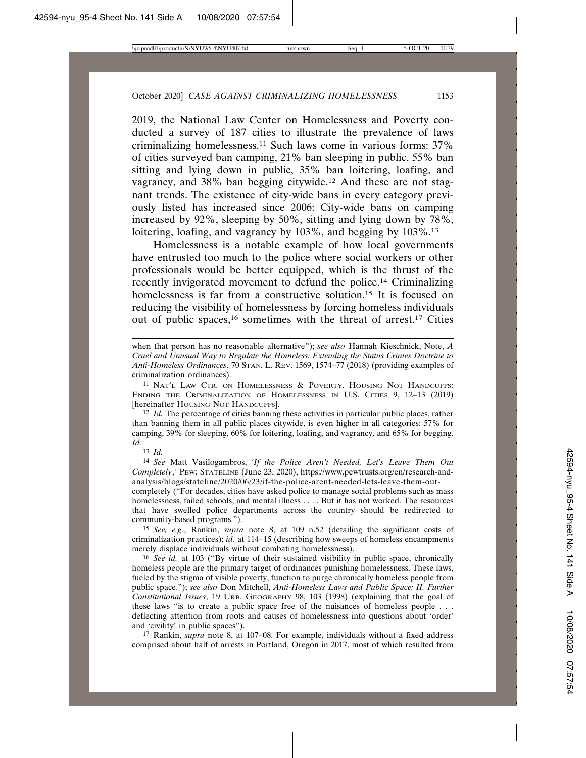2019, the National Law Center on Homelessness and Poverty conducted a survey of 187 cities to illustrate the prevalence of laws criminalizing homelessness.[11] Such laws come in various forms: 37% of cities surveyed ban camping, 21% ban sleeping in public, 55% ban sitting and lying down in public, 35% ban loitering, loafing, and vagrancy, and 38% ban begging citywide.[12] And these are not stagnant trends. The existence of city-wide bans in every category previously listed has increased since 2006: City-wide bans on camping increased by 92%, sleeping by 50%, sitting and lying down by 78%, loitering, loafing, and vagrancy by 103%, and begging by 103%.[13]

Homelessness is a notable example of how local governments have entrusted too much to the police where social workers or other professionals would be better equipped, which is the thrust of the recently invigorated movement to defund the police.[14] Criminalizing homelessness is far from a constructive solution.[15] It is focused on reducing the visibility of homelessness by forcing homeless individuals out of public spaces,[16] sometimes with the threat of arrest.[17] Cities

---

when that person has no reasonable alternative"); *see also* Hannah Kieschnick, Note, *A Cruel and Unusual Way to Regulate the Homeless: Extending the Status Crimes Doctrine to Anti-Homeless Ordinances*, 70 STAN. L. REV. 1569, 1574–77 (2018) (providing examples of criminalization ordinances).

[11] NAT'L LAW CTR. ON HOMELESSNESS & POVERTY, HOUSING NOT HANDCUFFS: ENDING THE CRIMINALIZATION OF HOMELESSNESS IN U.S. CITIES 9, 12–13 (2019) [hereinafter HOUSING NOT HANDCUFFS].

[12] *Id.* The percentage of cities banning these activities in particular public places, rather than banning them in all public places citywide, is even higher in all categories: 57% for camping, 39% for sleeping, 60% for loitering, loafing, and vagrancy, and 65% for begging. *Id.*

[13] *Id.*

[14] *See* Matt Vasilogambros, *'If the Police Aren't Needed, Let's Leave Them Out Completely*,' PEW: STATELINE (June 23, 2020), https://www.pewtrusts.org/en/research-and-analysis/blogs/stateline/2020/06/23/if-the-police-arent-needed-lets-leave-them-out-completely ("For decades, cities have asked police to manage social problems such as mass homelessness, failed schools, and mental illness . . . . But it has not worked. The resources that have swelled police departments across the country should be redirected to community-based programs.").

[15] *See, e.g.*, Rankin, *supra* note 8, at 109 n.52 (detailing the significant costs of criminalization practices); *id.* at 114–15 (describing how sweeps of homeless encampments merely displace individuals without combating homelessness).

[16] *See id.* at 103 ("By virtue of their sustained visibility in public space, chronically homeless people are the primary target of ordinances punishing homelessness. These laws, fueled by the stigma of visible poverty, function to purge chronically homeless people from public space."); *see also* Don Mitchell, *Anti-Homeless Laws and Public Space: II. Further Constitutional Issues*, 19 URB. GEOGRAPHY 98, 103 (1998) (explaining that the goal of these laws "is to create a public space free of the nuisances of homeless people . . . deflecting attention from roots and causes of homelessness into questions about 'order' and 'civility' in public spaces").

[17] Rankin, *supra* note 8, at 107–08. For example, individuals without a fixed address comprised about half of arrests in Portland, Oregon in 2017, most of which resulted from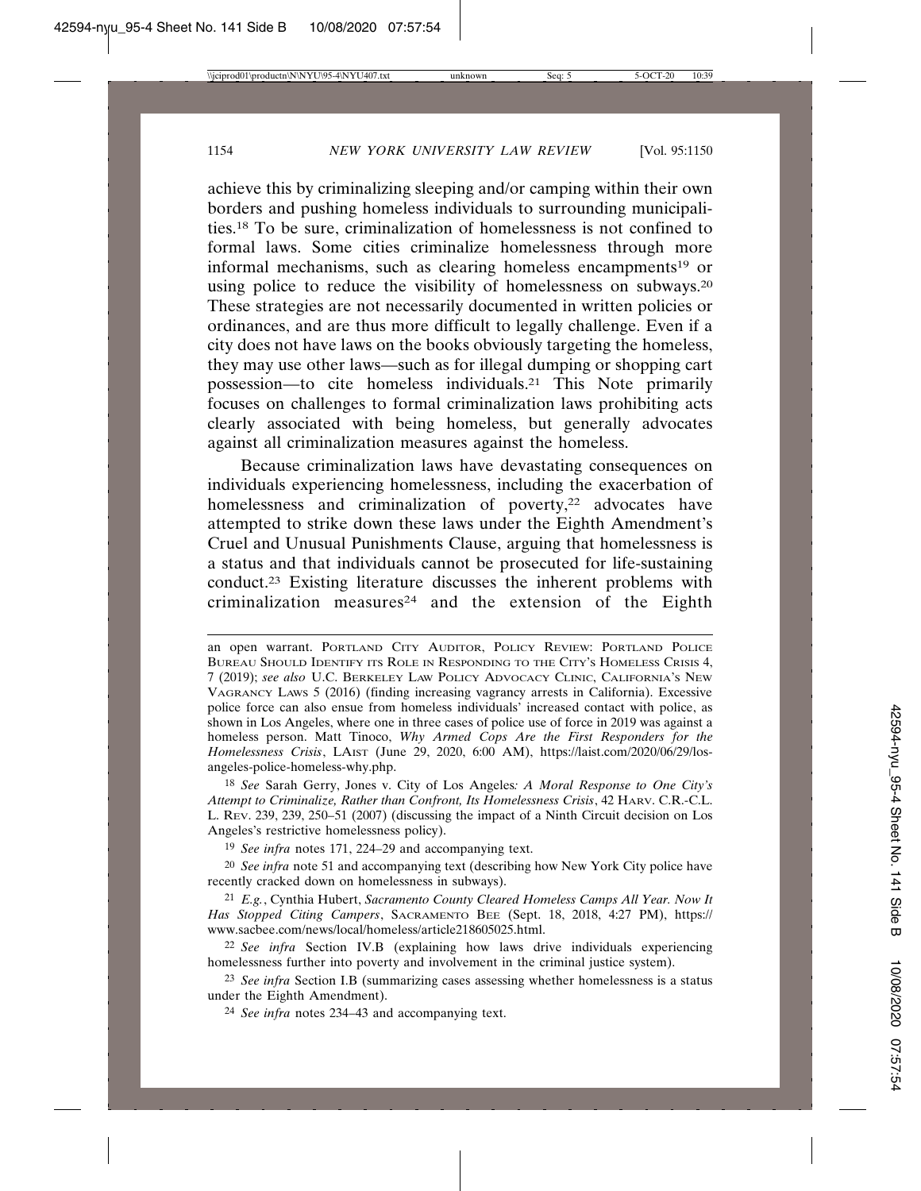achieve this by criminalizing sleeping and/or camping within their own borders and pushing homeless individuals to surrounding municipalities.[18] To be sure, criminalization of homelessness is not confined to formal laws. Some cities criminalize homelessness through more informal mechanisms, such as clearing homeless encampments[19] or using police to reduce the visibility of homelessness on subways.[20] These strategies are not necessarily documented in written policies or ordinances, and are thus more difficult to legally challenge. Even if a city does not have laws on the books obviously targeting the homeless, they may use other laws—such as for illegal dumping or shopping cart possession—to cite homeless individuals.[21] This Note primarily focuses on challenges to formal criminalization laws prohibiting acts clearly associated with being homeless, but generally advocates against all criminalization measures against the homeless.

Because criminalization laws have devastating consequences on individuals experiencing homelessness, including the exacerbation of homelessness and criminalization of poverty,[22] advocates have attempted to strike down these laws under the Eighth Amendment's Cruel and Unusual Punishments Clause, arguing that homelessness is a status and that individuals cannot be prosecuted for life-sustaining conduct.[23] Existing literature discusses the inherent problems with criminalization measures[24] and the extension of the Eighth

---

an open warrant. PORTLAND CITY AUDITOR, POLICY REVIEW: PORTLAND POLICE BUREAU SHOULD IDENTIFY ITS ROLE IN RESPONDING TO THE CITY'S HOMELESS CRISIS 4, 7 (2019); *see also* U.C. BERKELEY LAW POLICY ADVOCACY CLINIC, CALIFORNIA'S NEW VAGRANCY LAWS 5 (2016) (finding increasing vagrancy arrests in California). Excessive police force can also ensue from homeless individuals' increased contact with police, as shown in Los Angeles, where one in three cases of police use of force in 2019 was against a homeless person. Matt Tinoco, *Why Armed Cops Are the First Responders for the Homelessness Crisis*, LAIST (June 29, 2020, 6:00 AM), https://laist.com/2020/06/29/los-angeles-police-homeless-why.php.

18 *See* Sarah Gerry, Jones v. City of Los Angeles*: A Moral Response to One City's Attempt to Criminalize, Rather than Confront, Its Homelessness Crisis*, 42 HARV. C.R.-C.L. L. REV. 239, 239, 250–51 (2007) (discussing the impact of a Ninth Circuit decision on Los Angeles's restrictive homelessness policy).

19 *See infra* notes 171, 224–29 and accompanying text.

20 *See infra* note 51 and accompanying text (describing how New York City police have recently cracked down on homelessness in subways).

21 *E.g.*, Cynthia Hubert, *Sacramento County Cleared Homeless Camps All Year. Now It Has Stopped Citing Campers*, SACRAMENTO BEE (Sept. 18, 2018, 4:27 PM), https://www.sacbee.com/news/local/homeless/article218605025.html.

22 *See infra* Section IV.B (explaining how laws drive individuals experiencing homelessness further into poverty and involvement in the criminal justice system).

23 *See infra* Section I.B (summarizing cases assessing whether homelessness is a status under the Eighth Amendment).

24 *See infra* notes 234–43 and accompanying text.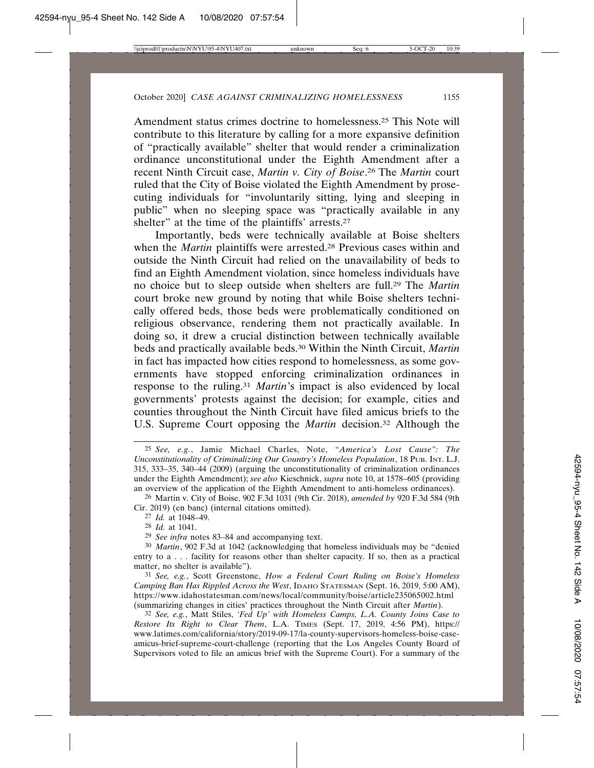Amendment status crimes doctrine to homelessness.[25] This Note will contribute to this literature by calling for a more expansive definition of "practically available" shelter that would render a criminalization ordinance unconstitutional under the Eighth Amendment after a recent Ninth Circuit case, *Martin v. City of Boise*.[26] The *Martin* court ruled that the City of Boise violated the Eighth Amendment by prosecuting individuals for "involuntarily sitting, lying and sleeping in public" when no sleeping space was "practically available in any shelter" at the time of the plaintiffs' arrests.[27]

Importantly, beds were technically available at Boise shelters when the *Martin* plaintiffs were arrested.[28] Previous cases within and outside the Ninth Circuit had relied on the unavailability of beds to find an Eighth Amendment violation, since homeless individuals have no choice but to sleep outside when shelters are full.[29] The *Martin* court broke new ground by noting that while Boise shelters technically offered beds, those beds were problematically conditioned on religious observance, rendering them not practically available. In doing so, it drew a crucial distinction between technically available beds and practically available beds.[30] Within the Ninth Circuit, *Martin* in fact has impacted how cities respond to homelessness, as some governments have stopped enforcing criminalization ordinances in response to the ruling.[31] *Martin*'s impact is also evidenced by local governments' protests against the decision; for example, cities and counties throughout the Ninth Circuit have filed amicus briefs to the U.S. Supreme Court opposing the *Martin* decision.[32] Although the

---

[25] *See, e.g.*, Jamie Michael Charles, Note, *"America's Lost Cause": The Unconstitutionality of Criminalizing Our Country's Homeless Population*, 18 PUB. INT. L.J. 315, 333–35, 340–44 (2009) (arguing the unconstitutionality of criminalization ordinances under the Eighth Amendment); *see also* Kieschnick, *supra* note 10, at 1578–605 (providing an overview of the application of the Eighth Amendment to anti-homeless ordinances).

[26] Martin v. City of Boise, 902 F.3d 1031 (9th Cir. 2018), *amended by* 920 F.3d 584 (9th Cir. 2019) (en banc) (internal citations omitted).

[27] *Id.* at 1048–49.

[28] *Id.* at 1041.

[29] *See infra* notes 83–84 and accompanying text.

[30] *Martin*, 902 F.3d at 1042 (acknowledging that homeless individuals may be "denied entry to a . . . facility for reasons other than shelter capacity. If so, then as a practical matter, no shelter is available").

[31] *See, e.g.*, Scott Greenstone, *How a Federal Court Ruling on Boise's Homeless Camping Ban Has Rippled Across the West*, IDAHO STATESMAN (Sept. 16, 2019, 5:00 AM), https://www.idahostatesman.com/news/local/community/boise/article235065002.html (summarizing changes in cities' practices throughout the Ninth Circuit after *Martin*).

[32] *See, e.g.*, Matt Stiles, *'Fed Up' with Homeless Camps, L.A. County Joins Case to Restore Its Right to Clear Them*, L.A. TIMES (Sept. 17, 2019, 4:56 PM), https://www.latimes.com/california/story/2019-09-17/la-county-supervisors-homeless-boise-case-amicus-brief-supreme-court-challenge (reporting that the Los Angeles County Board of Supervisors voted to file an amicus brief with the Supreme Court). For a summary of the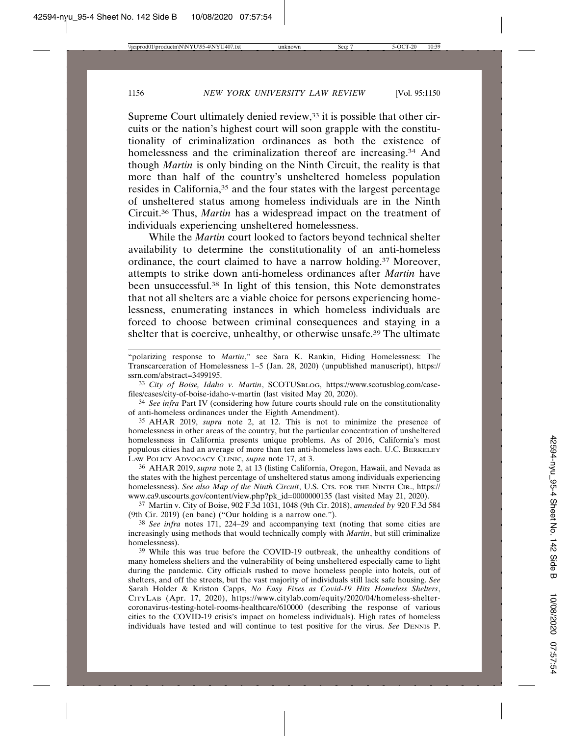Supreme Court ultimately denied review,[33] it is possible that other circuits or the nation's highest court will soon grapple with the constitutionality of criminalization ordinances as both the existence of homelessness and the criminalization thereof are increasing.[34] And though *Martin* is only binding on the Ninth Circuit, the reality is that more than half of the country's unsheltered homeless population resides in California,[35] and the four states with the largest percentage of unsheltered status among homeless individuals are in the Ninth Circuit.[36] Thus, *Martin* has a widespread impact on the treatment of individuals experiencing unsheltered homelessness.

While the *Martin* court looked to factors beyond technical shelter availability to determine the constitutionality of an anti-homeless ordinance, the court claimed to have a narrow holding.[37] Moreover, attempts to strike down anti-homeless ordinances after *Martin* have been unsuccessful.[38] In light of this tension, this Note demonstrates that not all shelters are a viable choice for persons experiencing homelessness, enumerating instances in which homeless individuals are forced to choose between criminal consequences and staying in a shelter that is coercive, unhealthy, or otherwise unsafe.[39] The ultimate

---

"polarizing response to *Martin*," see Sara K. Rankin, Hiding Homelessness: The Transcarceration of Homelessness 1–5 (Jan. 28, 2020) (unpublished manuscript), https://ssrn.com/abstract=3499195.

33 *City of Boise, Idaho v. Martin*, SCOTUSBLOG, https://www.scotusblog.com/case-files/cases/city-of-boise-idaho-v-martin (last visited May 20, 2020).

34 *See infra* Part IV (considering how future courts should rule on the constitutionality of anti-homeless ordinances under the Eighth Amendment).

35 AHAR 2019, *supra* note 2, at 12. This is not to minimize the presence of homelessness in other areas of the country, but the particular concentration of unsheltered homelessness in California presents unique problems. As of 2016, California's most populous cities had an average of more than ten anti-homeless laws each. U.C. BERKELEY LAW POLICY ADVOCACY CLINIC, *supra* note 17, at 3.

36 AHAR 2019, *supra* note 2, at 13 (listing California, Oregon, Hawaii, and Nevada as the states with the highest percentage of unsheltered status among individuals experiencing homelessness). *See also Map of the Ninth Circuit*, U.S. CTS. FOR THE NINTH CIR., https://www.ca9.uscourts.gov/content/view.php?pk_id=0000000135 (last visited May 21, 2020).

37 Martin v. City of Boise, 902 F.3d 1031, 1048 (9th Cir. 2018), *amended by* 920 F.3d 584 (9th Cir. 2019) (en banc) ("Our holding is a narrow one.").

38 *See infra* notes 171, 224–29 and accompanying text (noting that some cities are increasingly using methods that would technically comply with *Martin*, but still criminalize homelessness).

39 While this was true before the COVID-19 outbreak, the unhealthy conditions of many homeless shelters and the vulnerability of being unsheltered especially came to light during the pandemic. City officials rushed to move homeless people into hotels, out of shelters, and off the streets, but the vast majority of individuals still lack safe housing. *See* Sarah Holder & Kriston Capps, *No Easy Fixes as Covid-19 Hits Homeless Shelters*, CITYLAB (Apr. 17, 2020), https://www.citylab.com/equity/2020/04/homeless-shelter-coronavirus-testing-hotel-rooms-healthcare/610000 (describing the response of various cities to the COVID-19 crisis's impact on homeless individuals). High rates of homeless individuals have tested and will continue to test positive for the virus. *See* DENNIS P.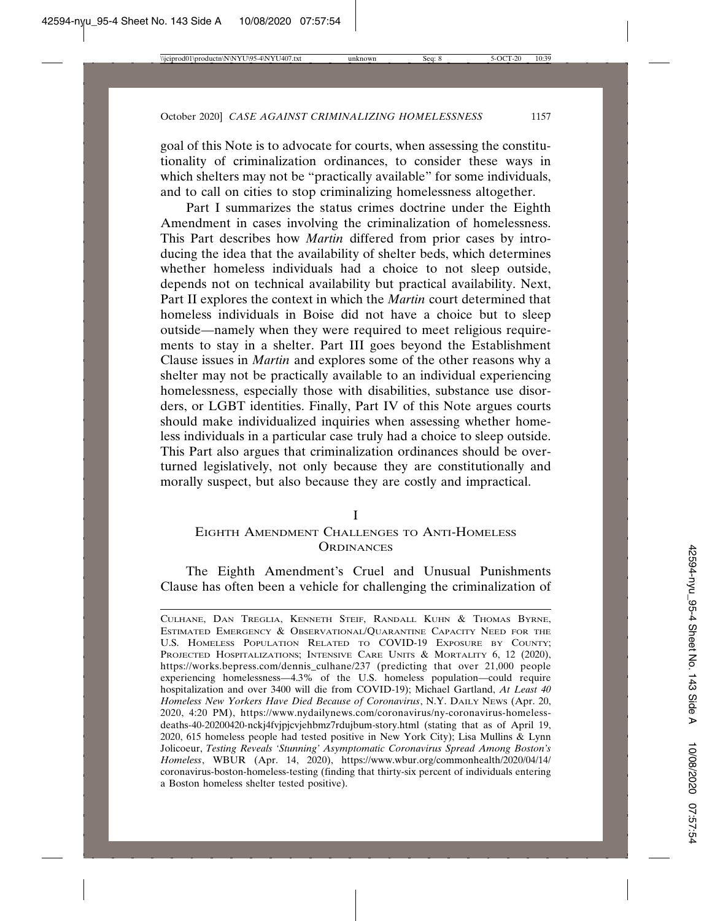goal of this Note is to advocate for courts, when assessing the constitutionality of criminalization ordinances, to consider these ways in which shelters may not be "practically available" for some individuals, and to call on cities to stop criminalizing homelessness altogether.

Part I summarizes the status crimes doctrine under the Eighth Amendment in cases involving the criminalization of homelessness. This Part describes how *Martin* differed from prior cases by introducing the idea that the availability of shelter beds, which determines whether homeless individuals had a choice to not sleep outside, depends not on technical availability but practical availability. Next, Part II explores the context in which the *Martin* court determined that homeless individuals in Boise did not have a choice but to sleep outside—namely when they were required to meet religious requirements to stay in a shelter. Part III goes beyond the Establishment Clause issues in *Martin* and explores some of the other reasons why a shelter may not be practically available to an individual experiencing homelessness, especially those with disabilities, substance use disorders, or LGBT identities. Finally, Part IV of this Note argues courts should make individualized inquiries when assessing whether homeless individuals in a particular case truly had a choice to sleep outside. This Part also argues that criminalization ordinances should be overturned legislatively, not only because they are constitutionally and morally suspect, but also because they are costly and impractical.

## I
## EIGHTH AMENDMENT CHALLENGES TO ANTI-HOMELESS ORDINANCES

The Eighth Amendment's Cruel and Unusual Punishments Clause has often been a vehicle for challenging the criminalization of

CULHANE, DAN TREGLIA, KENNETH STEIF, RANDALL KUHN & THOMAS BYRNE, ESTIMATED EMERGENCY & OBSERVATIONAL/QUARANTINE CAPACITY NEED FOR THE U.S. HOMELESS POPULATION RELATED TO COVID-19 EXPOSURE BY COUNTY; PROJECTED HOSPITALIZATIONS; INTENSIVE CARE UNITS & MORTALITY 6, 12 (2020), https://works.bepress.com/dennis_culhane/237 (predicting that over 21,000 people experiencing homelessness—4.3% of the U.S. homeless population—could require hospitalization and over 3400 will die from COVID-19); Michael Gartland, *At Least 40 Homeless New Yorkers Have Died Because of Coronavirus*, N.Y. DAILY NEWS (Apr. 20, 2020, 4:20 PM), https://www.nydailynews.com/coronavirus/ny-coronavirus-homeless-deaths-40-20200420-nckj4fvjpjcvjehbmz7rdujbum-story.html (stating that as of April 19, 2020, 615 homeless people had tested positive in New York City); Lisa Mullins & Lynn Jolicoeur, *Testing Reveals 'Stunning' Asymptomatic Coronavirus Spread Among Boston's Homeless*, WBUR (Apr. 14, 2020), https://www.wbur.org/commonhealth/2020/04/14/coronavirus-boston-homeless-testing (finding that thirty-six percent of individuals entering a Boston homeless shelter tested positive).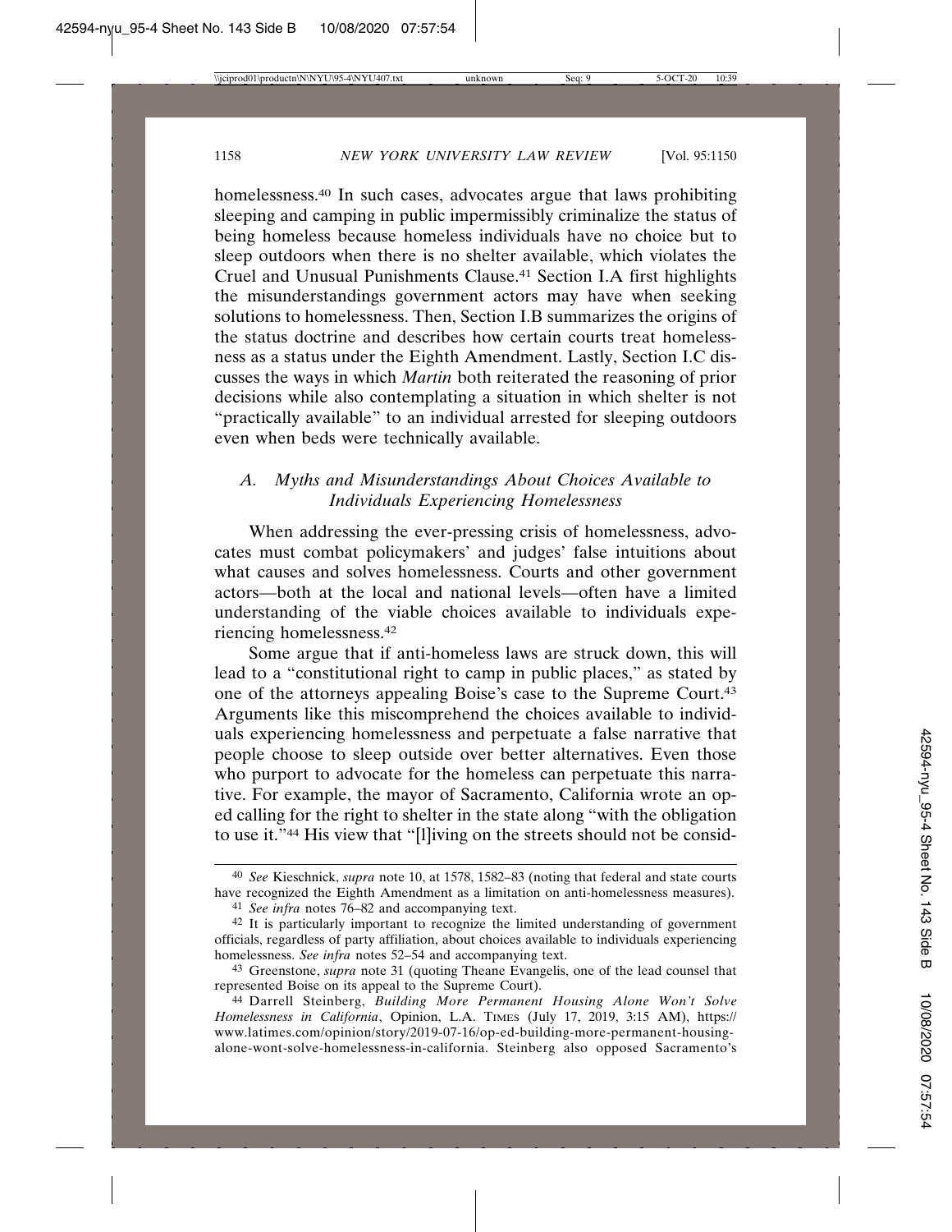homelessness.[40] In such cases, advocates argue that laws prohibiting sleeping and camping in public impermissibly criminalize the status of being homeless because homeless individuals have no choice but to sleep outdoors when there is no shelter available, which violates the Cruel and Unusual Punishments Clause.[41] Section I.A first highlights the misunderstandings government actors may have when seeking solutions to homelessness. Then, Section I.B summarizes the origins of the status doctrine and describes how certain courts treat homelessness as a status under the Eighth Amendment. Lastly, Section I.C discusses the ways in which *Martin* both reiterated the reasoning of prior decisions while also contemplating a situation in which shelter is not "practically available" to an individual arrested for sleeping outdoors even when beds were technically available.

### *A. Myths and Misunderstandings About Choices Available to Individuals Experiencing Homelessness*

When addressing the ever-pressing crisis of homelessness, advocates must combat policymakers' and judges' false intuitions about what causes and solves homelessness. Courts and other government actors—both at the local and national levels—often have a limited understanding of the viable choices available to individuals experiencing homelessness.[42]

Some argue that if anti-homeless laws are struck down, this will lead to a "constitutional right to camp in public places," as stated by one of the attorneys appealing Boise's case to the Supreme Court.[43] Arguments like this miscomprehend the choices available to individuals experiencing homelessness and perpetuate a false narrative that people choose to sleep outside over better alternatives. Even those who purport to advocate for the homeless can perpetuate this narrative. For example, the mayor of Sacramento, California wrote an op-ed calling for the right to shelter in the state along "with the obligation to use it."[44] His view that "[l]iving on the streets should not be consid-

---

[40] *See* Kieschnick, *supra* note 10, at 1578, 1582–83 (noting that federal and state courts have recognized the Eighth Amendment as a limitation on anti-homelessness measures).

[41] *See infra* notes 76–82 and accompanying text.

[42] It is particularly important to recognize the limited understanding of government officials, regardless of party affiliation, about choices available to individuals experiencing homelessness. *See infra* notes 52–54 and accompanying text.

[43] Greenstone, *supra* note 31 (quoting Theane Evangelis, one of the lead counsel that represented Boise on its appeal to the Supreme Court).

[44] Darrell Steinberg, *Building More Permanent Housing Alone Won't Solve Homelessness in California*, Opinion, L.A. TIMES (July 17, 2019, 3:15 AM), https://www.latimes.com/opinion/story/2019-07-16/op-ed-building-more-permanent-housing-alone-wont-solve-homelessness-in-california. Steinberg also opposed Sacramento's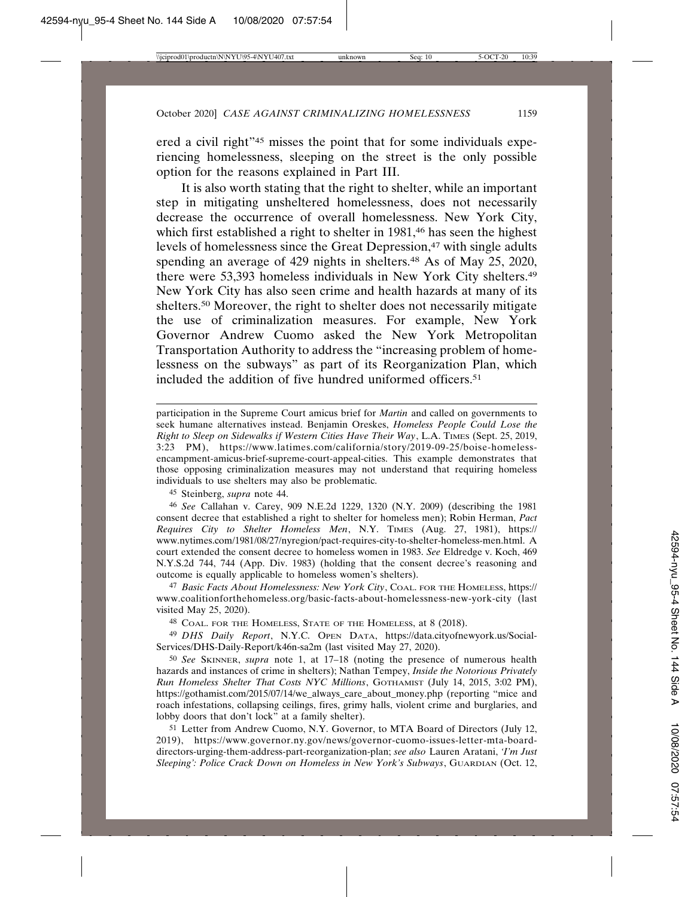ered a civil right"[45] misses the point that for some individuals experiencing homelessness, sleeping on the street is the only possible option for the reasons explained in Part III.

It is also worth stating that the right to shelter, while an important step in mitigating unsheltered homelessness, does not necessarily decrease the occurrence of overall homelessness. New York City, which first established a right to shelter in 1981,[46] has seen the highest levels of homelessness since the Great Depression,[47] with single adults spending an average of 429 nights in shelters.[48] As of May 25, 2020, there were 53,393 homeless individuals in New York City shelters.[49] New York City has also seen crime and health hazards at many of its shelters.[50] Moreover, the right to shelter does not necessarily mitigate the use of criminalization measures. For example, New York Governor Andrew Cuomo asked the New York Metropolitan Transportation Authority to address the "increasing problem of homelessness on the subways" as part of its Reorganization Plan, which included the addition of five hundred uniformed officers.[51]

---

participation in the Supreme Court amicus brief for *Martin* and called on governments to seek humane alternatives instead. Benjamin Oreskes, *Homeless People Could Lose the Right to Sleep on Sidewalks if Western Cities Have Their Way*, L.A. TIMES (Sept. 25, 2019, 3:23 PM), https://www.latimes.com/california/story/2019-09-25/boise-homeless-encampment-amicus-brief-supreme-court-appeal-cities. This example demonstrates that those opposing criminalization measures may not understand that requiring homeless individuals to use shelters may also be problematic.

[45] Steinberg, *supra* note 44.

[46] *See* Callahan v. Carey, 909 N.E.2d 1229, 1320 (N.Y. 2009) (describing the 1981 consent decree that established a right to shelter for homeless men); Robin Herman, *Pact Requires City to Shelter Homeless Men*, N.Y. TIMES (Aug. 27, 1981), https://www.nytimes.com/1981/08/27/nyregion/pact-requires-city-to-shelter-homeless-men.html. A court extended the consent decree to homeless women in 1983. *See* Eldredge v. Koch, 469 N.Y.S.2d 744, 744 (App. Div. 1983) (holding that the consent decree's reasoning and outcome is equally applicable to homeless women's shelters).

[47] *Basic Facts About Homelessness: New York City*, COAL. FOR THE HOMELESS, https://www.coalitionforthehomeless.org/basic-facts-about-homelessness-new-york-city (last visited May 25, 2020).

[48] COAL. FOR THE HOMELESS, STATE OF THE HOMELESS, at 8 (2018).

[49] *DHS Daily Report*, N.Y.C. OPEN DATA, https://data.cityofnewyork.us/Social-Services/DHS-Daily-Report/k46n-sa2m (last visited May 27, 2020).

[50] *See* SKINNER, *supra* note 1, at 17–18 (noting the presence of numerous health hazards and instances of crime in shelters); Nathan Tempey, *Inside the Notorious Privately Run Homeless Shelter That Costs NYC Millions*, GOTHAMIST (July 14, 2015, 3:02 PM), https://gothamist.com/2015/07/14/we_always_care_about_money.php (reporting "mice and roach infestations, collapsing ceilings, fires, grimy halls, violent crime and burglaries, and lobby doors that don't lock" at a family shelter).

[51] Letter from Andrew Cuomo, N.Y. Governor, to MTA Board of Directors (July 12, 2019), https://www.governor.ny.gov/news/governor-cuomo-issues-letter-mta-board-directors-urging-them-address-part-reorganization-plan; *see also* Lauren Aratani, *'I'm Just Sleeping': Police Crack Down on Homeless in New York's Subways*, GUARDIAN (Oct. 12,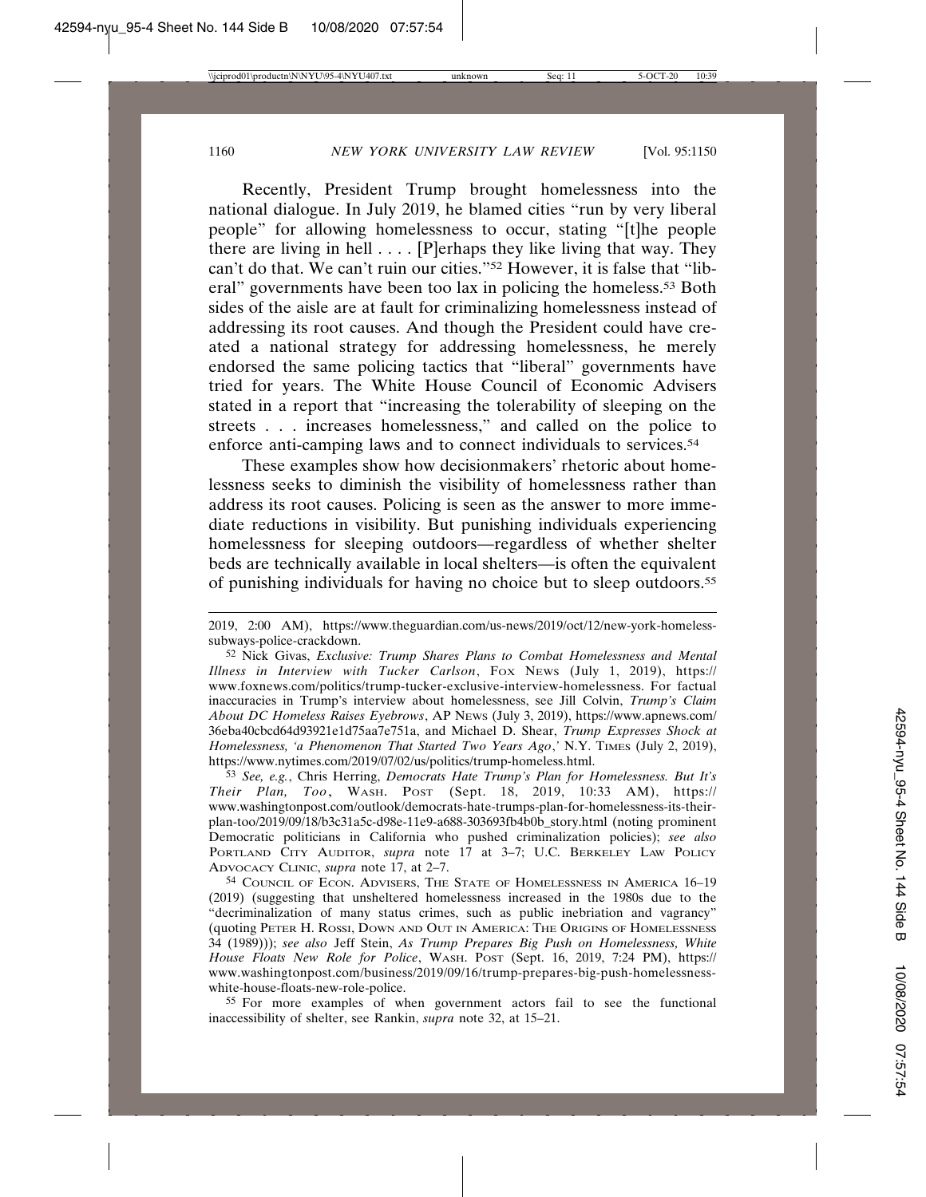Recently, President Trump brought homelessness into the national dialogue. In July 2019, he blamed cities "run by very liberal people" for allowing homelessness to occur, stating "[t]he people there are living in hell . . . . [P]erhaps they like living that way. They can't do that. We can't ruin our cities."[52] However, it is false that "liberal" governments have been too lax in policing the homeless.[53] Both sides of the aisle are at fault for criminalizing homelessness instead of addressing its root causes. And though the President could have created a national strategy for addressing homelessness, he merely endorsed the same policing tactics that "liberal" governments have tried for years. The White House Council of Economic Advisers stated in a report that "increasing the tolerability of sleeping on the streets . . . increases homelessness," and called on the police to enforce anti-camping laws and to connect individuals to services.[54]

These examples show how decisionmakers' rhetoric about homelessness seeks to diminish the visibility of homelessness rather than address its root causes. Policing is seen as the answer to more immediate reductions in visibility. But punishing individuals experiencing homelessness for sleeping outdoors—regardless of whether shelter beds are technically available in local shelters—is often the equivalent of punishing individuals for having no choice but to sleep outdoors.[55]

---

2019, 2:00 AM), https://www.theguardian.com/us-news/2019/oct/12/new-york-homeless-subways-police-crackdown.

[52] Nick Givas, *Exclusive: Trump Shares Plans to Combat Homelessness and Mental Illness in Interview with Tucker Carlson*, FOX NEWS (July 1, 2019), https://www.foxnews.com/politics/trump-tucker-exclusive-interview-homelessness. For factual inaccuracies in Trump's interview about homelessness, see Jill Colvin, *Trump's Claim About DC Homeless Raises Eyebrows*, AP NEWS (July 3, 2019), https://www.apnews.com/36eba40cbcd64d93921e1d75aa7e751a, and Michael D. Shear, *Trump Expresses Shock at Homelessness, 'a Phenomenon That Started Two Years Ago*,' N.Y. TIMES (July 2, 2019), https://www.nytimes.com/2019/07/02/us/politics/trump-homeless.html.

[53] *See, e.g.*, Chris Herring, *Democrats Hate Trump's Plan for Homelessness. But It's Their Plan, Too*, WASH. POST (Sept. 18, 2019, 10:33 AM), https://www.washingtonpost.com/outlook/democrats-hate-trumps-plan-for-homelessness-its-their-plan-too/2019/09/18/b3c31a5c-d98e-11e9-a688-303693fb4b0b_story.html (noting prominent Democratic politicians in California who pushed criminalization policies); *see also* PORTLAND CITY AUDITOR, *supra* note 17 at 3–7; U.C. BERKELEY LAW POLICY ADVOCACY CLINIC, *supra* note 17, at 2–7.

[54] COUNCIL OF ECON. ADVISERS, THE STATE OF HOMELESSNESS IN AMERICA 16–19 (2019) (suggesting that unsheltered homelessness increased in the 1980s due to the "decriminalization of many status crimes, such as public inebriation and vagrancy" (quoting PETER H. ROSSI, DOWN AND OUT IN AMERICA: THE ORIGINS OF HOMELESSNESS 34 (1989))); *see also* Jeff Stein, *As Trump Prepares Big Push on Homelessness, White House Floats New Role for Police*, WASH. POST (Sept. 16, 2019, 7:24 PM), https://www.washingtonpost.com/business/2019/09/16/trump-prepares-big-push-homelessness-white-house-floats-new-role-police.

[55] For more examples of when government actors fail to see the functional inaccessibility of shelter, see Rankin, *supra* note 32, at 15–21.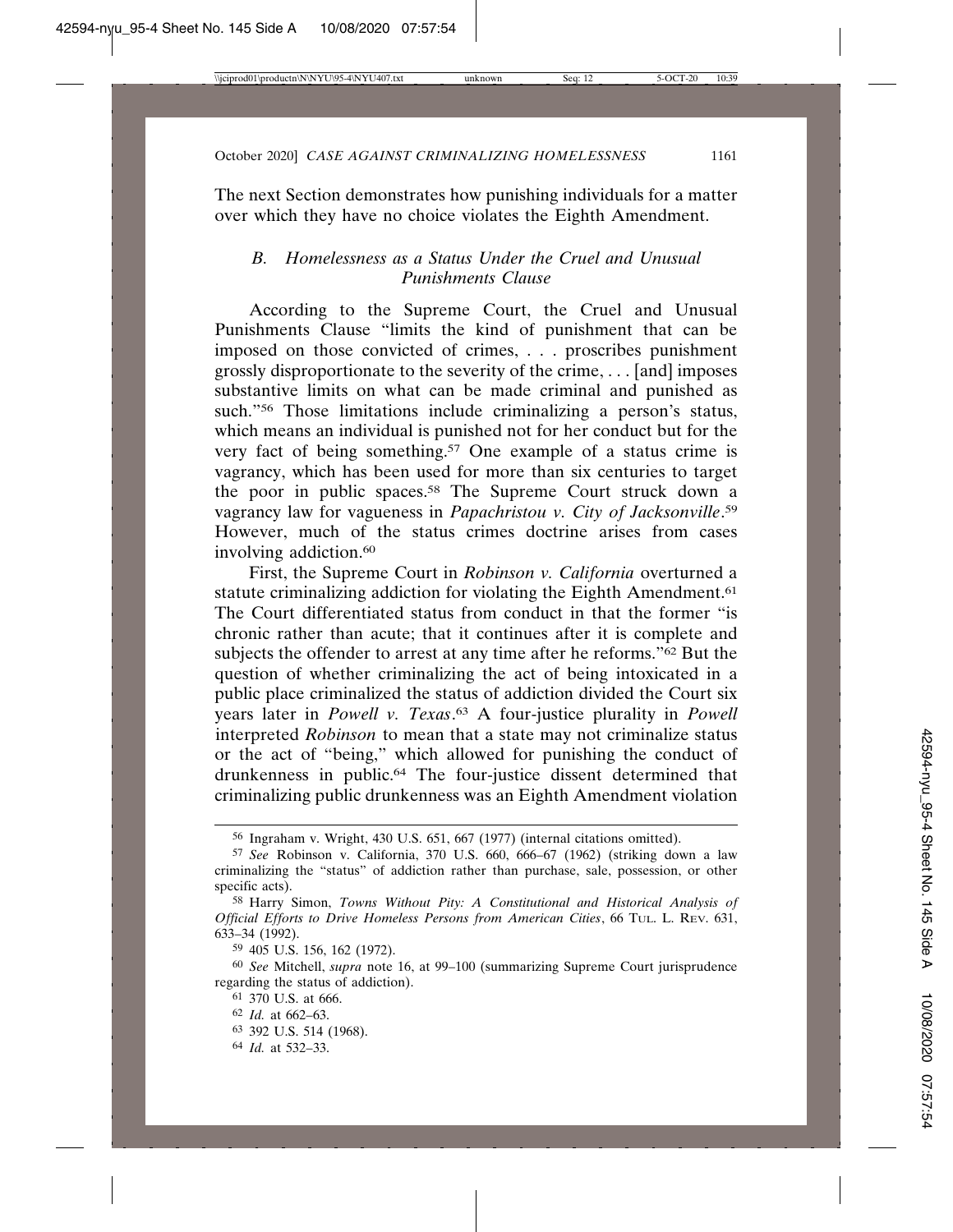The next Section demonstrates how punishing individuals for a matter over which they have no choice violates the Eighth Amendment.

### *B. Homelessness as a Status Under the Cruel and Unusual Punishments Clause*

According to the Supreme Court, the Cruel and Unusual Punishments Clause "limits the kind of punishment that can be imposed on those convicted of crimes, . . . proscribes punishment grossly disproportionate to the severity of the crime, . . . [and] imposes substantive limits on what can be made criminal and punished as such."[56] Those limitations include criminalizing a person's status, which means an individual is punished not for her conduct but for the very fact of being something.[57] One example of a status crime is vagrancy, which has been used for more than six centuries to target the poor in public spaces.[58] The Supreme Court struck down a vagrancy law for vagueness in *Papachristou v. City of Jacksonville*.[59] However, much of the status crimes doctrine arises from cases involving addiction.[60]

First, the Supreme Court in *Robinson v. California* overturned a statute criminalizing addiction for violating the Eighth Amendment.[61] The Court differentiated status from conduct in that the former "is chronic rather than acute; that it continues after it is complete and subjects the offender to arrest at any time after he reforms."[62] But the question of whether criminalizing the act of being intoxicated in a public place criminalized the status of addiction divided the Court six years later in *Powell v. Texas*.[63] A four-justice plurality in *Powell* interpreted *Robinson* to mean that a state may not criminalize status or the act of "being," which allowed for punishing the conduct of drunkenness in public.[64] The four-justice dissent determined that criminalizing public drunkenness was an Eighth Amendment violation

---

[56] Ingraham v. Wright, 430 U.S. 651, 667 (1977) (internal citations omitted).

[57] *See* Robinson v. California, 370 U.S. 660, 666–67 (1962) (striking down a law criminalizing the "status" of addiction rather than purchase, sale, possession, or other specific acts).

[58] Harry Simon, *Towns Without Pity: A Constitutional and Historical Analysis of Official Efforts to Drive Homeless Persons from American Cities*, 66 TUL. L. REV. 631, 633–34 (1992).

[59] 405 U.S. 156, 162 (1972).

[60] *See* Mitchell, *supra* note 16, at 99–100 (summarizing Supreme Court jurisprudence regarding the status of addiction).

[61] 370 U.S. at 666.

[62] *Id.* at 662–63.

[63] 392 U.S. 514 (1968).

[64] *Id.* at 532–33.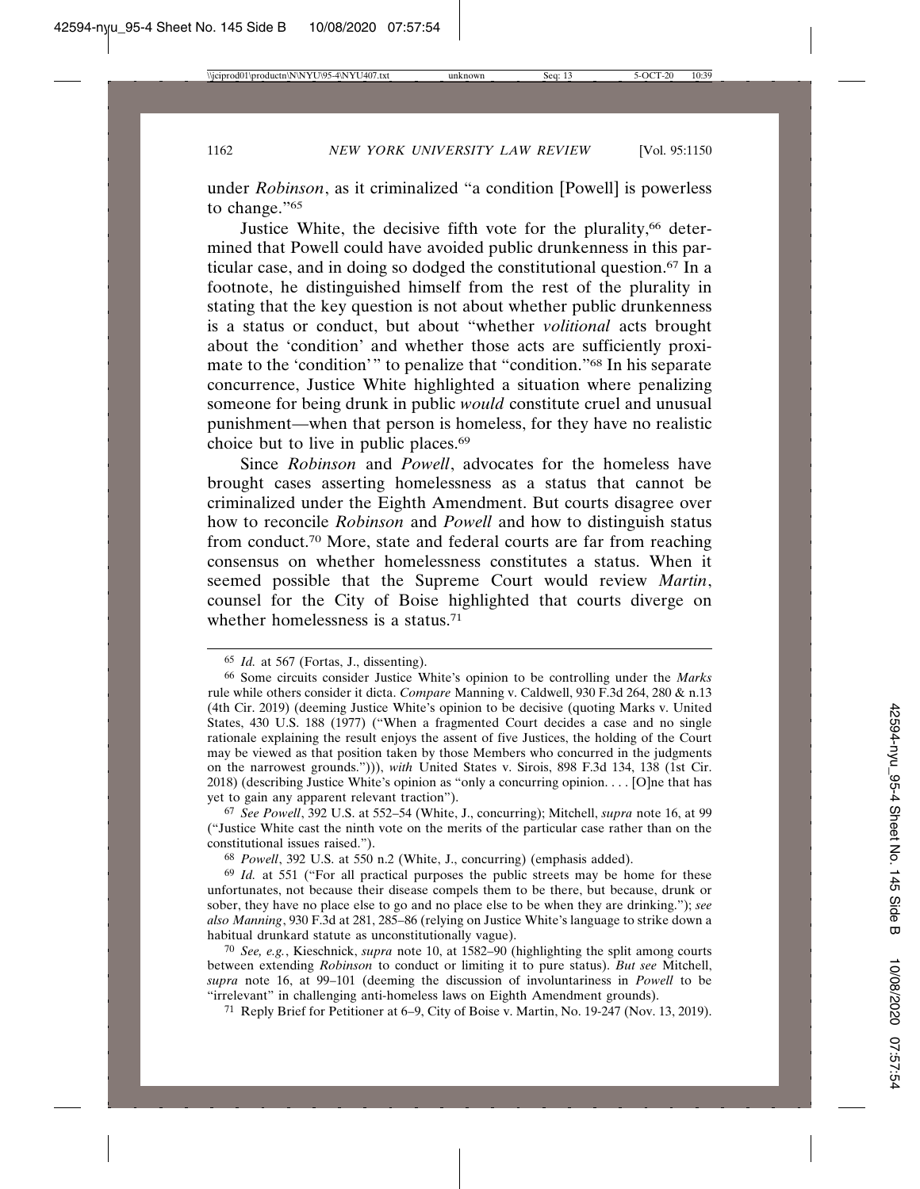under *Robinson*, as it criminalized "a condition [Powell] is powerless to change."[65]

Justice White, the decisive fifth vote for the plurality,[66] determined that Powell could have avoided public drunkenness in this particular case, and in doing so dodged the constitutional question.[67] In a footnote, he distinguished himself from the rest of the plurality in stating that the key question is not about whether public drunkenness is a status or conduct, but about "whether *volitional* acts brought about the 'condition' and whether those acts are sufficiently proximate to the 'condition'" to penalize that "condition."[68] In his separate concurrence, Justice White highlighted a situation where penalizing someone for being drunk in public *would* constitute cruel and unusual punishment—when that person is homeless, for they have no realistic choice but to live in public places.[69]

Since *Robinson* and *Powell*, advocates for the homeless have brought cases asserting homelessness as a status that cannot be criminalized under the Eighth Amendment. But courts disagree over how to reconcile *Robinson* and *Powell* and how to distinguish status from conduct.[70] More, state and federal courts are far from reaching consensus on whether homelessness constitutes a status. When it seemed possible that the Supreme Court would review *Martin*, counsel for the City of Boise highlighted that courts diverge on whether homelessness is a status.[71]

---

[65] *Id.* at 567 (Fortas, J., dissenting).

[66] Some circuits consider Justice White's opinion to be controlling under the *Marks* rule while others consider it dicta. *Compare* Manning v. Caldwell, 930 F.3d 264, 280 & n.13 (4th Cir. 2019) (deeming Justice White's opinion to be decisive (quoting Marks v. United States, 430 U.S. 188 (1977) ("When a fragmented Court decides a case and no single rationale explaining the result enjoys the assent of five Justices, the holding of the Court may be viewed as that position taken by those Members who concurred in the judgments on the narrowest grounds."))), *with* United States v. Sirois, 898 F.3d 134, 138 (1st Cir. 2018) (describing Justice White's opinion as "only a concurring opinion. . . . [O]ne that has yet to gain any apparent relevant traction").

[67] *See Powell*, 392 U.S. at 552–54 (White, J., concurring); Mitchell, *supra* note 16, at 99 ("Justice White cast the ninth vote on the merits of the particular case rather than on the constitutional issues raised.").

[68] *Powell*, 392 U.S. at 550 n.2 (White, J., concurring) (emphasis added).

[69] *Id.* at 551 ("For all practical purposes the public streets may be home for these unfortunates, not because their disease compels them to be there, but because, drunk or sober, they have no place else to go and no place else to be when they are drinking."); *see also Manning*, 930 F.3d at 281, 285–86 (relying on Justice White's language to strike down a habitual drunkard statute as unconstitutionally vague).

[70] *See, e.g.*, Kieschnick, *supra* note 10, at 1582–90 (highlighting the split among courts between extending *Robinson* to conduct or limiting it to pure status). *But see* Mitchell, *supra* note 16, at 99–101 (deeming the discussion of involuntariness in *Powell* to be "irrelevant" in challenging anti-homeless laws on Eighth Amendment grounds).

[71] Reply Brief for Petitioner at 6–9, City of Boise v. Martin, No. 19-247 (Nov. 13, 2019).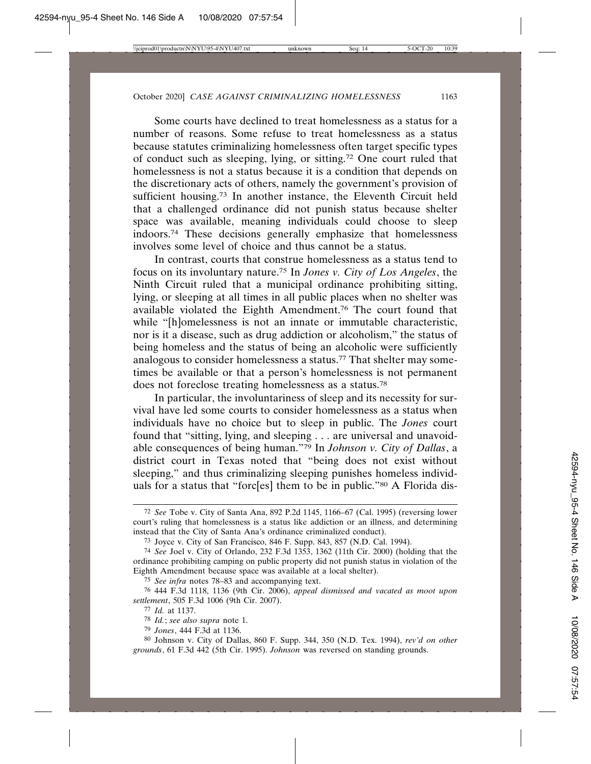Some courts have declined to treat homelessness as a status for a number of reasons. Some refuse to treat homelessness as a status because statutes criminalizing homelessness often target specific types of conduct such as sleeping, lying, or sitting.[72] One court ruled that homelessness is not a status because it is a condition that depends on the discretionary acts of others, namely the government's provision of sufficient housing.[73] In another instance, the Eleventh Circuit held that a challenged ordinance did not punish status because shelter space was available, meaning individuals could choose to sleep indoors.[74] These decisions generally emphasize that homelessness involves some level of choice and thus cannot be a status.

In contrast, courts that construe homelessness as a status tend to focus on its involuntary nature.[75] In *Jones v. City of Los Angeles*, the Ninth Circuit ruled that a municipal ordinance prohibiting sitting, lying, or sleeping at all times in all public places when no shelter was available violated the Eighth Amendment.[76] The court found that while "[h]omelessness is not an innate or immutable characteristic, nor is it a disease, such as drug addiction or alcoholism," the status of being homeless and the status of being an alcoholic were sufficiently analogous to consider homelessness a status.[77] That shelter may sometimes be available or that a person's homelessness is not permanent does not foreclose treating homelessness as a status.[78]

In particular, the involuntariness of sleep and its necessity for survival have led some courts to consider homelessness as a status when individuals have no choice but to sleep in public. The *Jones* court found that "sitting, lying, and sleeping . . . are universal and unavoidable consequences of being human."[79] In *Johnson v. City of Dallas*, a district court in Texas noted that "being does not exist without sleeping," and thus criminalizing sleeping punishes homeless individuals for a status that "forc[es] them to be in public."[80] A Florida dis-

---

[72] *See* Tobe v. City of Santa Ana, 892 P.2d 1145, 1166–67 (Cal. 1995) (reversing lower court's ruling that homelessness is a status like addiction or an illness, and determining instead that the City of Santa Ana's ordinance criminalized conduct).

[73] Joyce v. City of San Francisco, 846 F. Supp. 843, 857 (N.D. Cal. 1994).

[74] *See* Joel v. City of Orlando, 232 F.3d 1353, 1362 (11th Cir. 2000) (holding that the ordinance prohibiting camping on public property did not punish status in violation of the Eighth Amendment because space was available at a local shelter).

[75] *See infra* notes 78–83 and accompanying text.

[76] 444 F.3d 1118, 1136 (9th Cir. 2006), *appeal dismissed and vacated as moot upon settlement*, 505 F.3d 1006 (9th Cir. 2007).

[77] *Id.* at 1137.

[78] *Id.*; *see also supra* note 1.

[79] *Jones*, 444 F.3d at 1136.

[80] Johnson v. City of Dallas, 860 F. Supp. 344, 350 (N.D. Tex. 1994), *rev'd on other grounds*, 61 F.3d 442 (5th Cir. 1995). *Johnson* was reversed on standing grounds.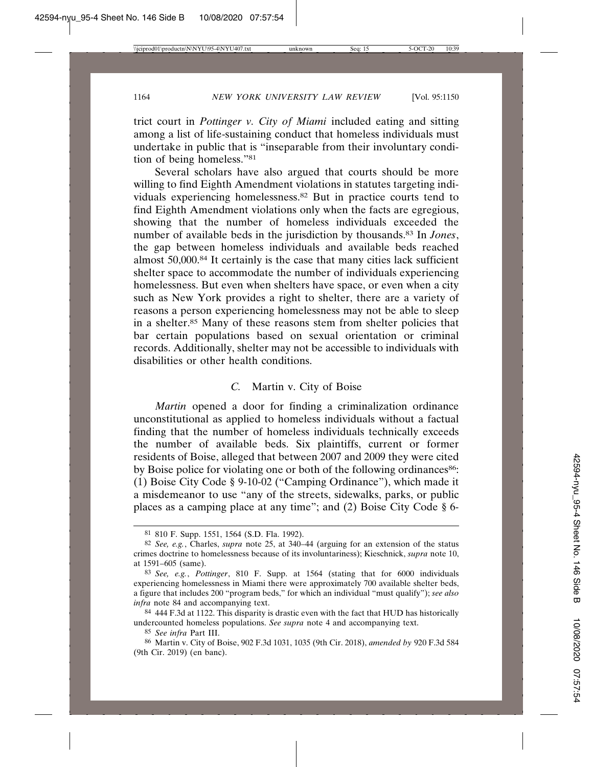trict court in *Pottinger v. City of Miami* included eating and sitting among a list of life-sustaining conduct that homeless individuals must undertake in public that is "inseparable from their involuntary condition of being homeless."[81]

Several scholars have also argued that courts should be more willing to find Eighth Amendment violations in statutes targeting individuals experiencing homelessness.[82] But in practice courts tend to find Eighth Amendment violations only when the facts are egregious, showing that the number of homeless individuals exceeded the number of available beds in the jurisdiction by thousands.[83] In *Jones*, the gap between homeless individuals and available beds reached almost 50,000.[84] It certainly is the case that many cities lack sufficient shelter space to accommodate the number of individuals experiencing homelessness. But even when shelters have space, or even when a city such as New York provides a right to shelter, there are a variety of reasons a person experiencing homelessness may not be able to sleep in a shelter.[85] Many of these reasons stem from shelter policies that bar certain populations based on sexual orientation or criminal records. Additionally, shelter may not be accessible to individuals with disabilities or other health conditions.

### *C.* Martin v. City of Boise

*Martin* opened a door for finding a criminalization ordinance unconstitutional as applied to homeless individuals without a factual finding that the number of homeless individuals technically exceeds the number of available beds. Six plaintiffs, current or former residents of Boise, alleged that between 2007 and 2009 they were cited by Boise police for violating one or both of the following ordinances[86]: (1) Boise City Code § 9-10-02 ("Camping Ordinance"), which made it a misdemeanor to use "any of the streets, sidewalks, parks, or public places as a camping place at any time"; and (2) Boise City Code § 6-

---

[81] 810 F. Supp. 1551, 1564 (S.D. Fla. 1992).

[82] *See, e.g.*, Charles, *supra* note 25, at 340–44 (arguing for an extension of the status crimes doctrine to homelessness because of its involuntariness); Kieschnick, *supra* note 10, at 1591–605 (same).

[83] *See, e.g.*, *Pottinger*, 810 F. Supp. at 1564 (stating that for 6000 individuals experiencing homelessness in Miami there were approximately 700 available shelter beds, a figure that includes 200 "program beds," for which an individual "must qualify"); *see also infra* note 84 and accompanying text.

[84] 444 F.3d at 1122. This disparity is drastic even with the fact that HUD has historically undercounted homeless populations. *See supra* note 4 and accompanying text.

[85] *See infra* Part III.

[86] Martin v. City of Boise, 902 F.3d 1031, 1035 (9th Cir. 2018), *amended by* 920 F.3d 584 (9th Cir. 2019) (en banc).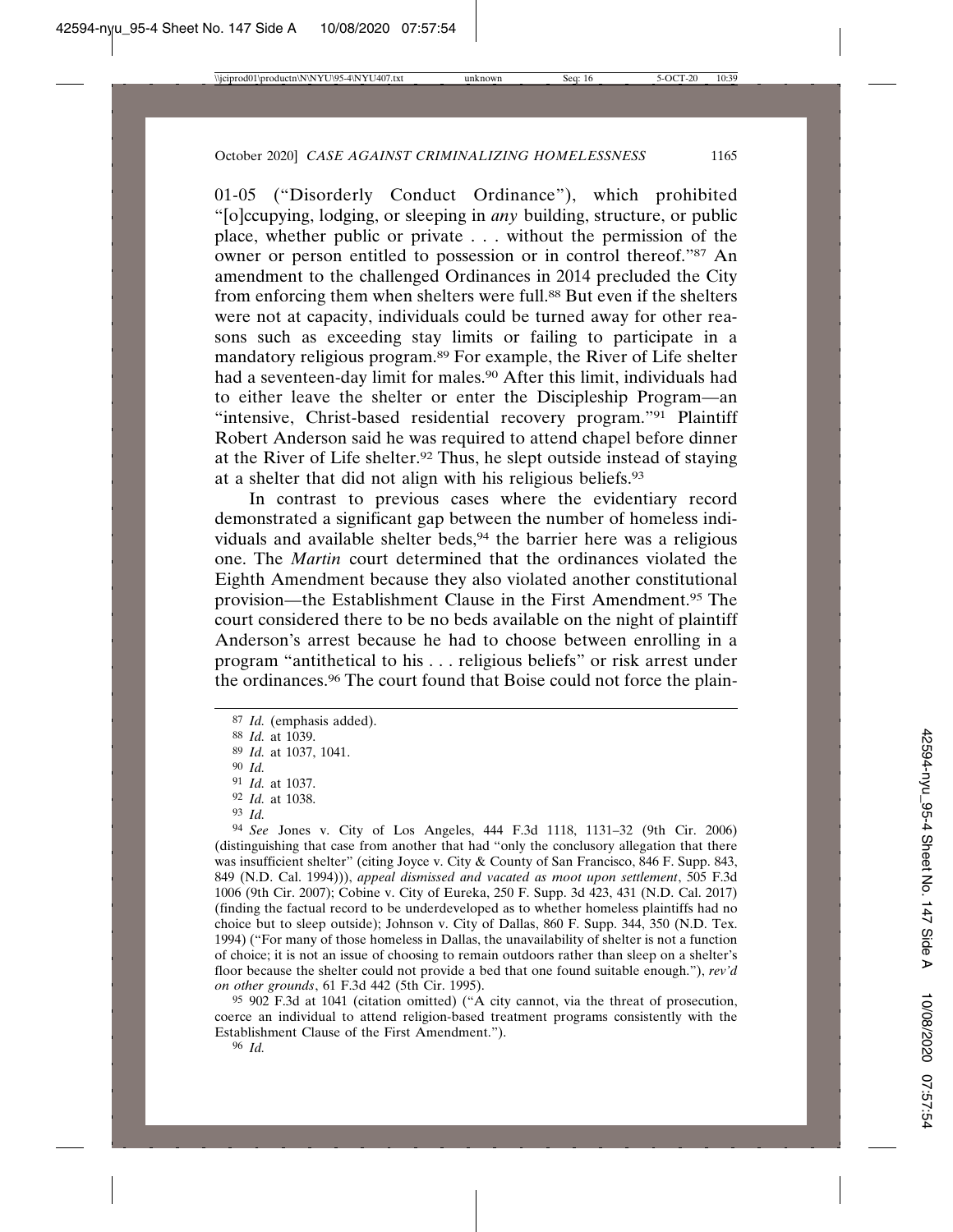01-05 ("Disorderly Conduct Ordinance"), which prohibited "[o]ccupying, lodging, or sleeping in *any* building, structure, or public place, whether public or private . . . without the permission of the owner or person entitled to possession or in control thereof."[87] An amendment to the challenged Ordinances in 2014 precluded the City from enforcing them when shelters were full.[88] But even if the shelters were not at capacity, individuals could be turned away for other reasons such as exceeding stay limits or failing to participate in a mandatory religious program.[89] For example, the River of Life shelter had a seventeen-day limit for males.[90] After this limit, individuals had to either leave the shelter or enter the Discipleship Program—an "intensive, Christ-based residential recovery program."[91] Plaintiff Robert Anderson said he was required to attend chapel before dinner at the River of Life shelter.[92] Thus, he slept outside instead of staying at a shelter that did not align with his religious beliefs.[93]

In contrast to previous cases where the evidentiary record demonstrated a significant gap between the number of homeless individuals and available shelter beds,[94] the barrier here was a religious one. The *Martin* court determined that the ordinances violated the Eighth Amendment because they also violated another constitutional provision—the Establishment Clause in the First Amendment.[95] The court considered there to be no beds available on the night of plaintiff Anderson's arrest because he had to choose between enrolling in a program "antithetical to his . . . religious beliefs" or risk arrest under the ordinances.[96] The court found that Boise could not force the plain-

---

[87] *Id.* (emphasis added).

[88] *Id.* at 1039.

[89] *Id.* at 1037, 1041.

[90] *Id.*

[91] *Id.* at 1037.

[92] *Id.* at 1038.

[93] *Id.*

[94] *See* Jones v. City of Los Angeles, 444 F.3d 1118, 1131–32 (9th Cir. 2006) (distinguishing that case from another that had "only the conclusory allegation that there was insufficient shelter" (citing Joyce v. City & County of San Francisco, 846 F. Supp. 843, 849 (N.D. Cal. 1994))), *appeal dismissed and vacated as moot upon settlement*, 505 F.3d 1006 (9th Cir. 2007); Cobine v. City of Eureka, 250 F. Supp. 3d 423, 431 (N.D. Cal. 2017) (finding the factual record to be underdeveloped as to whether homeless plaintiffs had no choice but to sleep outside); Johnson v. City of Dallas, 860 F. Supp. 344, 350 (N.D. Tex. 1994) ("For many of those homeless in Dallas, the unavailability of shelter is not a function of choice; it is not an issue of choosing to remain outdoors rather than sleep on a shelter's floor because the shelter could not provide a bed that one found suitable enough."), *rev'd on other grounds*, 61 F.3d 442 (5th Cir. 1995).

[95] 902 F.3d at 1041 (citation omitted) ("A city cannot, via the threat of prosecution, coerce an individual to attend religion-based treatment programs consistently with the Establishment Clause of the First Amendment.").

[96] *Id.*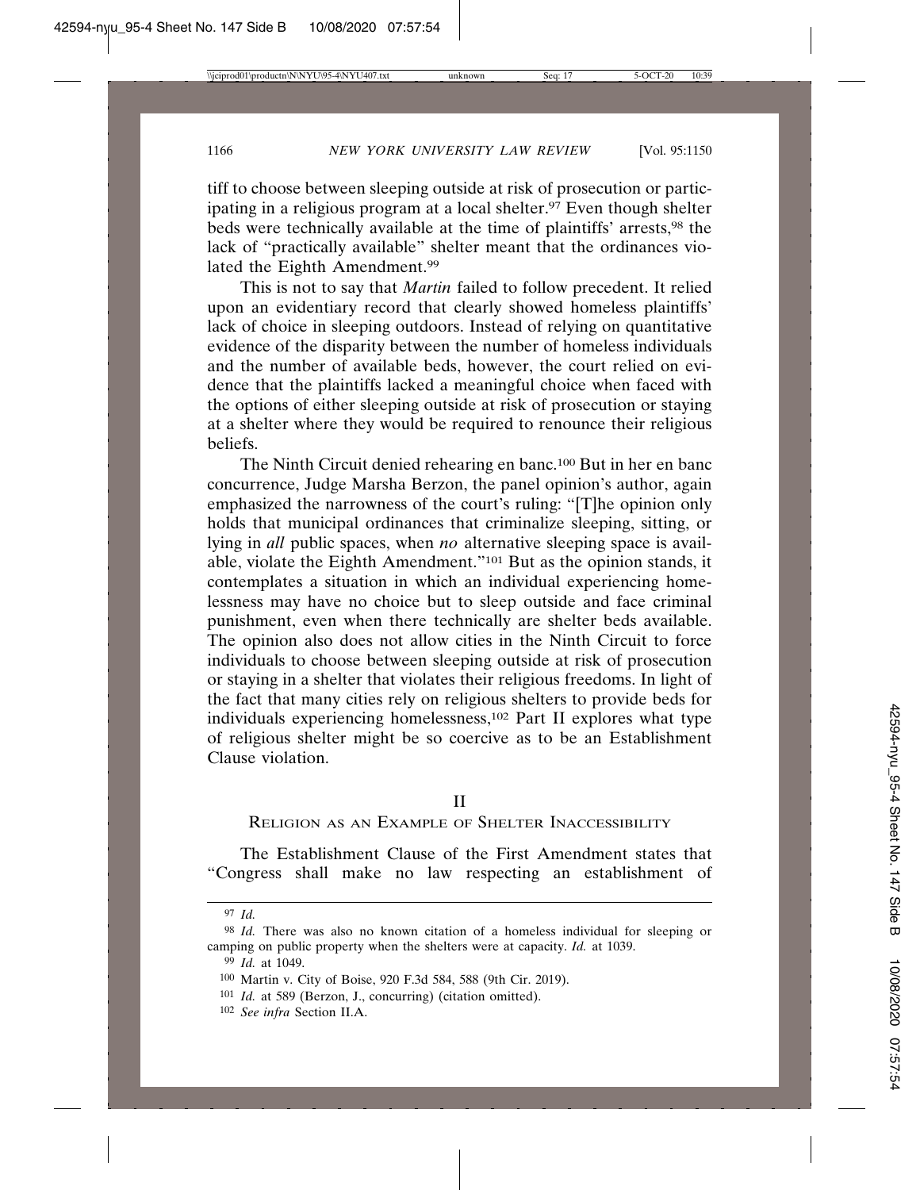tiff to choose between sleeping outside at risk of prosecution or participating in a religious program at a local shelter.[97] Even though shelter beds were technically available at the time of plaintiffs' arrests,[98] the lack of "practically available" shelter meant that the ordinances violated the Eighth Amendment.[99]

This is not to say that *Martin* failed to follow precedent. It relied upon an evidentiary record that clearly showed homeless plaintiffs' lack of choice in sleeping outdoors. Instead of relying on quantitative evidence of the disparity between the number of homeless individuals and the number of available beds, however, the court relied on evidence that the plaintiffs lacked a meaningful choice when faced with the options of either sleeping outside at risk of prosecution or staying at a shelter where they would be required to renounce their religious beliefs.

The Ninth Circuit denied rehearing en banc.[100] But in her en banc concurrence, Judge Marsha Berzon, the panel opinion's author, again emphasized the narrowness of the court's ruling: "[T]he opinion only holds that municipal ordinances that criminalize sleeping, sitting, or lying in *all* public spaces, when *no* alternative sleeping space is available, violate the Eighth Amendment."[101] But as the opinion stands, it contemplates a situation in which an individual experiencing homelessness may have no choice but to sleep outside and face criminal punishment, even when there technically are shelter beds available. The opinion also does not allow cities in the Ninth Circuit to force individuals to choose between sleeping outside at risk of prosecution or staying in a shelter that violates their religious freedoms. In light of the fact that many cities rely on religious shelters to provide beds for individuals experiencing homelessness,[102] Part II explores what type of religious shelter might be so coercive as to be an Establishment Clause violation.

## II
## Religion as an Example of Shelter Inaccessibility

The Establishment Clause of the First Amendment states that "Congress shall make no law respecting an establishment of

---

[97] *Id.*

[98] *Id.* There was also no known citation of a homeless individual for sleeping or camping on public property when the shelters were at capacity. *Id.* at 1039.

[99] *Id.* at 1049.

[100] Martin v. City of Boise, 920 F.3d 584, 588 (9th Cir. 2019).

[101] *Id.* at 589 (Berzon, J., concurring) (citation omitted).

[102] *See infra* Section II.A.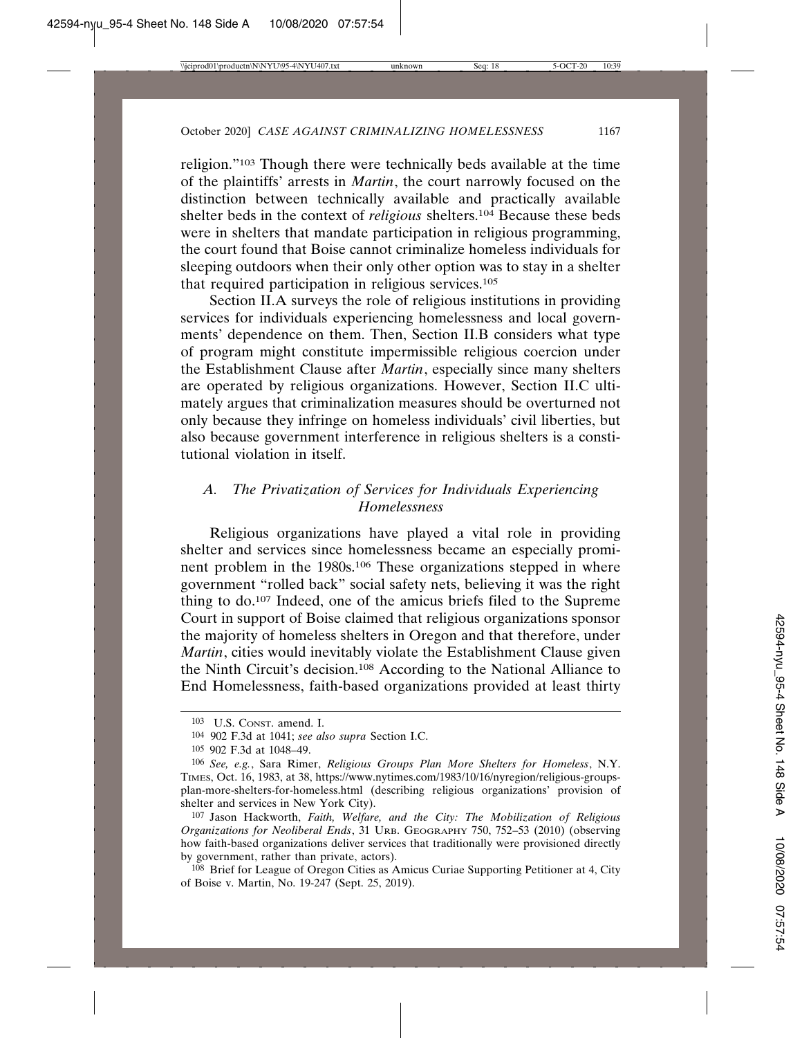religion."[103] Though there were technically beds available at the time of the plaintiffs' arrests in *Martin*, the court narrowly focused on the distinction between technically available and practically available shelter beds in the context of *religious* shelters.[104] Because these beds were in shelters that mandate participation in religious programming, the court found that Boise cannot criminalize homeless individuals for sleeping outdoors when their only other option was to stay in a shelter that required participation in religious services.[105]

Section II.A surveys the role of religious institutions in providing services for individuals experiencing homelessness and local governments' dependence on them. Then, Section II.B considers what type of program might constitute impermissible religious coercion under the Establishment Clause after *Martin*, especially since many shelters are operated by religious organizations. However, Section II.C ultimately argues that criminalization measures should be overturned not only because they infringe on homeless individuals' civil liberties, but also because government interference in religious shelters is a constitutional violation in itself.

### *A. The Privatization of Services for Individuals Experiencing Homelessness*

Religious organizations have played a vital role in providing shelter and services since homelessness became an especially prominent problem in the 1980s.[106] These organizations stepped in where government "rolled back" social safety nets, believing it was the right thing to do.[107] Indeed, one of the amicus briefs filed to the Supreme Court in support of Boise claimed that religious organizations sponsor the majority of homeless shelters in Oregon and that therefore, under *Martin*, cities would inevitably violate the Establishment Clause given the Ninth Circuit's decision.[108] According to the National Alliance to End Homelessness, faith-based organizations provided at least thirty

---

[103] U.S. CONST. amend. I.

[104] 902 F.3d at 1041; *see also supra* Section I.C.

[105] 902 F.3d at 1048–49.

[106] *See, e.g.*, Sara Rimer, *Religious Groups Plan More Shelters for Homeless*, N.Y. TIMES, Oct. 16, 1983, at 38, https://www.nytimes.com/1983/10/16/nyregion/religious-groups-plan-more-shelters-for-homeless.html (describing religious organizations' provision of shelter and services in New York City).

[107] Jason Hackworth, *Faith, Welfare, and the City: The Mobilization of Religious Organizations for Neoliberal Ends*, 31 URB. GEOGRAPHY 750, 752–53 (2010) (observing how faith-based organizations deliver services that traditionally were provisioned directly by government, rather than private, actors).

[108] Brief for League of Oregon Cities as Amicus Curiae Supporting Petitioner at 4, City of Boise v. Martin, No. 19-247 (Sept. 25, 2019).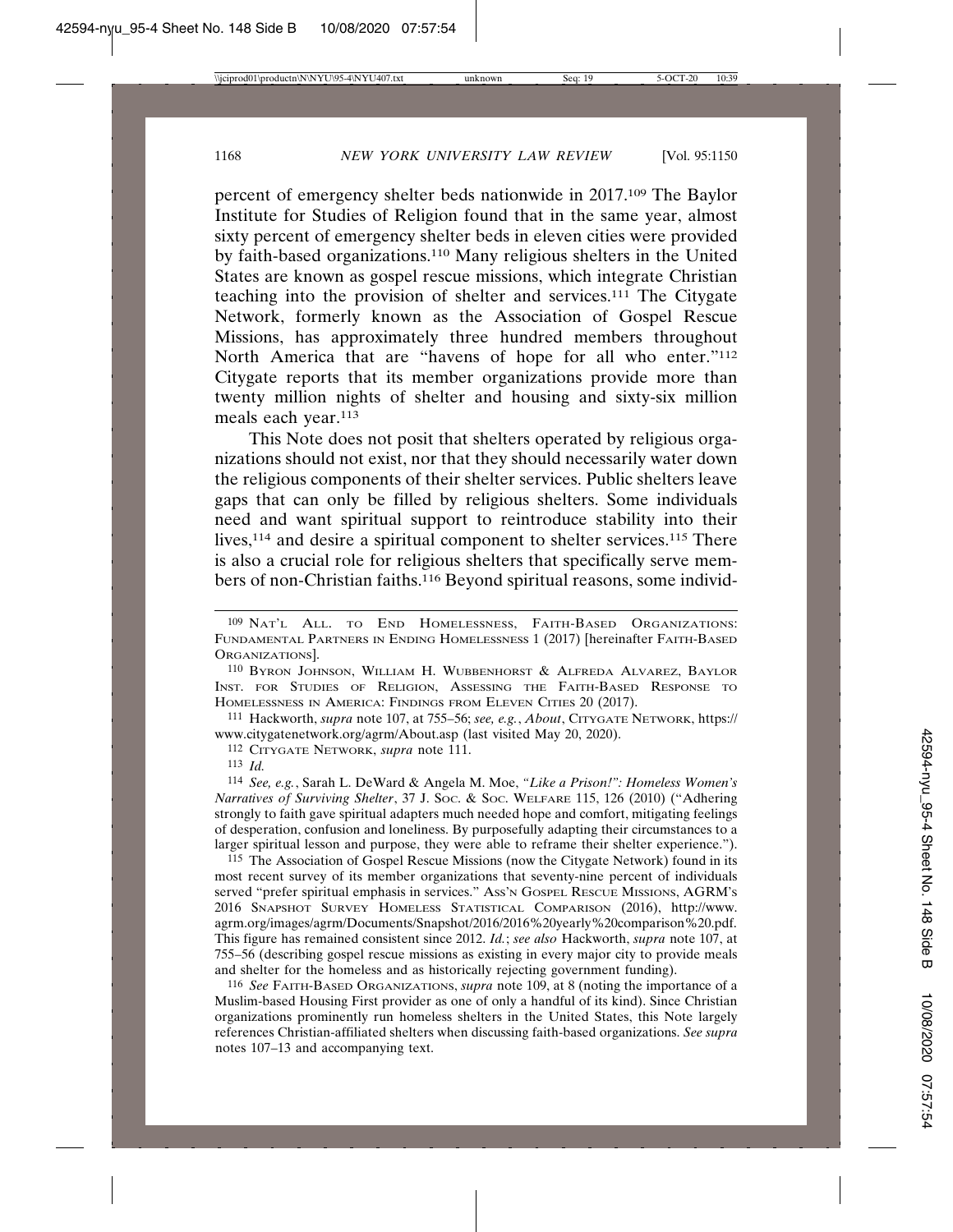percent of emergency shelter beds nationwide in 2017.[109] The Baylor Institute for Studies of Religion found that in the same year, almost sixty percent of emergency shelter beds in eleven cities were provided by faith-based organizations.[110] Many religious shelters in the United States are known as gospel rescue missions, which integrate Christian teaching into the provision of shelter and services.[111] The Citygate Network, formerly known as the Association of Gospel Rescue Missions, has approximately three hundred members throughout North America that are "havens of hope for all who enter."[112] Citygate reports that its member organizations provide more than twenty million nights of shelter and housing and sixty-six million meals each year.[113]

This Note does not posit that shelters operated by religious organizations should not exist, nor that they should necessarily water down the religious components of their shelter services. Public shelters leave gaps that can only be filled by religious shelters. Some individuals need and want spiritual support to reintroduce stability into their lives,[114] and desire a spiritual component to shelter services.[115] There is also a crucial role for religious shelters that specifically serve members of non-Christian faiths.[116] Beyond spiritual reasons, some individ-

---

[109] NAT'L ALL. TO END HOMELESSNESS, FAITH-BASED ORGANIZATIONS: FUNDAMENTAL PARTNERS IN ENDING HOMELESSNESS 1 (2017) [hereinafter FAITH-BASED ORGANIZATIONS].

[110] BYRON JOHNSON, WILLIAM H. WUBBENHORST & ALFREDA ALVAREZ, BAYLOR INST. FOR STUDIES OF RELIGION, ASSESSING THE FAITH-BASED RESPONSE TO HOMELESSNESS IN AMERICA: FINDINGS FROM ELEVEN CITIES 20 (2017).

[111] Hackworth, *supra* note 107, at 755–56; *see, e.g.*, *About*, CITYGATE NETWORK, https://www.citygatenetwork.org/agrm/About.asp (last visited May 20, 2020).

[112] CITYGATE NETWORK, *supra* note 111.

[113] *Id.*

[114] *See, e.g.*, Sarah L. DeWard & Angela M. Moe, *"Like a Prison!": Homeless Women's Narratives of Surviving Shelter*, 37 J. SOC. & SOC. WELFARE 115, 126 (2010) ("Adhering strongly to faith gave spiritual adapters much needed hope and comfort, mitigating feelings of desperation, confusion and loneliness. By purposefully adapting their circumstances to a larger spiritual lesson and purpose, they were able to reframe their shelter experience.").

[115] The Association of Gospel Rescue Missions (now the Citygate Network) found in its most recent survey of its member organizations that seventy-nine percent of individuals served "prefer spiritual emphasis in services." ASS'N GOSPEL RESCUE MISSIONS, AGRM'S 2016 SNAPSHOT SURVEY HOMELESS STATISTICAL COMPARISON (2016), http://www.agrm.org/images/agrm/Documents/Snapshot/2016/2016%20yearly%20comparison%20.pdf. This figure has remained consistent since 2012. *Id.*; *see also* Hackworth, *supra* note 107, at 755–56 (describing gospel rescue missions as existing in every major city to provide meals and shelter for the homeless and as historically rejecting government funding).

[116] *See* FAITH-BASED ORGANIZATIONS, *supra* note 109, at 8 (noting the importance of a Muslim-based Housing First provider as one of only a handful of its kind). Since Christian organizations prominently run homeless shelters in the United States, this Note largely references Christian-affiliated shelters when discussing faith-based organizations. *See supra* notes 107–13 and accompanying text.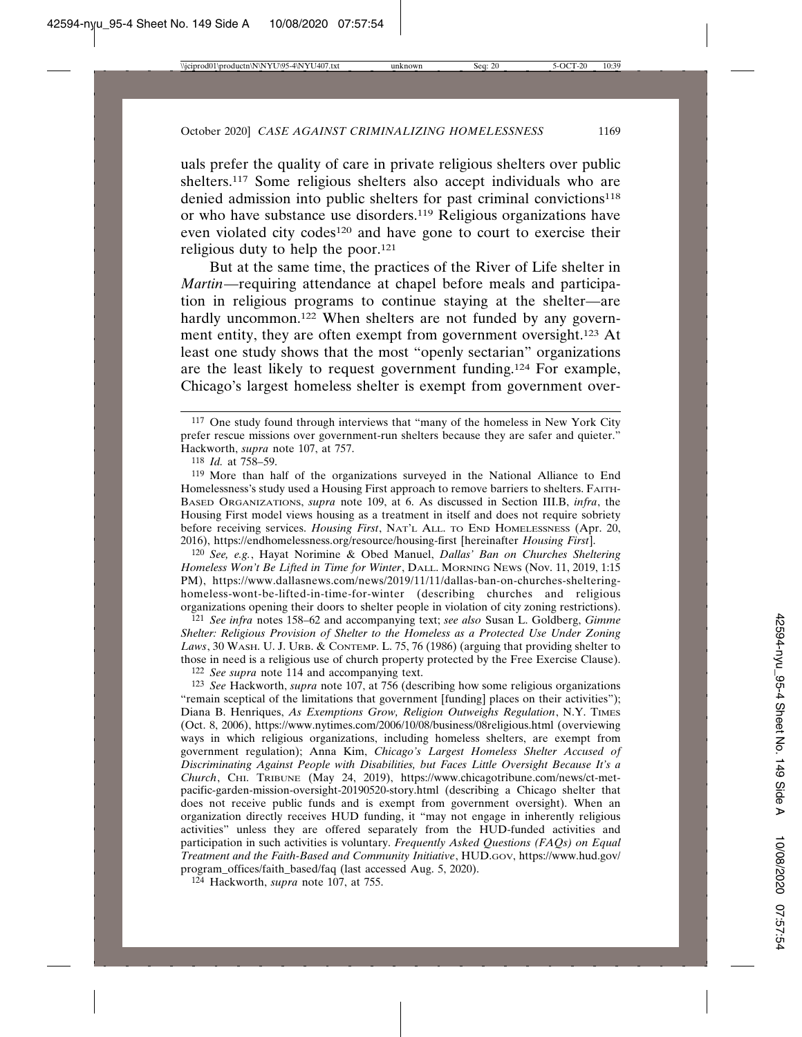uals prefer the quality of care in private religious shelters over public shelters.[117] Some religious shelters also accept individuals who are denied admission into public shelters for past criminal convictions[118] or who have substance use disorders.[119] Religious organizations have even violated city codes[120] and have gone to court to exercise their religious duty to help the poor.[121]

But at the same time, the practices of the River of Life shelter in *Martin*—requiring attendance at chapel before meals and participation in religious programs to continue staying at the shelter—are hardly uncommon.[122] When shelters are not funded by any government entity, they are often exempt from government oversight.[123] At least one study shows that the most "openly sectarian" organizations are the least likely to request government funding.[124] For example, Chicago's largest homeless shelter is exempt from government over-

---

[117] One study found through interviews that "many of the homeless in New York City prefer rescue missions over government-run shelters because they are safer and quieter." Hackworth, *supra* note 107, at 757.

[118] *Id.* at 758–59.

[119] More than half of the organizations surveyed in the National Alliance to End Homelessness's study used a Housing First approach to remove barriers to shelters. FAITH-BASED ORGANIZATIONS, *supra* note 109, at 6. As discussed in Section III.B, *infra*, the Housing First model views housing as a treatment in itself and does not require sobriety before receiving services. *Housing First*, NAT'L ALL. TO END HOMELESSNESS (Apr. 20, 2016), https://endhomelessness.org/resource/housing-first [hereinafter *Housing First*].

[120] *See, e.g.*, Hayat Norimine & Obed Manuel, *Dallas' Ban on Churches Sheltering Homeless Won't Be Lifted in Time for Winter*, DALL. MORNING NEWS (Nov. 11, 2019, 1:15 PM), https://www.dallasnews.com/news/2019/11/11/dallas-ban-on-churches-sheltering-homeless-wont-be-lifted-in-time-for-winter (describing churches and religious organizations opening their doors to shelter people in violation of city zoning restrictions).

[121] *See infra* notes 158–62 and accompanying text; *see also* Susan L. Goldberg, *Gimme Shelter: Religious Provision of Shelter to the Homeless as a Protected Use Under Zoning Laws*, 30 WASH. U. J. URB. & CONTEMP. L. 75, 76 (1986) (arguing that providing shelter to those in need is a religious use of church property protected by the Free Exercise Clause).

[122] *See supra* note 114 and accompanying text.

[123] *See* Hackworth, *supra* note 107, at 756 (describing how some religious organizations "remain sceptical of the limitations that government [funding] places on their activities"); Diana B. Henriques, *As Exemptions Grow, Religion Outweighs Regulation*, N.Y. TIMES (Oct. 8, 2006), https://www.nytimes.com/2006/10/08/business/08religious.html (overviewing ways in which religious organizations, including homeless shelters, are exempt from government regulation); Anna Kim, *Chicago's Largest Homeless Shelter Accused of Discriminating Against People with Disabilities, but Faces Little Oversight Because It's a Church*, CHI. TRIBUNE (May 24, 2019), https://www.chicagotribune.com/news/ct-met-pacific-garden-mission-oversight-20190520-story.html (describing a Chicago shelter that does not receive public funds and is exempt from government oversight). When an organization directly receives HUD funding, it "may not engage in inherently religious activities" unless they are offered separately from the HUD-funded activities and participation in such activities is voluntary. *Frequently Asked Questions (FAQs) on Equal Treatment and the Faith-Based and Community Initiative*, HUD.GOV, https://www.hud.gov/program_offices/faith_based/faq (last accessed Aug. 5, 2020).

[124] Hackworth, *supra* note 107, at 755.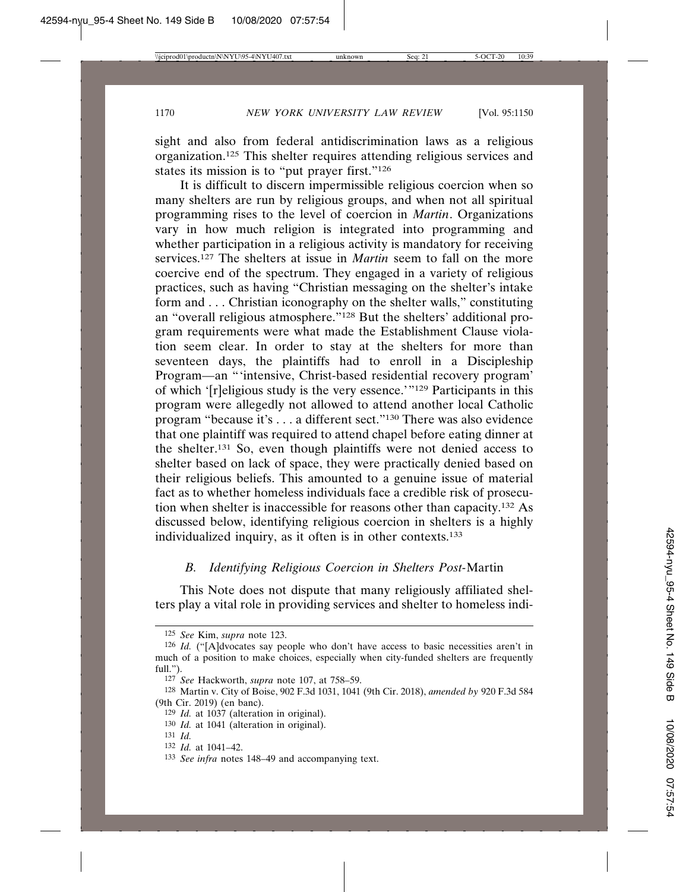sight and also from federal antidiscrimination laws as a religious organization.[125] This shelter requires attending religious services and states its mission is to "put prayer first."[126]

It is difficult to discern impermissible religious coercion when so many shelters are run by religious groups, and when not all spiritual programming rises to the level of coercion in *Martin*. Organizations vary in how much religion is integrated into programming and whether participation in a religious activity is mandatory for receiving services.[127] The shelters at issue in *Martin* seem to fall on the more coercive end of the spectrum. They engaged in a variety of religious practices, such as having "Christian messaging on the shelter's intake form and . . . Christian iconography on the shelter walls," constituting an "overall religious atmosphere."[128] But the shelters' additional program requirements were what made the Establishment Clause violation seem clear. In order to stay at the shelters for more than seventeen days, the plaintiffs had to enroll in a Discipleship Program—an "'intensive, Christ-based residential recovery program' of which '[r]eligious study is the very essence.'"[129] Participants in this program were allegedly not allowed to attend another local Catholic program "because it's . . . a different sect."[130] There was also evidence that one plaintiff was required to attend chapel before eating dinner at the shelter.[131] So, even though plaintiffs were not denied access to shelter based on lack of space, they were practically denied based on their religious beliefs. This amounted to a genuine issue of material fact as to whether homeless individuals face a credible risk of prosecution when shelter is inaccessible for reasons other than capacity.[132] As discussed below, identifying religious coercion in shelters is a highly individualized inquiry, as it often is in other contexts.[133]

### B. Identifying Religious Coercion in Shelters Post-*Martin*

This Note does not dispute that many religiously affiliated shelters play a vital role in providing services and shelter to homeless indi-

---

125 *See* Kim, *supra* note 123.

126 *Id.* ("[A]dvocates say people who don't have access to basic necessities aren't in much of a position to make choices, especially when city-funded shelters are frequently full.").

127 *See* Hackworth, *supra* note 107, at 758–59.

128 Martin v. City of Boise, 902 F.3d 1031, 1041 (9th Cir. 2018), *amended by* 920 F.3d 584 (9th Cir. 2019) (en banc).

129 *Id.* at 1037 (alteration in original).

130 *Id.* at 1041 (alteration in original).

131 *Id.*

132 *Id.* at 1041–42.

133 *See infra* notes 148–49 and accompanying text.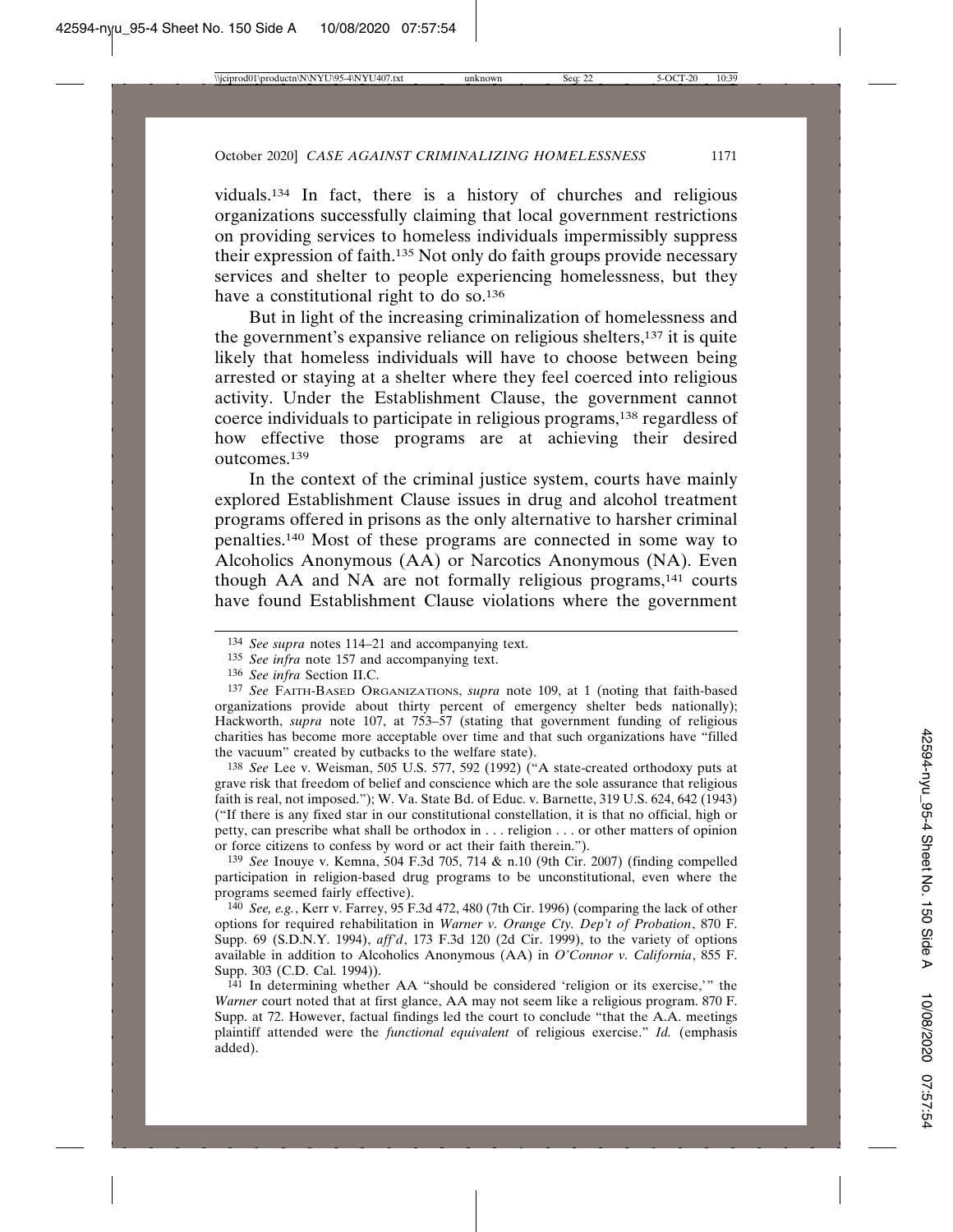viduals.[134] In fact, there is a history of churches and religious organizations successfully claiming that local government restrictions on providing services to homeless individuals impermissibly suppress their expression of faith.[135] Not only do faith groups provide necessary services and shelter to people experiencing homelessness, but they have a constitutional right to do so.[136]

But in light of the increasing criminalization of homelessness and the government's expansive reliance on religious shelters,[137] it is quite likely that homeless individuals will have to choose between being arrested or staying at a shelter where they feel coerced into religious activity. Under the Establishment Clause, the government cannot coerce individuals to participate in religious programs,[138] regardless of how effective those programs are at achieving their desired outcomes.[139]

In the context of the criminal justice system, courts have mainly explored Establishment Clause issues in drug and alcohol treatment programs offered in prisons as the only alternative to harsher criminal penalties.[140] Most of these programs are connected in some way to Alcoholics Anonymous (AA) or Narcotics Anonymous (NA). Even though AA and NA are not formally religious programs,[141] courts have found Establishment Clause violations where the government

---

[134] *See supra* notes 114–21 and accompanying text.

[135] *See infra* note 157 and accompanying text.

[136] *See infra* Section II.C.

[137] *See* FAITH-BASED ORGANIZATIONS, *supra* note 109, at 1 (noting that faith-based organizations provide about thirty percent of emergency shelter beds nationally); Hackworth, *supra* note 107, at 753–57 (stating that government funding of religious charities has become more acceptable over time and that such organizations have "filled the vacuum" created by cutbacks to the welfare state).

[138] *See* Lee v. Weisman, 505 U.S. 577, 592 (1992) ("A state-created orthodoxy puts at grave risk that freedom of belief and conscience which are the sole assurance that religious faith is real, not imposed."); W. Va. State Bd. of Educ. v. Barnette, 319 U.S. 624, 642 (1943) ("If there is any fixed star in our constitutional constellation, it is that no official, high or petty, can prescribe what shall be orthodox in . . . religion . . . or other matters of opinion or force citizens to confess by word or act their faith therein.").

[139] *See* Inouye v. Kemna, 504 F.3d 705, 714 & n.10 (9th Cir. 2007) (finding compelled participation in religion-based drug programs to be unconstitutional, even where the programs seemed fairly effective).

[140] *See, e.g.*, Kerr v. Farrey, 95 F.3d 472, 480 (7th Cir. 1996) (comparing the lack of other options for required rehabilitation in *Warner v. Orange Cty. Dep't of Probation*, 870 F. Supp. 69 (S.D.N.Y. 1994), *aff'd*, 173 F.3d 120 (2d Cir. 1999), to the variety of options available in addition to Alcoholics Anonymous (AA) in *O'Connor v. California*, 855 F. Supp. 303 (C.D. Cal. 1994)).

[141] In determining whether AA "should be considered 'religion or its exercise,'" the *Warner* court noted that at first glance, AA may not seem like a religious program. 870 F. Supp. at 72. However, factual findings led the court to conclude "that the A.A. meetings plaintiff attended were the *functional equivalent* of religious exercise." *Id.* (emphasis added).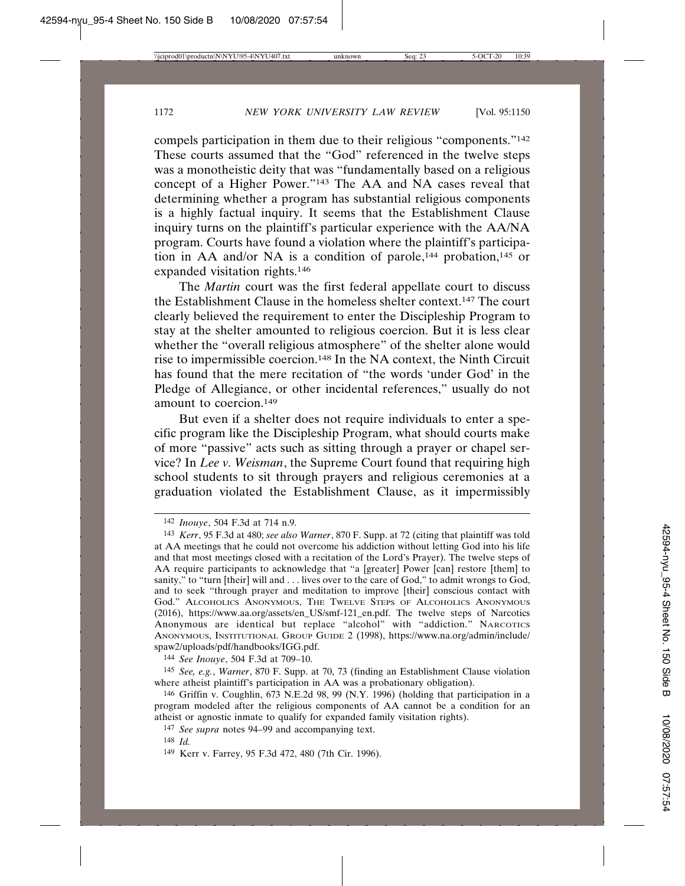compels participation in them due to their religious "components."[142] These courts assumed that the "God" referenced in the twelve steps was a monotheistic deity that was "fundamentally based on a religious concept of a Higher Power."[143] The AA and NA cases reveal that determining whether a program has substantial religious components is a highly factual inquiry. It seems that the Establishment Clause inquiry turns on the plaintiff's particular experience with the AA/NA program. Courts have found a violation where the plaintiff's participation in AA and/or NA is a condition of parole,[144] probation,[145] or expanded visitation rights.[146]

The *Martin* court was the first federal appellate court to discuss the Establishment Clause in the homeless shelter context.[147] The court clearly believed the requirement to enter the Discipleship Program to stay at the shelter amounted to religious coercion. But it is less clear whether the "overall religious atmosphere" of the shelter alone would rise to impermissible coercion.[148] In the NA context, the Ninth Circuit has found that the mere recitation of "the words 'under God' in the Pledge of Allegiance, or other incidental references," usually do not amount to coercion.[149]

But even if a shelter does not require individuals to enter a specific program like the Discipleship Program, what should courts make of more "passive" acts such as sitting through a prayer or chapel service? In *Lee v. Weisman*, the Supreme Court found that requiring high school students to sit through prayers and religious ceremonies at a graduation violated the Establishment Clause, as it impermissibly

---

[142] *Inouye*, 504 F.3d at 714 n.9.

[143] *Kerr*, 95 F.3d at 480; *see also Warner*, 870 F. Supp. at 72 (citing that plaintiff was told at AA meetings that he could not overcome his addiction without letting God into his life and that most meetings closed with a recitation of the Lord's Prayer). The twelve steps of AA require participants to acknowledge that "a [greater] Power [can] restore [them] to sanity," to "turn [their] will and . . . lives over to the care of God," to admit wrongs to God, and to seek "through prayer and meditation to improve [their] conscious contact with God." ALCOHOLICS ANONYMOUS, THE TWELVE STEPS OF ALCOHOLICS ANONYMOUS (2016), https://www.aa.org/assets/en_US/smf-121_en.pdf. The twelve steps of Narcotics Anonymous are identical but replace "alcohol" with "addiction." NARCOTICS ANONYMOUS, INSTITUTIONAL GROUP GUIDE 2 (1998), https://www.na.org/admin/include/spaw2/uploads/pdf/handbooks/IGG.pdf.

[144] *See Inouye*, 504 F.3d at 709–10.

[145] *See, e.g.*, *Warner*, 870 F. Supp. at 70, 73 (finding an Establishment Clause violation where atheist plaintiff's participation in AA was a probationary obligation).

[146] Griffin v. Coughlin, 673 N.E.2d 98, 99 (N.Y. 1996) (holding that participation in a program modeled after the religious components of AA cannot be a condition for an atheist or agnostic inmate to qualify for expanded family visitation rights).

[147] *See supra* notes 94–99 and accompanying text.

[148] *Id.*

[149] Kerr v. Farrey, 95 F.3d 472, 480 (7th Cir. 1996).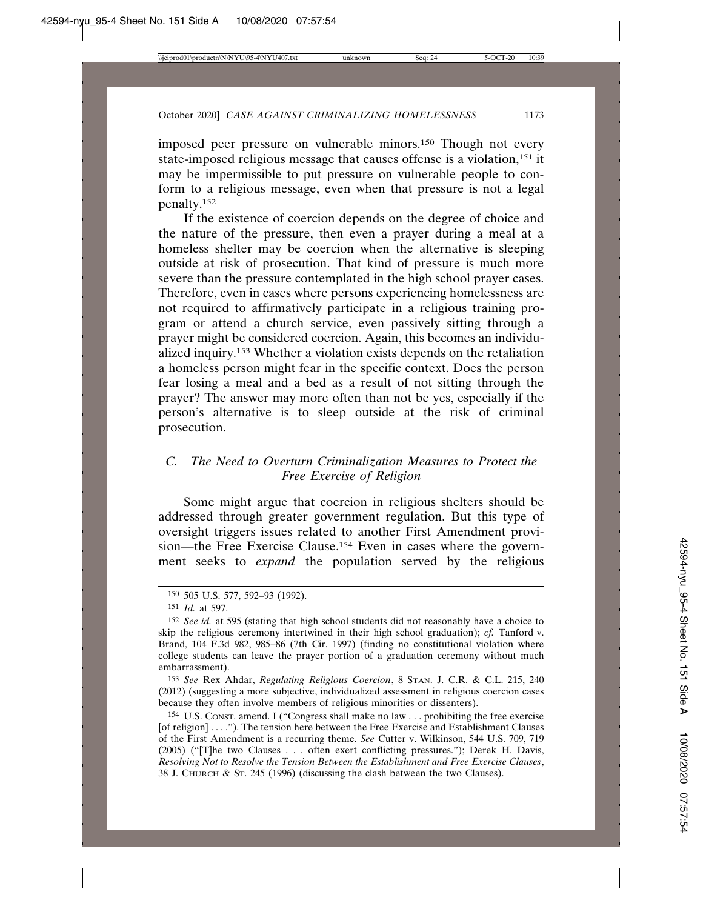imposed peer pressure on vulnerable minors.[150] Though not every state-imposed religious message that causes offense is a violation,[151] it may be impermissible to put pressure on vulnerable people to conform to a religious message, even when that pressure is not a legal penalty.[152]

If the existence of coercion depends on the degree of choice and the nature of the pressure, then even a prayer during a meal at a homeless shelter may be coercion when the alternative is sleeping outside at risk of prosecution. That kind of pressure is much more severe than the pressure contemplated in the high school prayer cases. Therefore, even in cases where persons experiencing homelessness are not required to affirmatively participate in a religious training program or attend a church service, even passively sitting through a prayer might be considered coercion. Again, this becomes an individualized inquiry.[153] Whether a violation exists depends on the retaliation a homeless person might fear in the specific context. Does the person fear losing a meal and a bed as a result of not sitting through the prayer? The answer may more often than not be yes, especially if the person's alternative is to sleep outside at the risk of criminal prosecution.

### *C. The Need to Overturn Criminalization Measures to Protect the Free Exercise of Religion*

Some might argue that coercion in religious shelters should be addressed through greater government regulation. But this type of oversight triggers issues related to another First Amendment provision—the Free Exercise Clause.[154] Even in cases where the government seeks to *expand* the population served by the religious

---

150 505 U.S. 577, 592–93 (1992).

151 *Id.* at 597.

152 *See id.* at 595 (stating that high school students did not reasonably have a choice to skip the religious ceremony intertwined in their high school graduation); *cf.* Tanford v. Brand, 104 F.3d 982, 985–86 (7th Cir. 1997) (finding no constitutional violation where college students can leave the prayer portion of a graduation ceremony without much embarrassment).

153 *See* Rex Ahdar, *Regulating Religious Coercion*, 8 STAN. J. C.R. & C.L. 215, 240 (2012) (suggesting a more subjective, individualized assessment in religious coercion cases because they often involve members of religious minorities or dissenters).

154 U.S. CONST. amend. I ("Congress shall make no law . . . prohibiting the free exercise [of religion] . . . ."). The tension here between the Free Exercise and Establishment Clauses of the First Amendment is a recurring theme. *See* Cutter v. Wilkinson, 544 U.S. 709, 719 (2005) ("[T]he two Clauses . . . often exert conflicting pressures."); Derek H. Davis, *Resolving Not to Resolve the Tension Between the Establishment and Free Exercise Clauses*, 38 J. CHURCH & ST. 245 (1996) (discussing the clash between the two Clauses).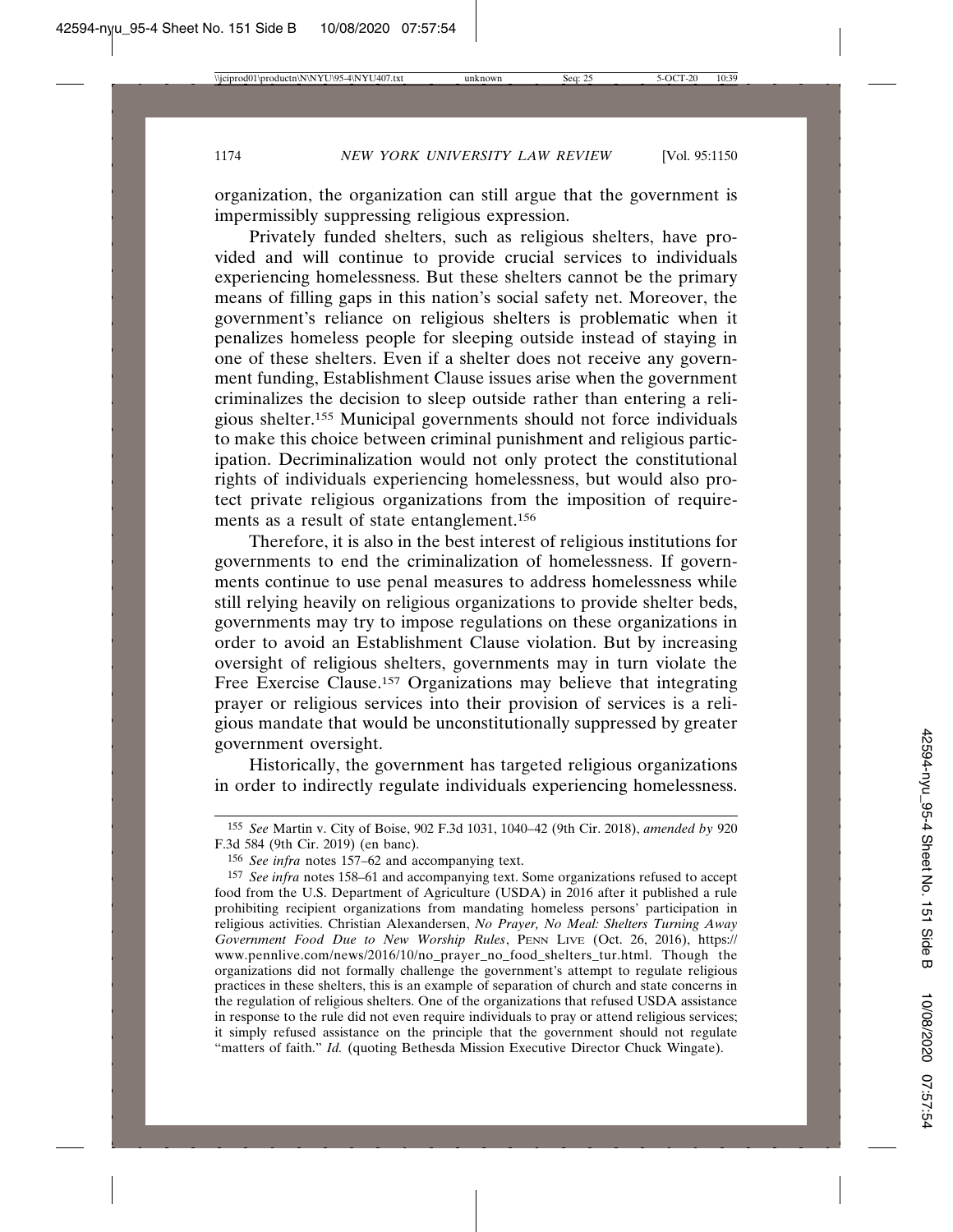organization, the organization can still argue that the government is impermissibly suppressing religious expression.

Privately funded shelters, such as religious shelters, have provided and will continue to provide crucial services to individuals experiencing homelessness. But these shelters cannot be the primary means of filling gaps in this nation's social safety net. Moreover, the government's reliance on religious shelters is problematic when it penalizes homeless people for sleeping outside instead of staying in one of these shelters. Even if a shelter does not receive any government funding, Establishment Clause issues arise when the government criminalizes the decision to sleep outside rather than entering a religious shelter.[155] Municipal governments should not force individuals to make this choice between criminal punishment and religious participation. Decriminalization would not only protect the constitutional rights of individuals experiencing homelessness, but would also protect private religious organizations from the imposition of requirements as a result of state entanglement.[156]

Therefore, it is also in the best interest of religious institutions for governments to end the criminalization of homelessness. If governments continue to use penal measures to address homelessness while still relying heavily on religious organizations to provide shelter beds, governments may try to impose regulations on these organizations in order to avoid an Establishment Clause violation. But by increasing oversight of religious shelters, governments may in turn violate the Free Exercise Clause.[157] Organizations may believe that integrating prayer or religious services into their provision of services is a religious mandate that would be unconstitutionally suppressed by greater government oversight.

Historically, the government has targeted religious organizations in order to indirectly regulate individuals experiencing homelessness.

---

[155] *See* Martin v. City of Boise, 902 F.3d 1031, 1040–42 (9th Cir. 2018), *amended by* 920 F.3d 584 (9th Cir. 2019) (en banc).

[156] *See infra* notes 157–62 and accompanying text.

[157] *See infra* notes 158–61 and accompanying text. Some organizations refused to accept food from the U.S. Department of Agriculture (USDA) in 2016 after it published a rule prohibiting recipient organizations from mandating homeless persons' participation in religious activities. Christian Alexandersen, *No Prayer, No Meal: Shelters Turning Away Government Food Due to New Worship Rules*, PENN LIVE (Oct. 26, 2016), https://www.pennlive.com/news/2016/10/no_prayer_no_food_shelters_tur.html. Though the organizations did not formally challenge the government's attempt to regulate religious practices in these shelters, this is an example of separation of church and state concerns in the regulation of religious shelters. One of the organizations that refused USDA assistance in response to the rule did not even require individuals to pray or attend religious services; it simply refused assistance on the principle that the government should not regulate "matters of faith." *Id.* (quoting Bethesda Mission Executive Director Chuck Wingate).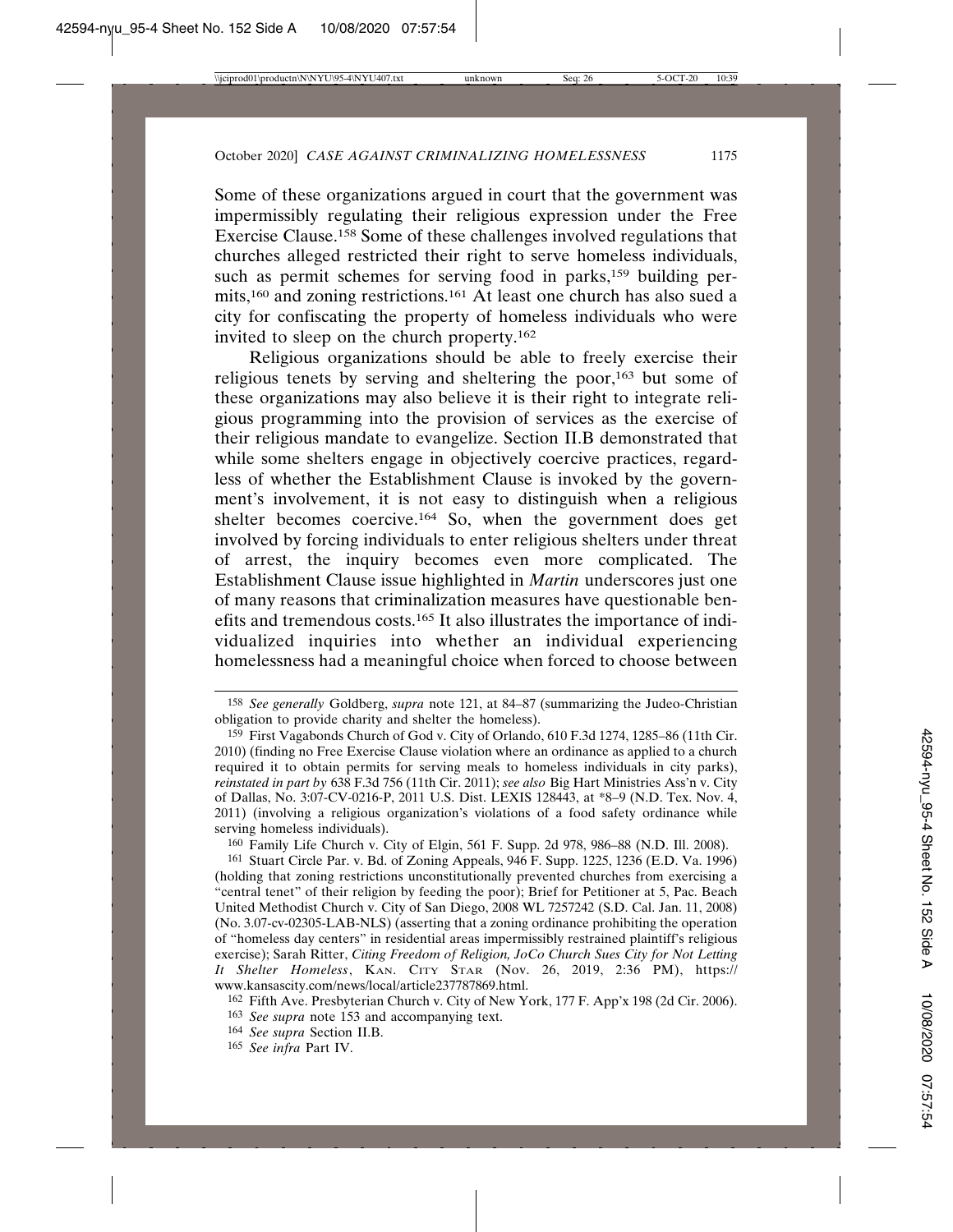Some of these organizations argued in court that the government was impermissibly regulating their religious expression under the Free Exercise Clause.[158] Some of these challenges involved regulations that churches alleged restricted their right to serve homeless individuals, such as permit schemes for serving food in parks,[159] building permits,[160] and zoning restrictions.[161] At least one church has also sued a city for confiscating the property of homeless individuals who were invited to sleep on the church property.[162]

Religious organizations should be able to freely exercise their religious tenets by serving and sheltering the poor,[163] but some of these organizations may also believe it is their right to integrate religious programming into the provision of services as the exercise of their religious mandate to evangelize. Section II.B demonstrated that while some shelters engage in objectively coercive practices, regardless of whether the Establishment Clause is invoked by the government's involvement, it is not easy to distinguish when a religious shelter becomes coercive.[164] So, when the government does get involved by forcing individuals to enter religious shelters under threat of arrest, the inquiry becomes even more complicated. The Establishment Clause issue highlighted in *Martin* underscores just one of many reasons that criminalization measures have questionable benefits and tremendous costs.[165] It also illustrates the importance of individualized inquiries into whether an individual experiencing homelessness had a meaningful choice when forced to choose between

---

[158] *See generally* Goldberg, *supra* note 121, at 84–87 (summarizing the Judeo-Christian obligation to provide charity and shelter the homeless).

[159] First Vagabonds Church of God v. City of Orlando, 610 F.3d 1274, 1285–86 (11th Cir. 2010) (finding no Free Exercise Clause violation where an ordinance as applied to a church required it to obtain permits for serving meals to homeless individuals in city parks), *reinstated in part by* 638 F.3d 756 (11th Cir. 2011); *see also* Big Hart Ministries Ass'n v. City of Dallas, No. 3:07-CV-0216-P, 2011 U.S. Dist. LEXIS 128443, at *8–9 (N.D. Tex. Nov. 4, 2011) (involving a religious organization's violations of a food safety ordinance while serving homeless individuals).

[160] Family Life Church v. City of Elgin, 561 F. Supp. 2d 978, 986–88 (N.D. Ill. 2008).

[161] Stuart Circle Par. v. Bd. of Zoning Appeals, 946 F. Supp. 1225, 1236 (E.D. Va. 1996) (holding that zoning restrictions unconstitutionally prevented churches from exercising a "central tenet" of their religion by feeding the poor); Brief for Petitioner at 5, Pac. Beach United Methodist Church v. City of San Diego, 2008 WL 7257242 (S.D. Cal. Jan. 11, 2008) (No. 3.07-cv-02305-LAB-NLS) (asserting that a zoning ordinance prohibiting the operation of "homeless day centers" in residential areas impermissibly restrained plaintiff's religious exercise); Sarah Ritter, *Citing Freedom of Religion, JoCo Church Sues City for Not Letting It Shelter Homeless*, KAN. CITY STAR (Nov. 26, 2019, 2:36 PM), https://www.kansascity.com/news/local/article237787869.html.

[162] Fifth Ave. Presbyterian Church v. City of New York, 177 F. App'x 198 (2d Cir. 2006).

[163] *See supra* note 153 and accompanying text.

[164] *See supra* Section II.B.

[165] *See infra* Part IV.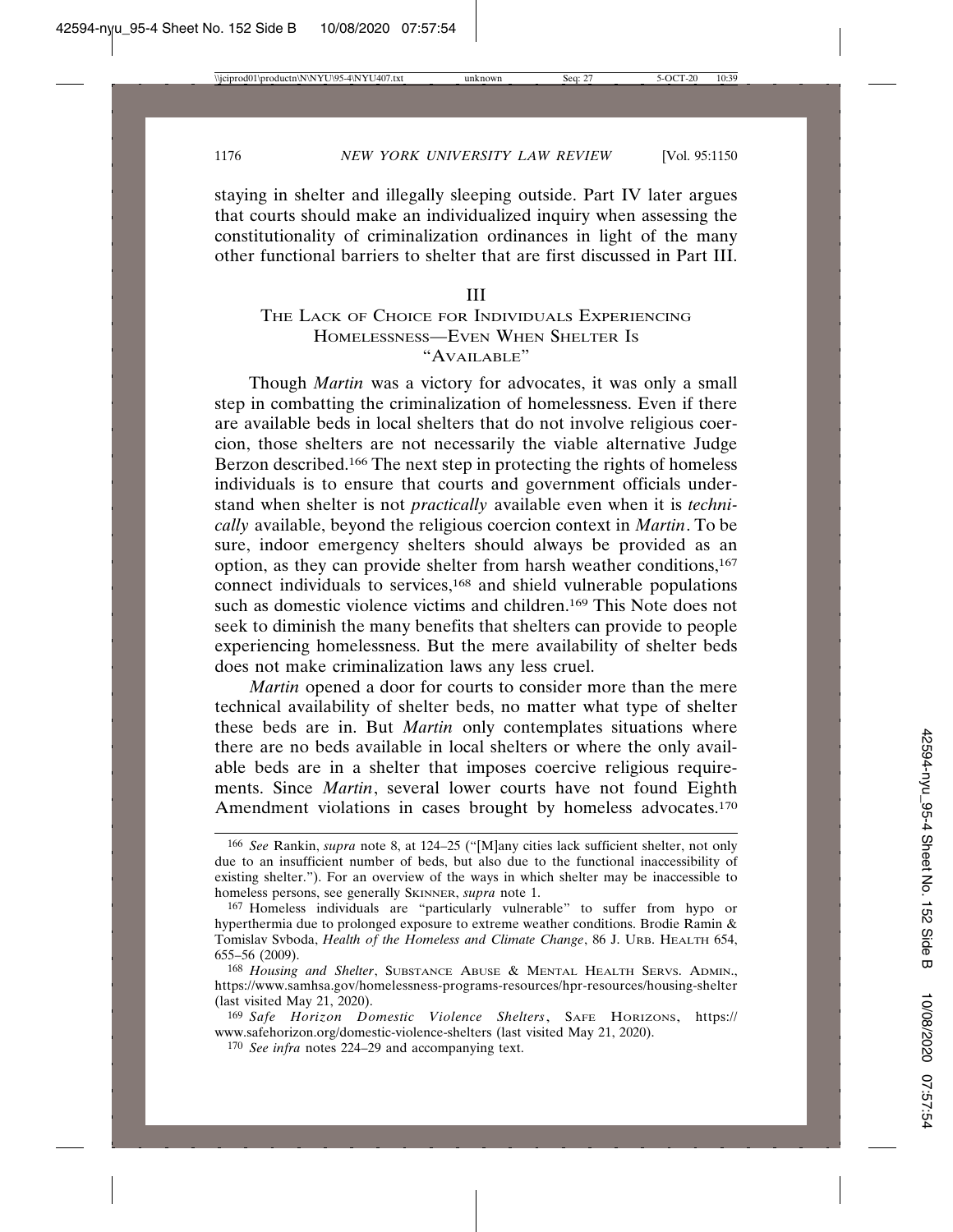staying in shelter and illegally sleeping outside. Part IV later argues that courts should make an individualized inquiry when assessing the constitutionality of criminalization ordinances in light of the many other functional barriers to shelter that are first discussed in Part III.

## III
## The Lack of Choice for Individuals Experiencing Homelessness—Even When Shelter Is "Available"

Though *Martin* was a victory for advocates, it was only a small step in combatting the criminalization of homelessness. Even if there are available beds in local shelters that do not involve religious coercion, those shelters are not necessarily the viable alternative Judge Berzon described.[166] The next step in protecting the rights of homeless individuals is to ensure that courts and government officials understand when shelter is not *practically* available even when it is *technically* available, beyond the religious coercion context in *Martin*. To be sure, indoor emergency shelters should always be provided as an option, as they can provide shelter from harsh weather conditions,[167] connect individuals to services,[168] and shield vulnerable populations such as domestic violence victims and children.[169] This Note does not seek to diminish the many benefits that shelters can provide to people experiencing homelessness. But the mere availability of shelter beds does not make criminalization laws any less cruel.

*Martin* opened a door for courts to consider more than the mere technical availability of shelter beds, no matter what type of shelter these beds are in. But *Martin* only contemplates situations where there are no beds available in local shelters or where the only available beds are in a shelter that imposes coercive religious requirements. Since *Martin*, several lower courts have not found Eighth Amendment violations in cases brought by homeless advocates.[170]

---

[166] *See* Rankin, *supra* note 8, at 124–25 ("[M]any cities lack sufficient shelter, not only due to an insufficient number of beds, but also due to the functional inaccessibility of existing shelter."). For an overview of the ways in which shelter may be inaccessible to homeless persons, see generally Skinner, *supra* note 1.

[167] Homeless individuals are "particularly vulnerable" to suffer from hypo or hyperthermia due to prolonged exposure to extreme weather conditions. Brodie Ramin & Tomislav Svoboda, *Health of the Homeless and Climate Change*, 86 J. Urb. Health 654, 655–56 (2009).

[168] *Housing and Shelter*, Substance Abuse & Mental Health Servs. Admin., https://www.samhsa.gov/homelessness-programs-resources/hpr-resources/housing-shelter (last visited May 21, 2020).

[169] *Safe Horizon Domestic Violence Shelters*, Safe Horizons, https://www.safehorizon.org/domestic-violence-shelters (last visited May 21, 2020).

[170] *See infra* notes 224–29 and accompanying text.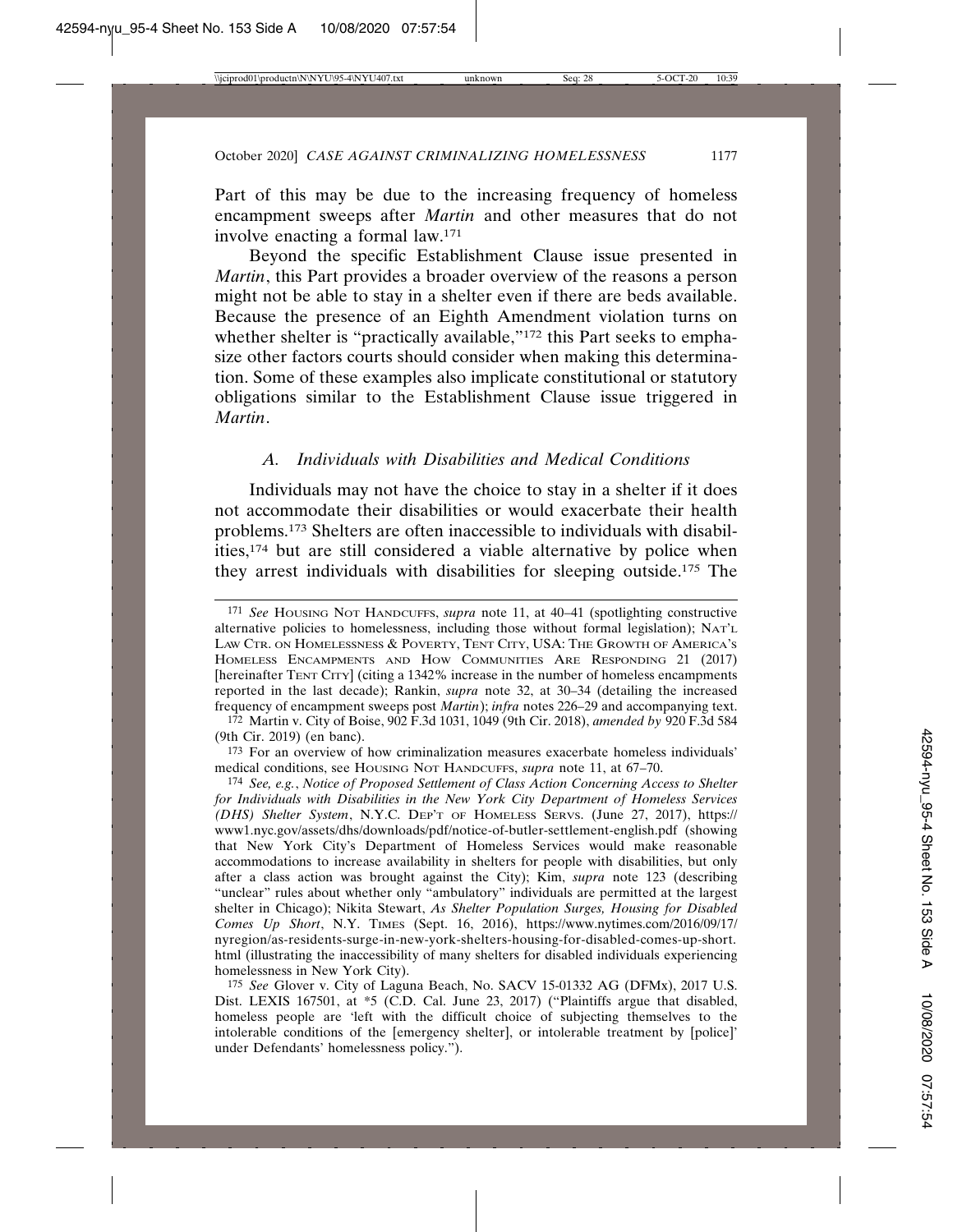Part of this may be due to the increasing frequency of homeless encampment sweeps after *Martin* and other measures that do not involve enacting a formal law.[171]

Beyond the specific Establishment Clause issue presented in *Martin*, this Part provides a broader overview of the reasons a person might not be able to stay in a shelter even if there are beds available. Because the presence of an Eighth Amendment violation turns on whether shelter is "practically available,"[172] this Part seeks to emphasize other factors courts should consider when making this determination. Some of these examples also implicate constitutional or statutory obligations similar to the Establishment Clause issue triggered in *Martin*.

### *A. Individuals with Disabilities and Medical Conditions*

Individuals may not have the choice to stay in a shelter if it does not accommodate their disabilities or would exacerbate their health problems.[173] Shelters are often inaccessible to individuals with disabilities,[174] but are still considered a viable alternative by police when they arrest individuals with disabilities for sleeping outside.[175] The

---

[171] *See* HOUSING NOT HANDCUFFS, *supra* note 11, at 40–41 (spotlighting constructive alternative policies to homelessness, including those without formal legislation); NAT'L LAW CTR. ON HOMELESSNESS & POVERTY, TENT CITY, USA: THE GROWTH OF AMERICA'S HOMELESS ENCAMPMENTS AND HOW COMMUNITIES ARE RESPONDING 21 (2017) [hereinafter TENT CITY] (citing a 1342% increase in the number of homeless encampments reported in the last decade); Rankin, *supra* note 32, at 30–34 (detailing the increased frequency of encampment sweeps post *Martin*); *infra* notes 226–29 and accompanying text.

[172] Martin v. City of Boise, 902 F.3d 1031, 1049 (9th Cir. 2018), *amended by* 920 F.3d 584 (9th Cir. 2019) (en banc).

[173] For an overview of how criminalization measures exacerbate homeless individuals' medical conditions, see HOUSING NOT HANDCUFFS, *supra* note 11, at 67–70.

[174] *See, e.g.*, *Notice of Proposed Settlement of Class Action Concerning Access to Shelter for Individuals with Disabilities in the New York City Department of Homeless Services (DHS) Shelter System*, N.Y.C. DEP'T OF HOMELESS SERVS. (June 27, 2017), https://www1.nyc.gov/assets/dhs/downloads/pdf/notice-of-butler-settlement-english.pdf (showing that New York City's Department of Homeless Services would make reasonable accommodations to increase availability in shelters for people with disabilities, but only after a class action was brought against the City); Kim, *supra* note 123 (describing "unclear" rules about whether only "ambulatory" individuals are permitted at the largest shelter in Chicago); Nikita Stewart, *As Shelter Population Surges, Housing for Disabled Comes Up Short*, N.Y. TIMES (Sept. 16, 2016), https://www.nytimes.com/2016/09/17/nyregion/as-residents-surge-in-new-york-shelters-housing-for-disabled-comes-up-short.html (illustrating the inaccessibility of many shelters for disabled individuals experiencing homelessness in New York City).

[175] *See* Glover v. City of Laguna Beach, No. SACV 15-01332 AG (DFMx), 2017 U.S. Dist. LEXIS 167501, at *5 (C.D. Cal. June 23, 2017) ("Plaintiffs argue that disabled, homeless people are 'left with the difficult choice of subjecting themselves to the intolerable conditions of the [emergency shelter], or intolerable treatment by [police]' under Defendants' homelessness policy.").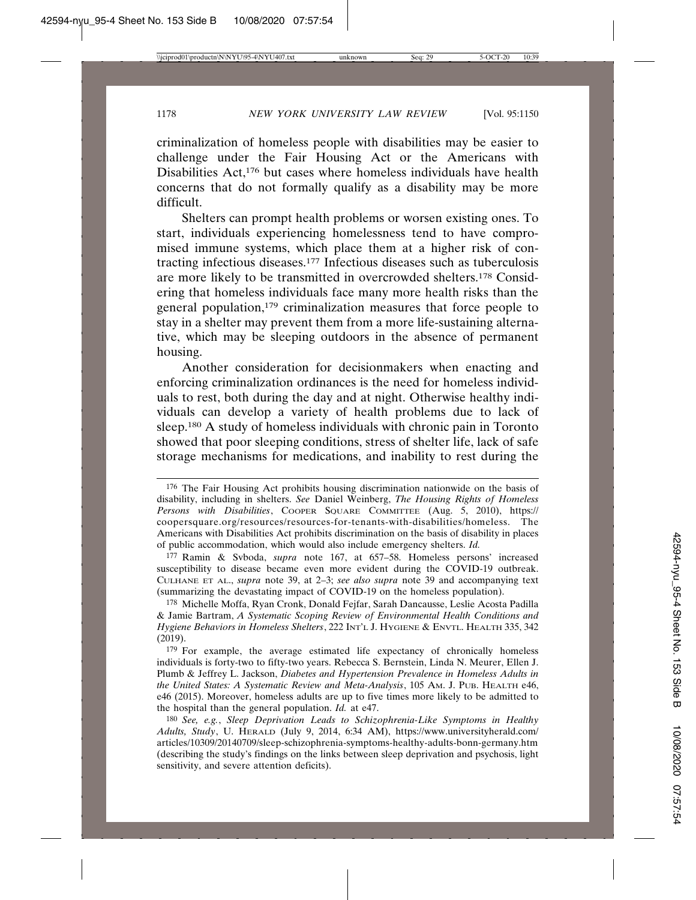criminalization of homeless people with disabilities may be easier to challenge under the Fair Housing Act or the Americans with Disabilities Act,[176] but cases where homeless individuals have health concerns that do not formally qualify as a disability may be more difficult.

Shelters can prompt health problems or worsen existing ones. To start, individuals experiencing homelessness tend to have compromised immune systems, which place them at a higher risk of contracting infectious diseases.[177] Infectious diseases such as tuberculosis are more likely to be transmitted in overcrowded shelters.[178] Considering that homeless individuals face many more health risks than the general population,[179] criminalization measures that force people to stay in a shelter may prevent them from a more life-sustaining alternative, which may be sleeping outdoors in the absence of permanent housing.

Another consideration for decisionmakers when enacting and enforcing criminalization ordinances is the need for homeless individuals to rest, both during the day and at night. Otherwise healthy individuals can develop a variety of health problems due to lack of sleep.[180] A study of homeless individuals with chronic pain in Toronto showed that poor sleeping conditions, stress of shelter life, lack of safe storage mechanisms for medications, and inability to rest during the

---

[176] The Fair Housing Act prohibits housing discrimination nationwide on the basis of disability, including in shelters. *See* Daniel Weinberg, *The Housing Rights of Homeless Persons with Disabilities*, COOPER SQUARE COMMITTEE (Aug. 5, 2010), https://coopersquare.org/resources/resources-for-tenants-with-disabilities/homeless. The Americans with Disabilities Act prohibits discrimination on the basis of disability in places of public accommodation, which would also include emergency shelters. *Id.*

[177] Ramin & Svboda, *supra* note 167, at 657–58. Homeless persons' increased susceptibility to disease became even more evident during the COVID-19 outbreak. CULHANE ET AL., *supra* note 39, at 2–3; *see also supra* note 39 and accompanying text (summarizing the devastating impact of COVID-19 on the homeless population).

[178] Michelle Moffa, Ryan Cronk, Donald Fejfar, Sarah Dancausse, Leslie Acosta Padilla & Jamie Bartram, *A Systematic Scoping Review of Environmental Health Conditions and Hygiene Behaviors in Homeless Shelters*, 222 INT'L J. HYGIENE & ENVTL. HEALTH 335, 342 (2019).

[179] For example, the average estimated life expectancy of chronically homeless individuals is forty-two to fifty-two years. Rebecca S. Bernstein, Linda N. Meurer, Ellen J. Plumb & Jeffrey L. Jackson, *Diabetes and Hypertension Prevalence in Homeless Adults in the United States: A Systematic Review and Meta-Analysis*, 105 AM. J. PUB. HEALTH e46, e46 (2015). Moreover, homeless adults are up to five times more likely to be admitted to the hospital than the general population. *Id.* at e47.

[180] *See, e.g.*, *Sleep Deprivation Leads to Schizophrenia-Like Symptoms in Healthy Adults, Study*, U. HERALD (July 9, 2014, 6:34 AM), https://www.universityherald.com/articles/10309/20140709/sleep-schizophrenia-symptoms-healthy-adults-bonn-germany.htm (describing the study's findings on the links between sleep deprivation and psychosis, light sensitivity, and severe attention deficits).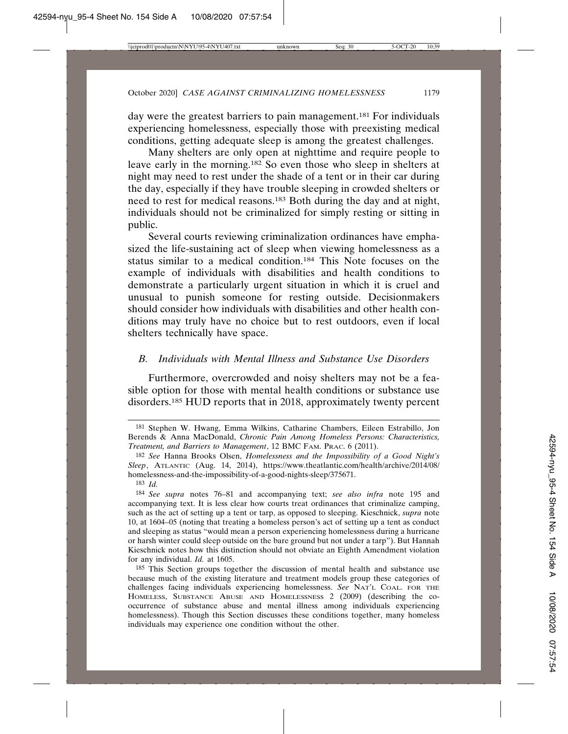day were the greatest barriers to pain management.[181] For individuals experiencing homelessness, especially those with preexisting medical conditions, getting adequate sleep is among the greatest challenges.

Many shelters are only open at nighttime and require people to leave early in the morning.[182] So even those who sleep in shelters at night may need to rest under the shade of a tent or in their car during the day, especially if they have trouble sleeping in crowded shelters or need to rest for medical reasons.[183] Both during the day and at night, individuals should not be criminalized for simply resting or sitting in public.

Several courts reviewing criminalization ordinances have emphasized the life-sustaining act of sleep when viewing homelessness as a status similar to a medical condition.[184] This Note focuses on the example of individuals with disabilities and health conditions to demonstrate a particularly urgent situation in which it is cruel and unusual to punish someone for resting outside. Decisionmakers should consider how individuals with disabilities and other health conditions may truly have no choice but to rest outdoors, even if local shelters technically have space.

### *B. Individuals with Mental Illness and Substance Use Disorders*

Furthermore, overcrowded and noisy shelters may not be a feasible option for those with mental health conditions or substance use disorders.[185] HUD reports that in 2018, approximately twenty percent

---

[181] Stephen W. Hwang, Emma Wilkins, Catharine Chambers, Eileen Estrabillo, Jon Berends & Anna MacDonald, *Chronic Pain Among Homeless Persons: Characteristics, Treatment, and Barriers to Management*, 12 BMC FAM. PRAC. 6 (2011).

[182] *See* Hanna Brooks Olsen, *Homelessness and the Impossibility of a Good Night's Sleep*, ATLANTIC (Aug. 14, 2014), https://www.theatlantic.com/health/archive/2014/08/homelessness-and-the-impossibility-of-a-good-nights-sleep/375671.

[183] *Id.*

[184] *See supra* notes 76–81 and accompanying text; *see also infra* note 195 and accompanying text. It is less clear how courts treat ordinances that criminalize camping, such as the act of setting up a tent or tarp, as opposed to sleeping. Kieschnick, *supra* note 10, at 1604–05 (noting that treating a homeless person's act of setting up a tent as conduct and sleeping as status "would mean a person experiencing homelessness during a hurricane or harsh winter could sleep outside on the bare ground but not under a tarp"). But Hannah Kieschnick notes how this distinction should not obviate an Eighth Amendment violation for any individual. *Id.* at 1605.

[185] This Section groups together the discussion of mental health and substance use because much of the existing literature and treatment models group these categories of challenges facing individuals experiencing homelessness. *See* NAT'L COAL. FOR THE HOMELESS, SUBSTANCE ABUSE AND HOMELESSNESS 2 (2009) (describing the co-occurrence of substance abuse and mental illness among individuals experiencing homelessness). Though this Section discusses these conditions together, many homeless individuals may experience one condition without the other.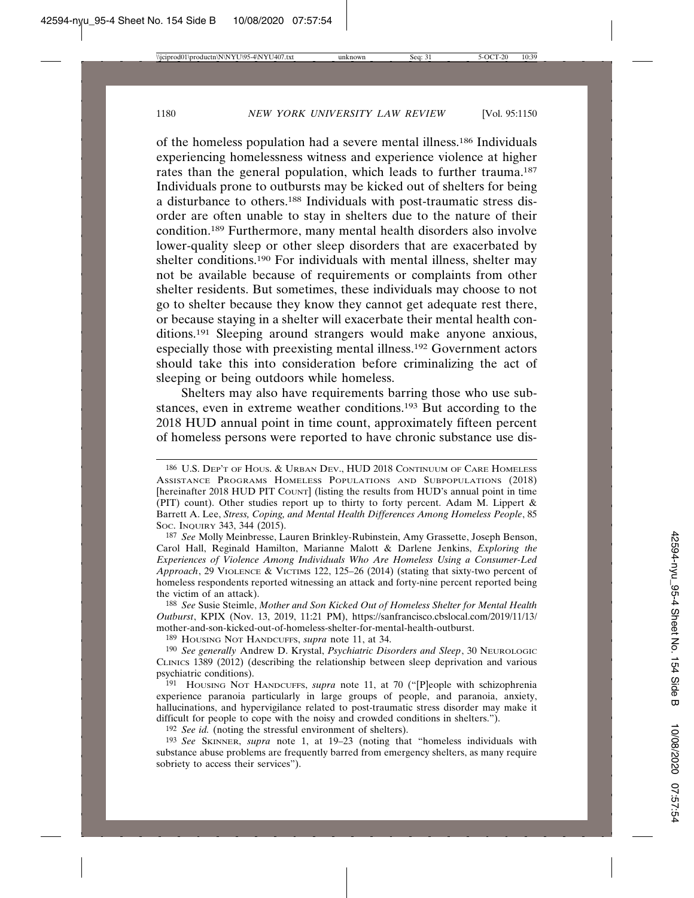of the homeless population had a severe mental illness.[186] Individuals experiencing homelessness witness and experience violence at higher rates than the general population, which leads to further trauma.[187] Individuals prone to outbursts may be kicked out of shelters for being a disturbance to others.[188] Individuals with post-traumatic stress disorder are often unable to stay in shelters due to the nature of their condition.[189] Furthermore, many mental health disorders also involve lower-quality sleep or other sleep disorders that are exacerbated by shelter conditions.[190] For individuals with mental illness, shelter may not be available because of requirements or complaints from other shelter residents. But sometimes, these individuals may choose to not go to shelter because they know they cannot get adequate rest there, or because staying in a shelter will exacerbate their mental health conditions.[191] Sleeping around strangers would make anyone anxious, especially those with preexisting mental illness.[192] Government actors should take this into consideration before criminalizing the act of sleeping or being outdoors while homeless.

Shelters may also have requirements barring those who use substances, even in extreme weather conditions.[193] But according to the 2018 HUD annual point in time count, approximately fifteen percent of homeless persons were reported to have chronic substance use dis-

---

[186] U.S. DEP'T OF HOUS. & URBAN DEV., HUD 2018 CONTINUUM OF CARE HOMELESS ASSISTANCE PROGRAMS HOMELESS POPULATIONS AND SUBPOPULATIONS (2018) [hereinafter 2018 HUD PIT COUNT] (listing the results from HUD's annual point in time (PIT) count). Other studies report up to thirty to forty percent. Adam M. Lippert & Barrett A. Lee, *Stress, Coping, and Mental Health Differences Among Homeless People*, 85 SOC. INQUIRY 343, 344 (2015).

[187] *See* Molly Meinbresse, Lauren Brinkley-Rubinstein, Amy Grassette, Joseph Benson, Carol Hall, Reginald Hamilton, Marianne Malott & Darlene Jenkins, *Exploring the Experiences of Violence Among Individuals Who Are Homeless Using a Consumer-Led Approach*, 29 VIOLENCE & VICTIMS 122, 125–26 (2014) (stating that sixty-two percent of homeless respondents reported witnessing an attack and forty-nine percent reported being the victim of an attack).

[188] *See* Susie Steimle, *Mother and Son Kicked Out of Homeless Shelter for Mental Health Outburst*, KPIX (Nov. 13, 2019, 11:21 PM), https://sanfrancisco.cbslocal.com/2019/11/13/mother-and-son-kicked-out-of-homeless-shelter-for-mental-health-outburst.

[189] HOUSING NOT HANDCUFFS, *supra* note 11, at 34.

[190] *See generally* Andrew D. Krystal, *Psychiatric Disorders and Sleep*, 30 NEUROLOGIC CLINICS 1389 (2012) (describing the relationship between sleep deprivation and various psychiatric conditions).

[191] HOUSING NOT HANDCUFFS, *supra* note 11, at 70 ("[P]eople with schizophrenia experience paranoia particularly in large groups of people, and paranoia, anxiety, hallucinations, and hypervigilance related to post-traumatic stress disorder may make it difficult for people to cope with the noisy and crowded conditions in shelters.").

[192] *See id.* (noting the stressful environment of shelters).

[193] *See* SKINNER, *supra* note 1, at 19–23 (noting that "homeless individuals with substance abuse problems are frequently barred from emergency shelters, as many require sobriety to access their services").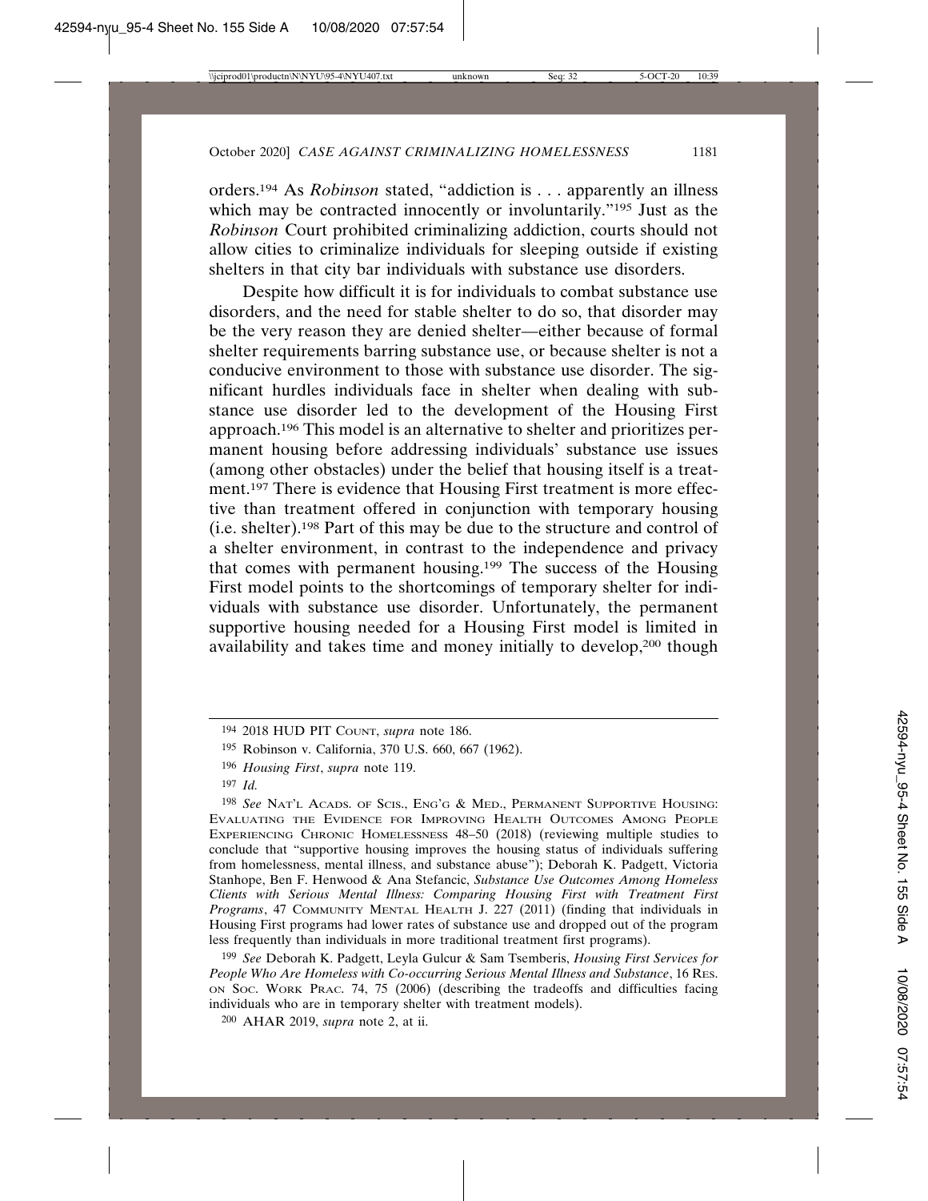orders.[194] As *Robinson* stated, "addiction is . . . apparently an illness which may be contracted innocently or involuntarily."[195] Just as the *Robinson* Court prohibited criminalizing addiction, courts should not allow cities to criminalize individuals for sleeping outside if existing shelters in that city bar individuals with substance use disorders.

Despite how difficult it is for individuals to combat substance use disorders, and the need for stable shelter to do so, that disorder may be the very reason they are denied shelter—either because of formal shelter requirements barring substance use, or because shelter is not a conducive environment to those with substance use disorder. The significant hurdles individuals face in shelter when dealing with substance use disorder led to the development of the Housing First approach.[196] This model is an alternative to shelter and prioritizes permanent housing before addressing individuals' substance use issues (among other obstacles) under the belief that housing itself is a treatment.[197] There is evidence that Housing First treatment is more effective than treatment offered in conjunction with temporary housing (i.e. shelter).[198] Part of this may be due to the structure and control of a shelter environment, in contrast to the independence and privacy that comes with permanent housing.[199] The success of the Housing First model points to the shortcomings of temporary shelter for individuals with substance use disorder. Unfortunately, the permanent supportive housing needed for a Housing First model is limited in availability and takes time and money initially to develop,[200] though

---

[194] 2018 HUD PIT COUNT, *supra* note 186.

[195] Robinson v. California, 370 U.S. 660, 667 (1962).

[196] *Housing First*, *supra* note 119.

[197] *Id.*

[198] *See* NAT'L ACADS. OF SCIS., ENG'G & MED., PERMANENT SUPPORTIVE HOUSING: EVALUATING THE EVIDENCE FOR IMPROVING HEALTH OUTCOMES AMONG PEOPLE EXPERIENCING CHRONIC HOMELESSNESS 48–50 (2018) (reviewing multiple studies to conclude that "supportive housing improves the housing status of individuals suffering from homelessness, mental illness, and substance abuse"); Deborah K. Padgett, Victoria Stanhope, Ben F. Henwood & Ana Stefancic, *Substance Use Outcomes Among Homeless Clients with Serious Mental Illness: Comparing Housing First with Treatment First Programs*, 47 COMMUNITY MENTAL HEALTH J. 227 (2011) (finding that individuals in Housing First programs had lower rates of substance use and dropped out of the program less frequently than individuals in more traditional treatment first programs).

[199] *See* Deborah K. Padgett, Leyla Gulcur & Sam Tsemberis, *Housing First Services for People Who Are Homeless with Co-occurring Serious Mental Illness and Substance*, 16 RES. ON SOC. WORK PRAC. 74, 75 (2006) (describing the tradeoffs and difficulties facing individuals who are in temporary shelter with treatment models).

[200] AHAR 2019, *supra* note 2, at ii.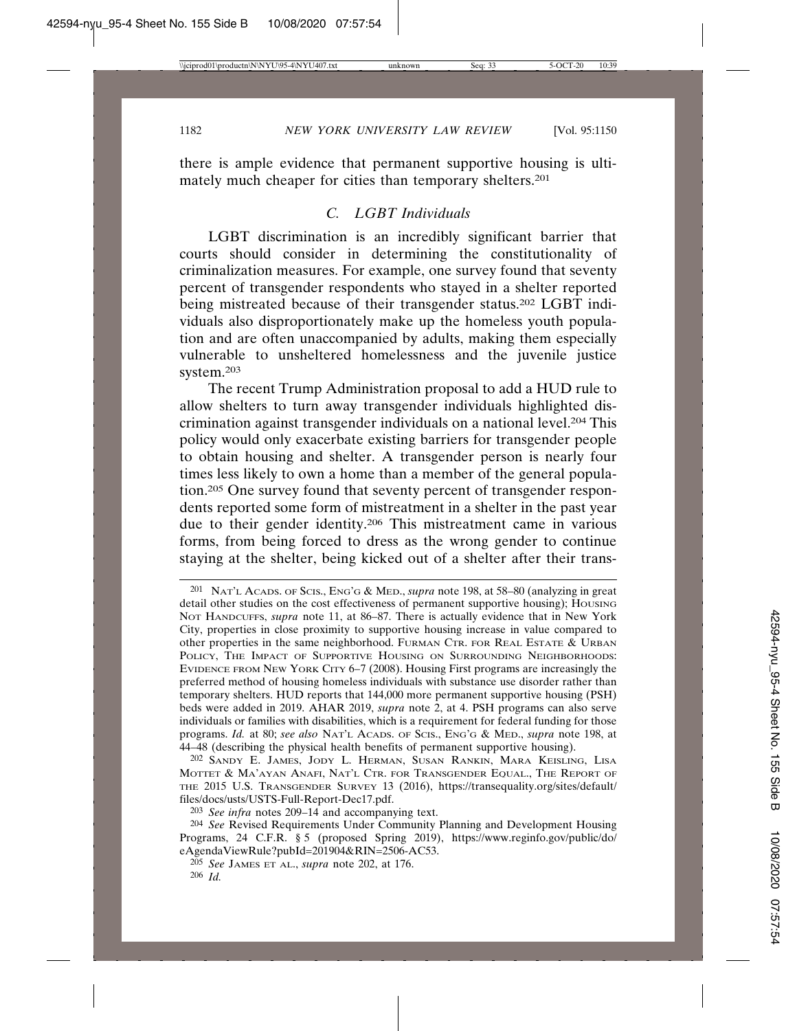there is ample evidence that permanent supportive housing is ultimately much cheaper for cities than temporary shelters.[201]

### *C. LGBT Individuals*

LGBT discrimination is an incredibly significant barrier that courts should consider in determining the constitutionality of criminalization measures. For example, one survey found that seventy percent of transgender respondents who stayed in a shelter reported being mistreated because of their transgender status.[202] LGBT individuals also disproportionately make up the homeless youth population and are often unaccompanied by adults, making them especially vulnerable to unsheltered homelessness and the juvenile justice system.[203]

The recent Trump Administration proposal to add a HUD rule to allow shelters to turn away transgender individuals highlighted discrimination against transgender individuals on a national level.[204] This policy would only exacerbate existing barriers for transgender people to obtain housing and shelter. A transgender person is nearly four times less likely to own a home than a member of the general population.[205] One survey found that seventy percent of transgender respondents reported some form of mistreatment in a shelter in the past year due to their gender identity.[206] This mistreatment came in various forms, from being forced to dress as the wrong gender to continue staying at the shelter, being kicked out of a shelter after their trans-

---

[201] NAT'L ACADS. OF SCIS., ENG'G & MED., *supra* note 198, at 58–80 (analyzing in great detail other studies on the cost effectiveness of permanent supportive housing); HOUSING NOT HANDCUFFS, *supra* note 11, at 86–87. There is actually evidence that in New York City, properties in close proximity to supportive housing increase in value compared to other properties in the same neighborhood. FURMAN CTR. FOR REAL ESTATE & URBAN POLICY, THE IMPACT OF SUPPORTIVE HOUSING ON SURROUNDING NEIGHBORHOODS: EVIDENCE FROM NEW YORK CITY 6–7 (2008). Housing First programs are increasingly the preferred method of housing homeless individuals with substance use disorder rather than temporary shelters. HUD reports that 144,000 more permanent supportive housing (PSH) beds were added in 2019. AHAR 2019, *supra* note 2, at 4. PSH programs can also serve individuals or families with disabilities, which is a requirement for federal funding for those programs. *Id.* at 80; *see also* NAT'L ACADS. OF SCIS., ENG'G & MED., *supra* note 198, at 44–48 (describing the physical health benefits of permanent supportive housing).

[202] SANDY E. JAMES, JODY L. HERMAN, SUSAN RANKIN, MARA KEISLING, LISA MOTTET & MA'AYAN ANAFI, NAT'L CTR. FOR TRANSGENDER EQUAL., THE REPORT OF THE 2015 U.S. TRANSGENDER SURVEY 13 (2016), https://transequality.org/sites/default/files/docs/usts/USTS-Full-Report-Dec17.pdf.

[203] *See infra* notes 209–14 and accompanying text.

[204] *See* Revised Requirements Under Community Planning and Development Housing Programs, 24 C.F.R. § 5 (proposed Spring 2019), https://www.reginfo.gov/public/do/eAgendaViewRule?pubId=201904&RIN=2506-AC53.

[205] *See* JAMES ET AL., *supra* note 202, at 176.

[206] *Id.*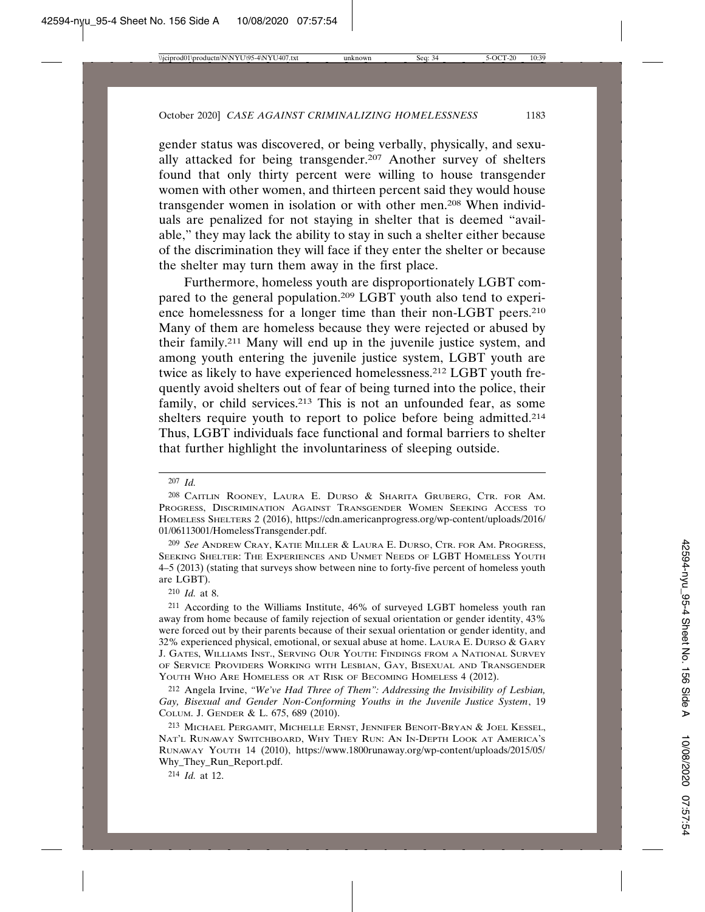gender status was discovered, or being verbally, physically, and sexually attacked for being transgender.[207] Another survey of shelters found that only thirty percent were willing to house transgender women with other women, and thirteen percent said they would house transgender women in isolation or with other men.[208] When individuals are penalized for not staying in shelter that is deemed "available," they may lack the ability to stay in such a shelter either because of the discrimination they will face if they enter the shelter or because the shelter may turn them away in the first place.

Furthermore, homeless youth are disproportionately LGBT compared to the general population.[209] LGBT youth also tend to experience homelessness for a longer time than their non-LGBT peers.[210] Many of them are homeless because they were rejected or abused by their family.[211] Many will end up in the juvenile justice system, and among youth entering the juvenile justice system, LGBT youth are twice as likely to have experienced homelessness.[212] LGBT youth frequently avoid shelters out of fear of being turned into the police, their family, or child services.[213] This is not an unfounded fear, as some shelters require youth to report to police before being admitted.[214] Thus, LGBT individuals face functional and formal barriers to shelter that further highlight the involuntariness of sleeping outside.

---

[207] *Id.*

[208] Caitlin Rooney, Laura E. Durso & Sharita Gruberg, Ctr. for Am. Progress, Discrimination Against Transgender Women Seeking Access to Homeless Shelters 2 (2016), https://cdn.americanprogress.org/wp-content/uploads/2016/01/06113001/HomelessTransgender.pdf.

[209] *See* Andrew Cray, Katie Miller & Laura E. Durso, Ctr. for Am. Progress, Seeking Shelter: The Experiences and Unmet Needs of LGBT Homeless Youth 4–5 (2013) (stating that surveys show between nine to forty-five percent of homeless youth are LGBT).

[210] *Id.* at 8.

[211] According to the Williams Institute, 46% of surveyed LGBT homeless youth ran away from home because of family rejection of sexual orientation or gender identity, 43% were forced out by their parents because of their sexual orientation or gender identity, and 32% experienced physical, emotional, or sexual abuse at home. Laura E. Durso & Gary J. Gates, Williams Inst., Serving Our Youth: Findings from a National Survey of Service Providers Working with Lesbian, Gay, Bisexual and Transgender Youth Who Are Homeless or at Risk of Becoming Homeless 4 (2012).

[212] Angela Irvine, *"We've Had Three of Them": Addressing the Invisibility of Lesbian, Gay, Bisexual and Gender Non-Conforming Youths in the Juvenile Justice System*, 19 Colum. J. Gender & L. 675, 689 (2010).

[213] Michael Pergamit, Michelle Ernst, Jennifer Benoit-Bryan & Joel Kessel, Nat'l Runaway Switchboard, Why They Run: An In-Depth Look at America's Runaway Youth 14 (2010), https://www.1800runaway.org/wp-content/uploads/2015/05/Why_They_Run_Report.pdf.

[214] *Id.* at 12.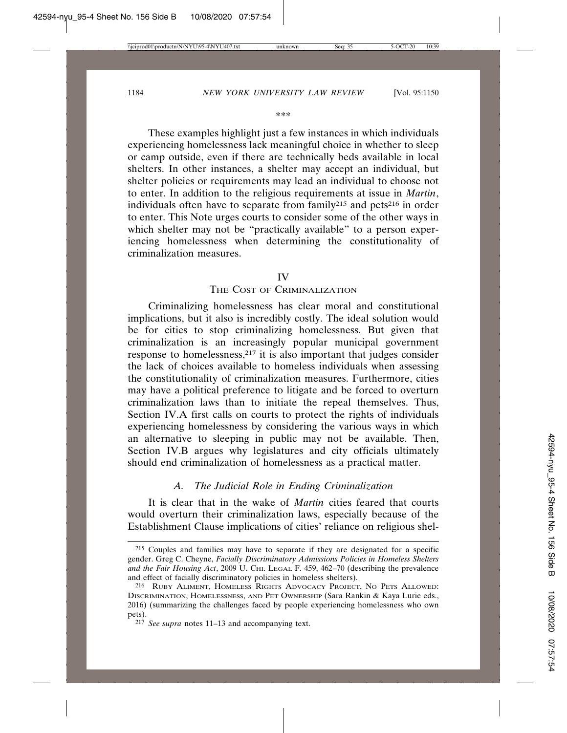\*\*\*

These examples highlight just a few instances in which individuals experiencing homelessness lack meaningful choice in whether to sleep or camp outside, even if there are technically beds available in local shelters. In other instances, a shelter may accept an individual, but shelter policies or requirements may lead an individual to choose not to enter. In addition to the religious requirements at issue in *Martin*, individuals often have to separate from family[215] and pets[216] in order to enter. This Note urges courts to consider some of the other ways in which shelter may not be "practically available" to a person experiencing homelessness when determining the constitutionality of criminalization measures.

## IV
## The Cost of Criminalization

Criminalizing homelessness has clear moral and constitutional implications, but it also is incredibly costly. The ideal solution would be for cities to stop criminalizing homelessness. But given that criminalization is an increasingly popular municipal government response to homelessness,[217] it is also important that judges consider the lack of choices available to homeless individuals when assessing the constitutionality of criminalization measures. Furthermore, cities may have a political preference to litigate and be forced to overturn criminalization laws than to initiate the repeal themselves. Thus, Section IV.A first calls on courts to protect the rights of individuals experiencing homelessness by considering the various ways in which an alternative to sleeping in public may not be available. Then, Section IV.B argues why legislatures and city officials ultimately should end criminalization of homelessness as a practical matter.

### *A. The Judicial Role in Ending Criminalization*

It is clear that in the wake of *Martin* cities feared that courts would overturn their criminalization laws, especially because of the Establishment Clause implications of cities' reliance on religious shel-

---

[215] Couples and families may have to separate if they are designated for a specific gender. Greg C. Cheyne, *Facially Discriminatory Admissions Policies in Homeless Shelters and the Fair Housing Act*, 2009 U. Chi. Legal F. 459, 462–70 (describing the prevalence and effect of facially discriminatory policies in homeless shelters).

[216] Ruby Aliment, Homeless Rights Advocacy Project, No Pets Allowed: Discrimination, Homelessness, and Pet Ownership (Sara Rankin & Kaya Lurie eds., 2016) (summarizing the challenges faced by people experiencing homelessness who own pets).

[217] *See supra* notes 11–13 and accompanying text.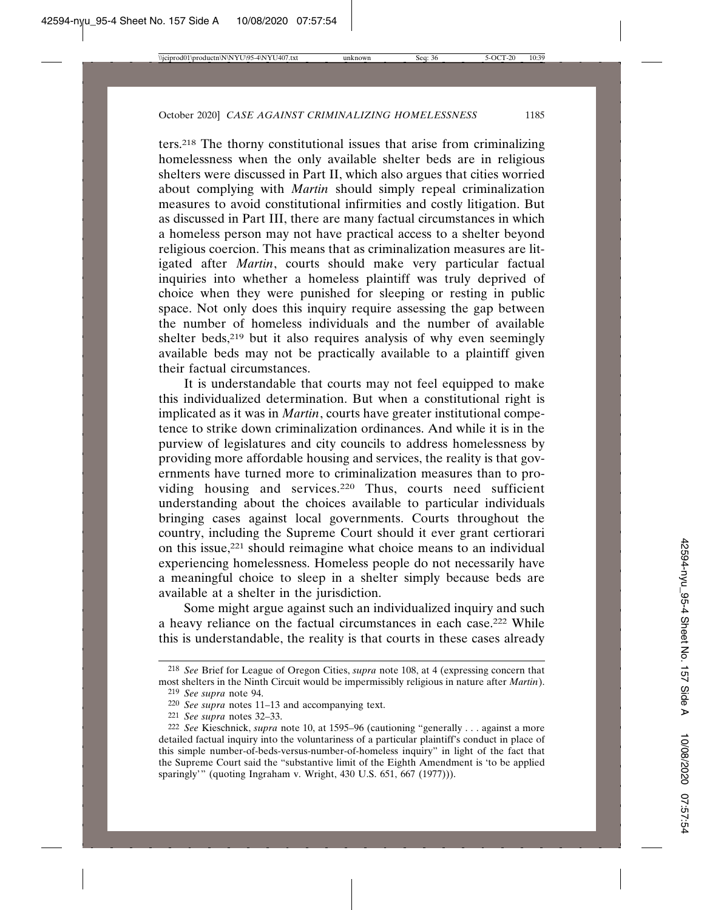ters.[218] The thorny constitutional issues that arise from criminalizing homelessness when the only available shelter beds are in religious shelters were discussed in Part II, which also argues that cities worried about complying with *Martin* should simply repeal criminalization measures to avoid constitutional infirmities and costly litigation. But as discussed in Part III, there are many factual circumstances in which a homeless person may not have practical access to a shelter beyond religious coercion. This means that as criminalization measures are litigated after *Martin*, courts should make very particular factual inquiries into whether a homeless plaintiff was truly deprived of choice when they were punished for sleeping or resting in public space. Not only does this inquiry require assessing the gap between the number of homeless individuals and the number of available shelter beds,[219] but it also requires analysis of why even seemingly available beds may not be practically available to a plaintiff given their factual circumstances.

It is understandable that courts may not feel equipped to make this individualized determination. But when a constitutional right is implicated as it was in *Martin*, courts have greater institutional competence to strike down criminalization ordinances. And while it is in the purview of legislatures and city councils to address homelessness by providing more affordable housing and services, the reality is that governments have turned more to criminalization measures than to providing housing and services.[220] Thus, courts need sufficient understanding about the choices available to particular individuals bringing cases against local governments. Courts throughout the country, including the Supreme Court should it ever grant certiorari on this issue,[221] should reimagine what choice means to an individual experiencing homelessness. Homeless people do not necessarily have a meaningful choice to sleep in a shelter simply because beds are available at a shelter in the jurisdiction.

Some might argue against such an individualized inquiry and such a heavy reliance on the factual circumstances in each case.[222] While this is understandable, the reality is that courts in these cases already

---

[218] *See* Brief for League of Oregon Cities, *supra* note 108, at 4 (expressing concern that most shelters in the Ninth Circuit would be impermissibly religious in nature after *Martin*).

[219] *See supra* note 94.

[220] *See supra* notes 11–13 and accompanying text.

[221] *See supra* notes 32–33.

[222] *See* Kieschnick, *supra* note 10, at 1595–96 (cautioning "generally . . . against a more detailed factual inquiry into the voluntariness of a particular plaintiff's conduct in place of this simple number-of-beds-versus-number-of-homeless inquiry" in light of the fact that the Supreme Court said the "substantive limit of the Eighth Amendment is 'to be applied sparingly'" (quoting Ingraham v. Wright, 430 U.S. 651, 667 (1977))).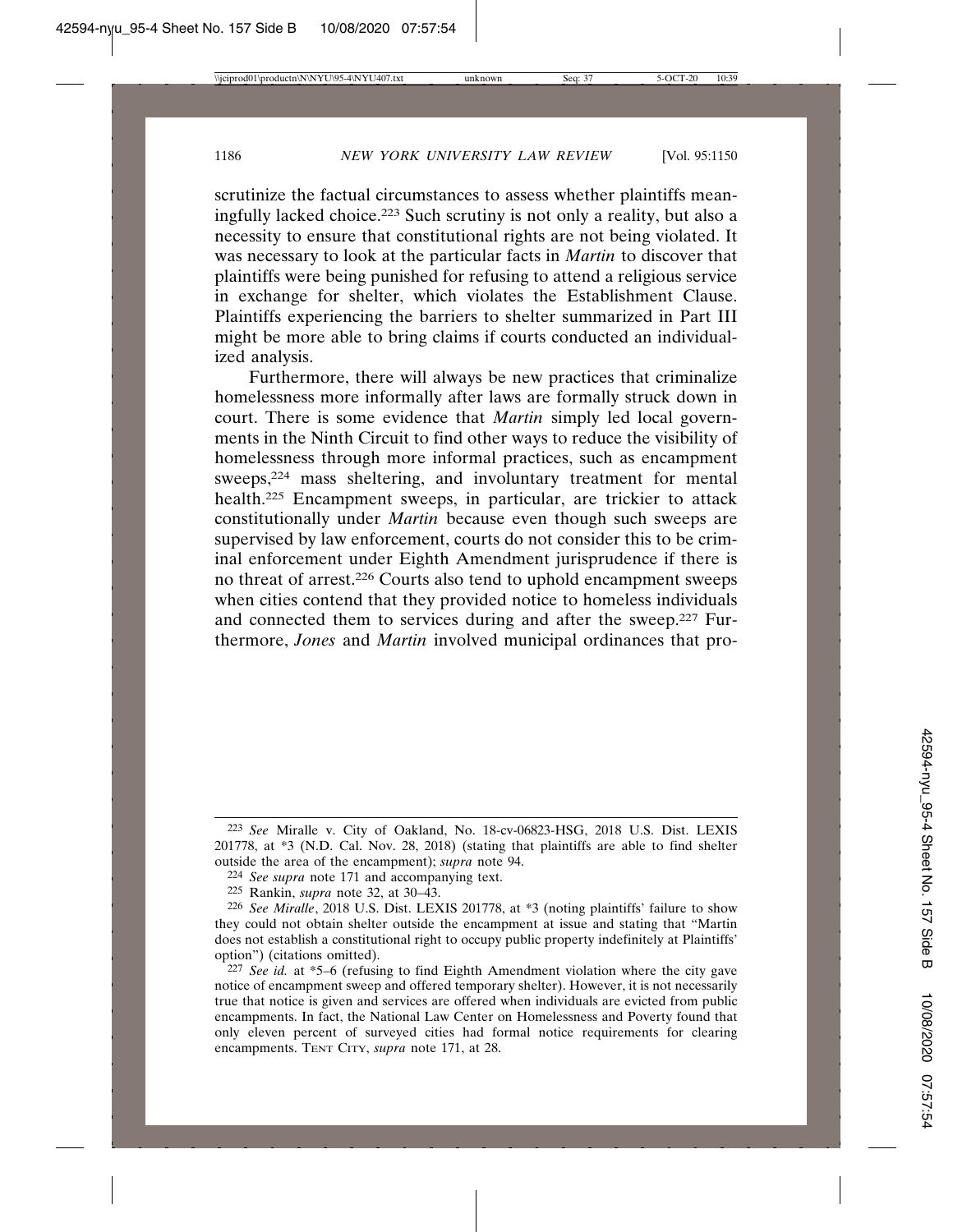scrutinize the factual circumstances to assess whether plaintiffs meaningfully lacked choice.[223] Such scrutiny is not only a reality, but also a necessity to ensure that constitutional rights are not being violated. It was necessary to look at the particular facts in *Martin* to discover that plaintiffs were being punished for refusing to attend a religious service in exchange for shelter, which violates the Establishment Clause. Plaintiffs experiencing the barriers to shelter summarized in Part III might be more able to bring claims if courts conducted an individualized analysis.

Furthermore, there will always be new practices that criminalize homelessness more informally after laws are formally struck down in court. There is some evidence that *Martin* simply led local governments in the Ninth Circuit to find other ways to reduce the visibility of homelessness through more informal practices, such as encampment sweeps,[224] mass sheltering, and involuntary treatment for mental health.[225] Encampment sweeps, in particular, are trickier to attack constitutionally under *Martin* because even though such sweeps are supervised by law enforcement, courts do not consider this to be criminal enforcement under Eighth Amendment jurisprudence if there is no threat of arrest.[226] Courts also tend to uphold encampment sweeps when cities contend that they provided notice to homeless individuals and connected them to services during and after the sweep.[227] Furthermore, *Jones* and *Martin* involved municipal ordinances that pro-

---

[223] *See* Miralle v. City of Oakland, No. 18-cv-06823-HSG, 2018 U.S. Dist. LEXIS 201778, at *3 (N.D. Cal. Nov. 28, 2018) (stating that plaintiffs are able to find shelter outside the area of the encampment); *supra* note 94.

[224] *See supra* note 171 and accompanying text.

[225] Rankin, *supra* note 32, at 30–43.

[226] *See Miralle*, 2018 U.S. Dist. LEXIS 201778, at *3 (noting plaintiffs' failure to show they could not obtain shelter outside the encampment at issue and stating that "Martin does not establish a constitutional right to occupy public property indefinitely at Plaintiffs' option") (citations omitted).

[227] *See id.* at *5–6 (refusing to find Eighth Amendment violation where the city gave notice of encampment sweep and offered temporary shelter). However, it is not necessarily true that notice is given and services are offered when individuals are evicted from public encampments. In fact, the National Law Center on Homelessness and Poverty found that only eleven percent of surveyed cities had formal notice requirements for clearing encampments. TENT CITY, *supra* note 171, at 28.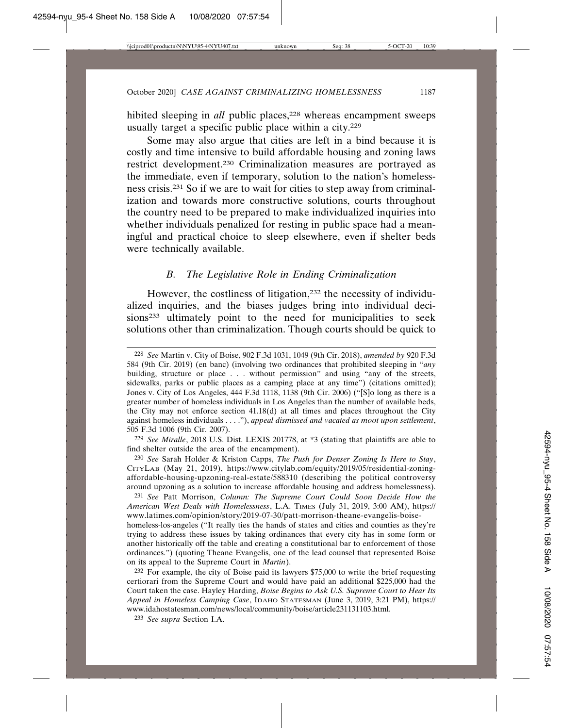hibited sleeping in *all* public places,[228] whereas encampment sweeps usually target a specific public place within a city.[229]

Some may also argue that cities are left in a bind because it is costly and time intensive to build affordable housing and zoning laws restrict development.[230] Criminalization measures are portrayed as the immediate, even if temporary, solution to the nation's homelessness crisis.[231] So if we are to wait for cities to step away from criminalization and towards more constructive solutions, courts throughout the country need to be prepared to make individualized inquiries into whether individuals penalized for resting in public space had a meaningful and practical choice to sleep elsewhere, even if shelter beds were technically available.

### B. The Legislative Role in Ending Criminalization

However, the costliness of litigation,[232] the necessity of individualized inquiries, and the biases judges bring into individual decisions[233] ultimately point to the need for municipalities to seek solutions other than criminalization. Though courts should be quick to

---

[228] *See* Martin v. City of Boise, 902 F.3d 1031, 1049 (9th Cir. 2018), *amended by* 920 F.3d 584 (9th Cir. 2019) (en banc) (involving two ordinances that prohibited sleeping in "*any* building, structure or place . . . without permission" and using "any of the streets, sidewalks, parks or public places as a camping place at any time") (citations omitted); Jones v. City of Los Angeles, 444 F.3d 1118, 1138 (9th Cir. 2006) ("[S]o long as there is a greater number of homeless individuals in Los Angeles than the number of available beds, the City may not enforce section 41.18(d) at all times and places throughout the City against homeless individuals . . . ."), *appeal dismissed and vacated as moot upon settlement*, 505 F.3d 1006 (9th Cir. 2007).

[229] *See Miralle*, 2018 U.S. Dist. LEXIS 201778, at *3 (stating that plaintiffs are able to find shelter outside the area of the encampment).

[230] *See* Sarah Holder & Kriston Capps, *The Push for Denser Zoning Is Here to Stay*, CITYLAB (May 21, 2019), https://www.citylab.com/equity/2019/05/residential-zoning-affordable-housing-upzoning-real-estate/588310 (describing the political controversy around upzoning as a solution to increase affordable housing and address homelessness).

[231] *See* Patt Morrison, *Column: The Supreme Court Could Soon Decide How the American West Deals with Homelessness*, L.A. TIMES (July 31, 2019, 3:00 AM), https://www.latimes.com/opinion/story/2019-07-30/patt-morrison-theane-evangelis-boise-homeless-los-angeles ("It really ties the hands of states and cities and counties as they're trying to address these issues by taking ordinances that every city has in some form or another historically off the table and creating a constitutional bar to enforcement of those ordinances.") (quoting Theane Evangelis, one of the lead counsel that represented Boise on its appeal to the Supreme Court in *Martin*).

[232] For example, the city of Boise paid its lawyers $75,000 to write the brief requesting certiorari from the Supreme Court and would have paid an additional $225,000 had the Court taken the case. Hayley Harding, *Boise Begins to Ask U.S. Supreme Court to Hear Its Appeal in Homeless Camping Case*, IDAHO STATESMAN (June 3, 2019, 3:21 PM), https://www.idahostatesman.com/news/local/community/boise/article231131103.html.

[233] *See supra* Section I.A.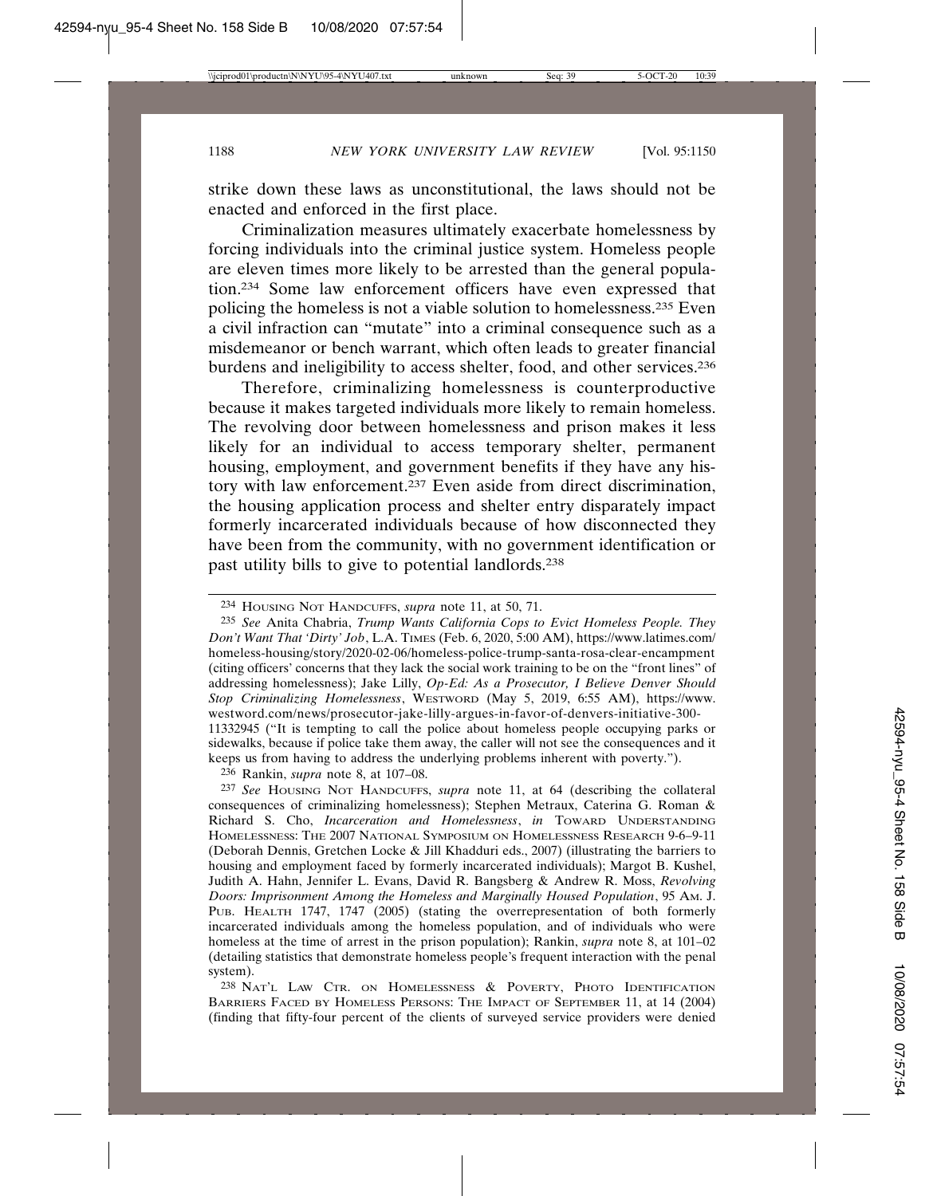strike down these laws as unconstitutional, the laws should not be enacted and enforced in the first place.

Criminalization measures ultimately exacerbate homelessness by forcing individuals into the criminal justice system. Homeless people are eleven times more likely to be arrested than the general population.[234] Some law enforcement officers have even expressed that policing the homeless is not a viable solution to homelessness.[235] Even a civil infraction can "mutate" into a criminal consequence such as a misdemeanor or bench warrant, which often leads to greater financial burdens and ineligibility to access shelter, food, and other services.[236]

Therefore, criminalizing homelessness is counterproductive because it makes targeted individuals more likely to remain homeless. The revolving door between homelessness and prison makes it less likely for an individual to access temporary shelter, permanent housing, employment, and government benefits if they have any history with law enforcement.[237] Even aside from direct discrimination, the housing application process and shelter entry disparately impact formerly incarcerated individuals because of how disconnected they have been from the community, with no government identification or past utility bills to give to potential landlords.[238]

---

[234] HOUSING NOT HANDCUFFS, *supra* note 11, at 50, 71.

[235] *See* Anita Chabria, *Trump Wants California Cops to Evict Homeless People. They Don't Want That 'Dirty' Job*, L.A. TIMES (Feb. 6, 2020, 5:00 AM), https://www.latimes.com/homeless-housing/story/2020-02-06/homeless-police-trump-santa-rosa-clear-encampment (citing officers' concerns that they lack the social work training to be on the "front lines" of addressing homelessness); Jake Lilly, *Op-Ed: As a Prosecutor, I Believe Denver Should Stop Criminalizing Homelessness*, WESTWORD (May 5, 2019, 6:55 AM), https://www.westword.com/news/prosecutor-jake-lilly-argues-in-favor-of-denvers-initiative-300-11332945 ("It is tempting to call the police about homeless people occupying parks or sidewalks, because if police take them away, the caller will not see the consequences and it keeps us from having to address the underlying problems inherent with poverty.").

[236] Rankin, *supra* note 8, at 107–08.

[237] *See* HOUSING NOT HANDCUFFS, *supra* note 11, at 64 (describing the collateral consequences of criminalizing homelessness); Stephen Metraux, Caterina G. Roman & Richard S. Cho, *Incarceration and Homelessness*, *in* TOWARD UNDERSTANDING HOMELESSNESS: THE 2007 NATIONAL SYMPOSIUM ON HOMELESSNESS RESEARCH 9-6–9-11 (Deborah Dennis, Gretchen Locke & Jill Khadduri eds., 2007) (illustrating the barriers to housing and employment faced by formerly incarcerated individuals); Margot B. Kushel, Judith A. Hahn, Jennifer L. Evans, David R. Bangsberg & Andrew R. Moss, *Revolving Doors: Imprisonment Among the Homeless and Marginally Housed Population*, 95 AM. J. PUB. HEALTH 1747, 1747 (2005) (stating the overrepresentation of both formerly incarcerated individuals among the homeless population, and of individuals who were homeless at the time of arrest in the prison population); Rankin, *supra* note 8, at 101–02 (detailing statistics that demonstrate homeless people's frequent interaction with the penal system).

[238] NAT'L LAW CTR. ON HOMELESSNESS & POVERTY, PHOTO IDENTIFICATION BARRIERS FACED BY HOMELESS PERSONS: THE IMPACT OF SEPTEMBER 11, at 14 (2004) (finding that fifty-four percent of the clients of surveyed service providers were denied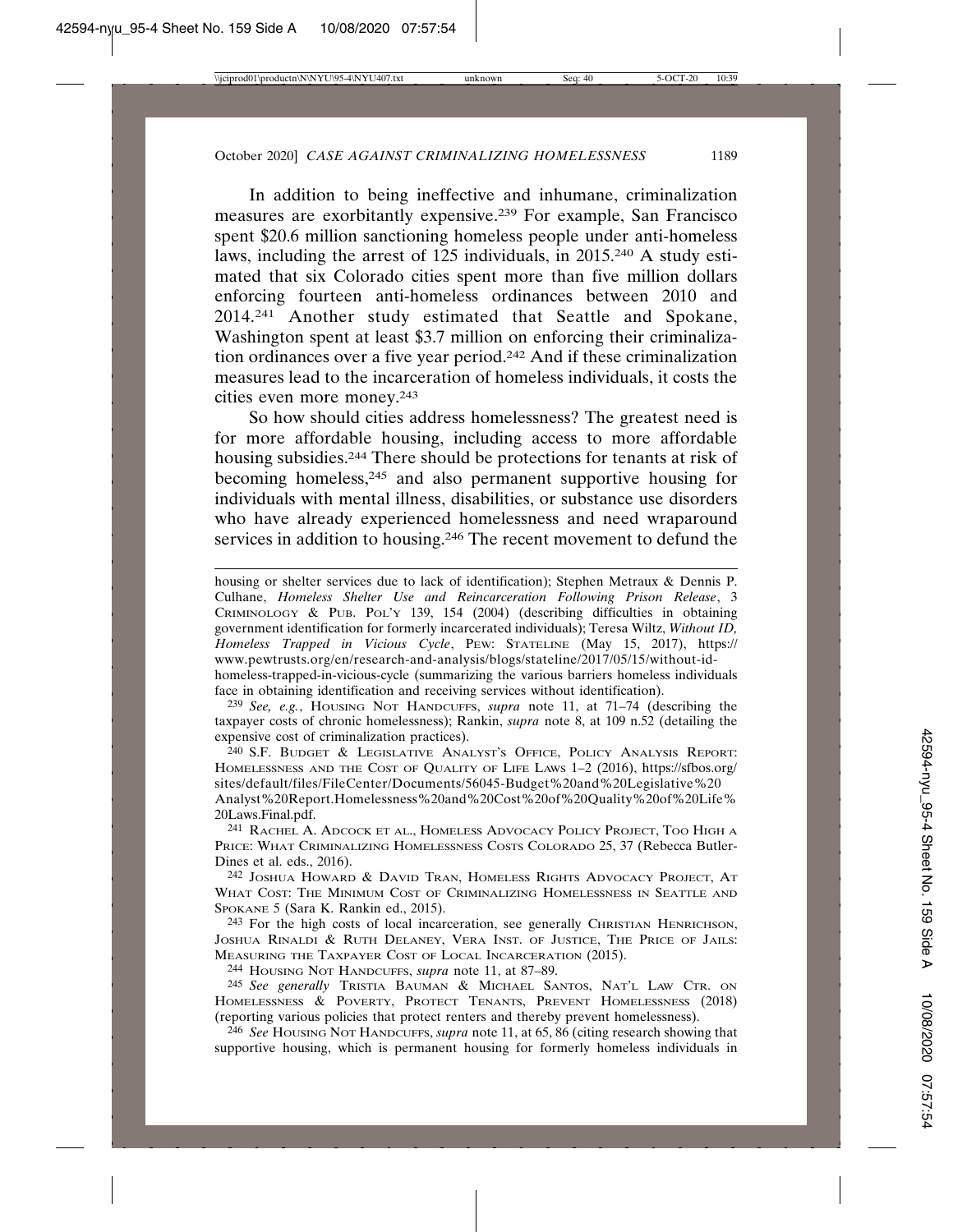In addition to being ineffective and inhumane, criminalization measures are exorbitantly expensive.[239] For example, San Francisco spent $20.6 million sanctioning homeless people under anti-homeless laws, including the arrest of 125 individuals, in 2015.[240] A study estimated that six Colorado cities spent more than five million dollars enforcing fourteen anti-homeless ordinances between 2010 and 2014.[241] Another study estimated that Seattle and Spokane, Washington spent at least $3.7 million on enforcing their criminalization ordinances over a five year period.[242] And if these criminalization measures lead to the incarceration of homeless individuals, it costs the cities even more money.[243]

So how should cities address homelessness? The greatest need is for more affordable housing, including access to more affordable housing subsidies.[244] There should be protections for tenants at risk of becoming homeless,[245] and also permanent supportive housing for individuals with mental illness, disabilities, or substance use disorders who have already experienced homelessness and need wraparound services in addition to housing.[246] The recent movement to defund the

---

housing or shelter services due to lack of identification); Stephen Metraux & Dennis P. Culhane, *Homeless Shelter Use and Reincarceration Following Prison Release*, 3 CRIMINOLOGY & PUB. POL'Y 139, 154 (2004) (describing difficulties in obtaining government identification for formerly incarcerated individuals); Teresa Wiltz, *Without ID, Homeless Trapped in Vicious Cycle*, PEW: STATELINE (May 15, 2017), https://www.pewtrusts.org/en/research-and-analysis/blogs/stateline/2017/05/15/without-id-homeless-trapped-in-vicious-cycle (summarizing the various barriers homeless individuals face in obtaining identification and receiving services without identification).

[239] *See, e.g.*, HOUSING NOT HANDCUFFS, *supra* note 11, at 71–74 (describing the taxpayer costs of chronic homelessness); Rankin, *supra* note 8, at 109 n.52 (detailing the expensive cost of criminalization practices).

[240] S.F. BUDGET & LEGISLATIVE ANALYST'S OFFICE, POLICY ANALYSIS REPORT: HOMELESSNESS AND THE COST OF QUALITY OF LIFE LAWS 1–2 (2016), https://sfbos.org/sites/default/files/FileCenter/Documents/56045-Budget%20and%20Legislative%20Analyst%20Report.Homelessness%20and%20Cost%20of%20Quality%20of%20Life%20Laws.Final.pdf.

[241] RACHEL A. ADCOCK ET AL., HOMELESS ADVOCACY POLICY PROJECT, TOO HIGH A PRICE: WHAT CRIMINALIZING HOMELESSNESS COSTS COLORADO 25, 37 (Rebecca Butler-Dines et al. eds., 2016).

[242] JOSHUA HOWARD & DAVID TRAN, HOMELESS RIGHTS ADVOCACY PROJECT, AT WHAT COST: THE MINIMUM COST OF CRIMINALIZING HOMELESSNESS IN SEATTLE AND SPOKANE 5 (Sara K. Rankin ed., 2015).

[243] For the high costs of local incarceration, see generally CHRISTIAN HENRICHSON, JOSHUA RINALDI & RUTH DELANEY, VERA INST. OF JUSTICE, THE PRICE OF JAILS: MEASURING THE TAXPAYER COST OF LOCAL INCARCERATION (2015).

[244] HOUSING NOT HANDCUFFS, *supra* note 11, at 87–89.

[245] *See generally* TRISTIA BAUMAN & MICHAEL SANTOS, NAT'L LAW CTR. ON HOMELESSNESS & POVERTY, PROTECT TENANTS, PREVENT HOMELESSNESS (2018) (reporting various policies that protect renters and thereby prevent homelessness).

[246] *See* HOUSING NOT HANDCUFFS, *supra* note 11, at 65, 86 (citing research showing that supportive housing, which is permanent housing for formerly homeless individuals in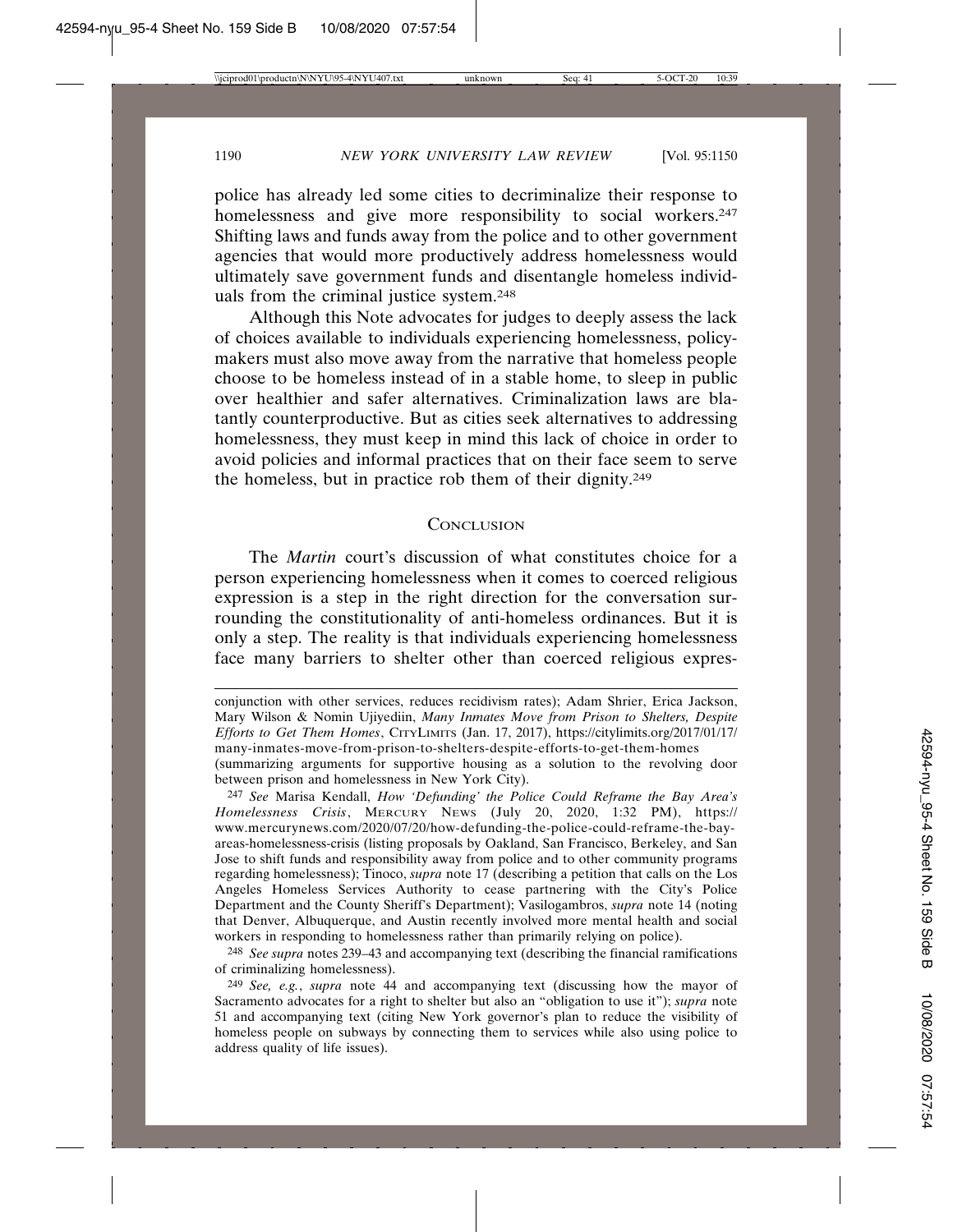police has already led some cities to decriminalize their response to homelessness and give more responsibility to social workers.[247] Shifting laws and funds away from the police and to other government agencies that would more productively address homelessness would ultimately save government funds and disentangle homeless individuals from the criminal justice system.[248]

Although this Note advocates for judges to deeply assess the lack of choices available to individuals experiencing homelessness, policymakers must also move away from the narrative that homeless people choose to be homeless instead of in a stable home, to sleep in public over healthier and safer alternatives. Criminalization laws are blatantly counterproductive. But as cities seek alternatives to addressing homelessness, they must keep in mind this lack of choice in order to avoid policies and informal practices that on their face seem to serve the homeless, but in practice rob them of their dignity.[249]

## Conclusion

The *Martin* court's discussion of what constitutes choice for a person experiencing homelessness when it comes to coerced religious expression is a step in the right direction for the conversation surrounding the constitutionality of anti-homeless ordinances. But it is only a step. The reality is that individuals experiencing homelessness face many barriers to shelter other than coerced religious expres-

---

conjunction with other services, reduces recidivism rates); Adam Shrier, Erica Jackson, Mary Wilson & Nomin Ujiyediin, *Many Inmates Move from Prison to Shelters, Despite Efforts to Get Them Homes*, CityLimits (Jan. 17, 2017), https://citylimits.org/2017/01/17/many-inmates-move-from-prison-to-shelters-despite-efforts-to-get-them-homes (summarizing arguments for supportive housing as a solution to the revolving door between prison and homelessness in New York City).

[247] *See* Marisa Kendall, *How 'Defunding' the Police Could Reframe the Bay Area's Homelessness Crisis*, Mercury News (July 20, 2020, 1:32 PM), https://www.mercurynews.com/2020/07/20/how-defunding-the-police-could-reframe-the-bay-areas-homelessness-crisis (listing proposals by Oakland, San Francisco, Berkeley, and San Jose to shift funds and responsibility away from police and to other community programs regarding homelessness); Tinoco, *supra* note 17 (describing a petition that calls on the Los Angeles Homeless Services Authority to cease partnering with the City's Police Department and the County Sheriff's Department); Vasilogambros, *supra* note 14 (noting that Denver, Albuquerque, and Austin recently involved more mental health and social workers in responding to homelessness rather than primarily relying on police).

[248] *See supra* notes 239–43 and accompanying text (describing the financial ramifications of criminalizing homelessness).

[249] *See, e.g.*, *supra* note 44 and accompanying text (discussing how the mayor of Sacramento advocates for a right to shelter but also an "obligation to use it"); *supra* note 51 and accompanying text (citing New York governor's plan to reduce the visibility of homeless people on subways by connecting them to services while also using police to address quality of life issues).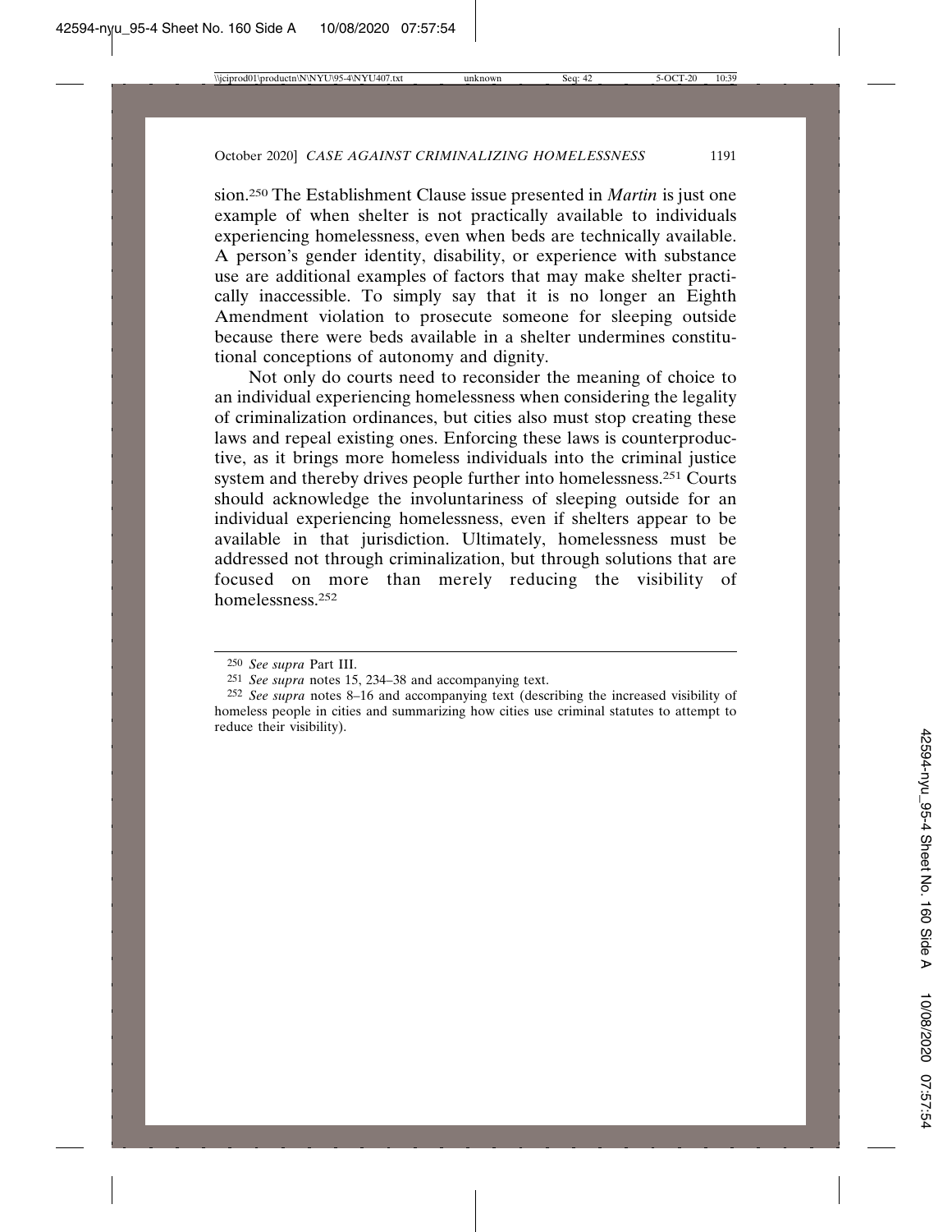sion.[250] The Establishment Clause issue presented in *Martin* is just one example of when shelter is not practically available to individuals experiencing homelessness, even when beds are technically available. A person's gender identity, disability, or experience with substance use are additional examples of factors that may make shelter practically inaccessible. To simply say that it is no longer an Eighth Amendment violation to prosecute someone for sleeping outside because there were beds available in a shelter undermines constitutional conceptions of autonomy and dignity.

Not only do courts need to reconsider the meaning of choice to an individual experiencing homelessness when considering the legality of criminalization ordinances, but cities also must stop creating these laws and repeal existing ones. Enforcing these laws is counterproductive, as it brings more homeless individuals into the criminal justice system and thereby drives people further into homelessness.[251] Courts should acknowledge the involuntariness of sleeping outside for an individual experiencing homelessness, even if shelters appear to be available in that jurisdiction. Ultimately, homelessness must be addressed not through criminalization, but through solutions that are focused on more than merely reducing the visibility of homelessness.[252]

---

250 *See supra* Part III.

251 *See supra* notes 15, 234–38 and accompanying text.

252 *See supra* notes 8–16 and accompanying text (describing the increased visibility of homeless people in cities and summarizing how cities use criminal statutes to attempt to reduce their visibility).